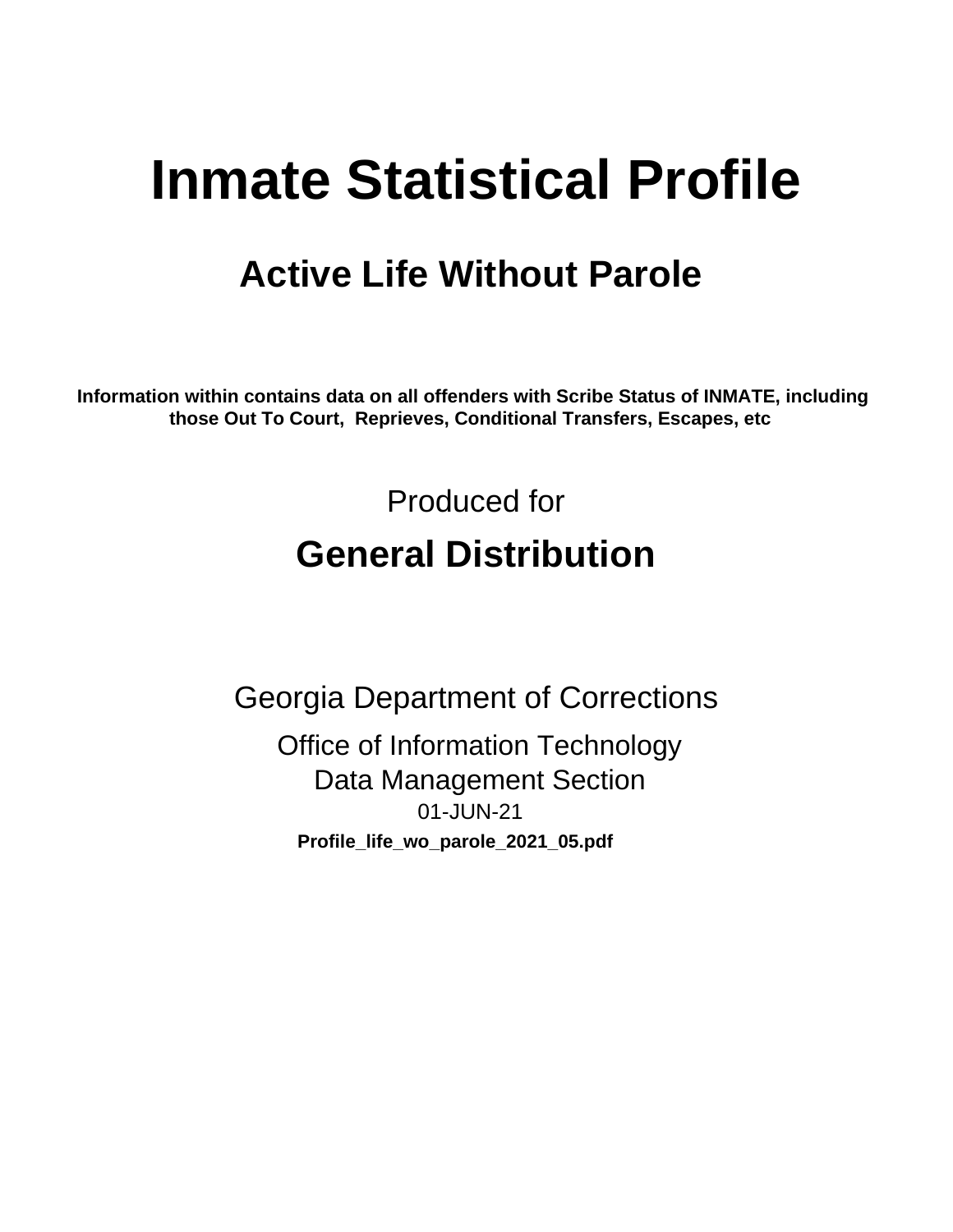# Inmate Statistical Profile

## Active Life Without Parole

**Information within contains data on all offenders with Scribe Status of INMATE, including those Out To Court, Reprieves, Conditional Transfers, Escapes, etc**

Produced for

## General Distribution

Georgia Department of Corrections

Office of Information Technology
Data Management Section
01-JUN-21

**Profile_life_wo_parole_2021_05.pdf**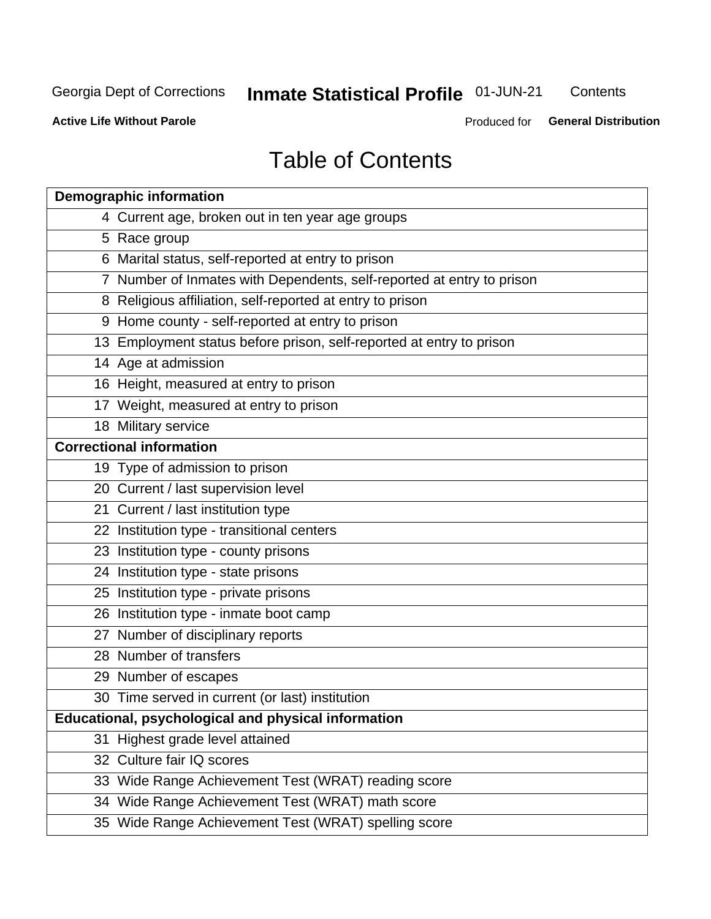# Table of Contents

| Demographic information | |
|---|---|
| 4 | Current age, broken out in ten year age groups |
| 5 | Race group |
| 6 | Marital status, self-reported at entry to prison |
| 7 | Number of Inmates with Dependents, self-reported at entry to prison |
| 8 | Religious affiliation, self-reported at entry to prison |
| 9 | Home county - self-reported at entry to prison |
| 13 | Employment status before prison, self-reported at entry to prison |
| 14 | Age at admission |
| 16 | Height, measured at entry to prison |
| 17 | Weight, measured at entry to prison |
| 18 | Military service |
| **Correctional information** | |
| 19 | Type of admission to prison |
| 20 | Current / last supervision level |
| 21 | Current / last institution type |
| 22 | Institution type - transitional centers |
| 23 | Institution type - county prisons |
| 24 | Institution type - state prisons |
| 25 | Institution type - private prisons |
| 26 | Institution type - inmate boot camp |
| 27 | Number of disciplinary reports |
| 28 | Number of transfers |
| 29 | Number of escapes |
| 30 | Time served in current (or last) institution |
| **Educational, psychological and physical information** | |
| 31 | Highest grade level attained |
| 32 | Culture fair IQ scores |
| 33 | Wide Range Achievement Test (WRAT) reading score |
| 34 | Wide Range Achievement Test (WRAT) math score |
| 35 | Wide Range Achievement Test (WRAT) spelling score |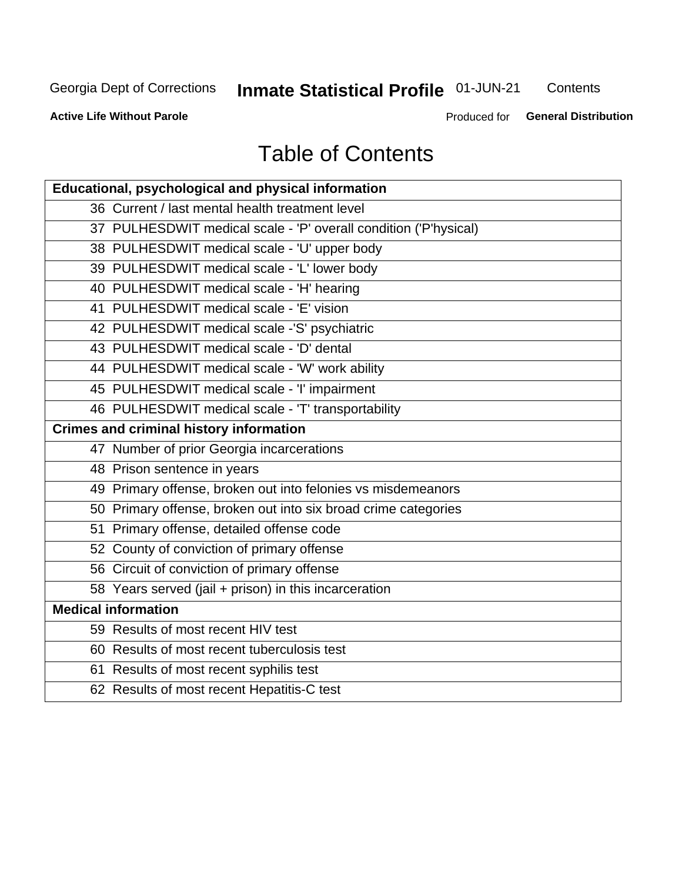# Table of Contents

| Educational, psychological and physical information | |
|---|---|
| 36 | Current / last mental health treatment level |
| 37 | PULHESDWIT medical scale - 'P' overall condition ('P'hysical) |
| 38 | PULHESDWIT medical scale - 'U' upper body |
| 39 | PULHESDWIT medical scale - 'L' lower body |
| 40 | PULHESDWIT medical scale - 'H' hearing |
| 41 | PULHESDWIT medical scale - 'E' vision |
| 42 | PULHESDWIT medical scale -'S' psychiatric |
| 43 | PULHESDWIT medical scale - 'D' dental |
| 44 | PULHESDWIT medical scale - 'W' work ability |
| 45 | PULHESDWIT medical scale - 'I' impairment |
| 46 | PULHESDWIT medical scale - 'T' transportability |
| **Crimes and criminal history information** | |
| 47 | Number of prior Georgia incarcerations |
| 48 | Prison sentence in years |
| 49 | Primary offense, broken out into felonies vs misdemeanors |
| 50 | Primary offense, broken out into six broad crime categories |
| 51 | Primary offense, detailed offense code |
| 52 | County of conviction of primary offense |
| 56 | Circuit of conviction of primary offense |
| 58 | Years served (jail + prison) in this incarceration |
| **Medical information** | |
| 59 | Results of most recent HIV test |
| 60 | Results of most recent tuberculosis test |
| 61 | Results of most recent syphilis test |
| 62 | Results of most recent Hepatitis-C test |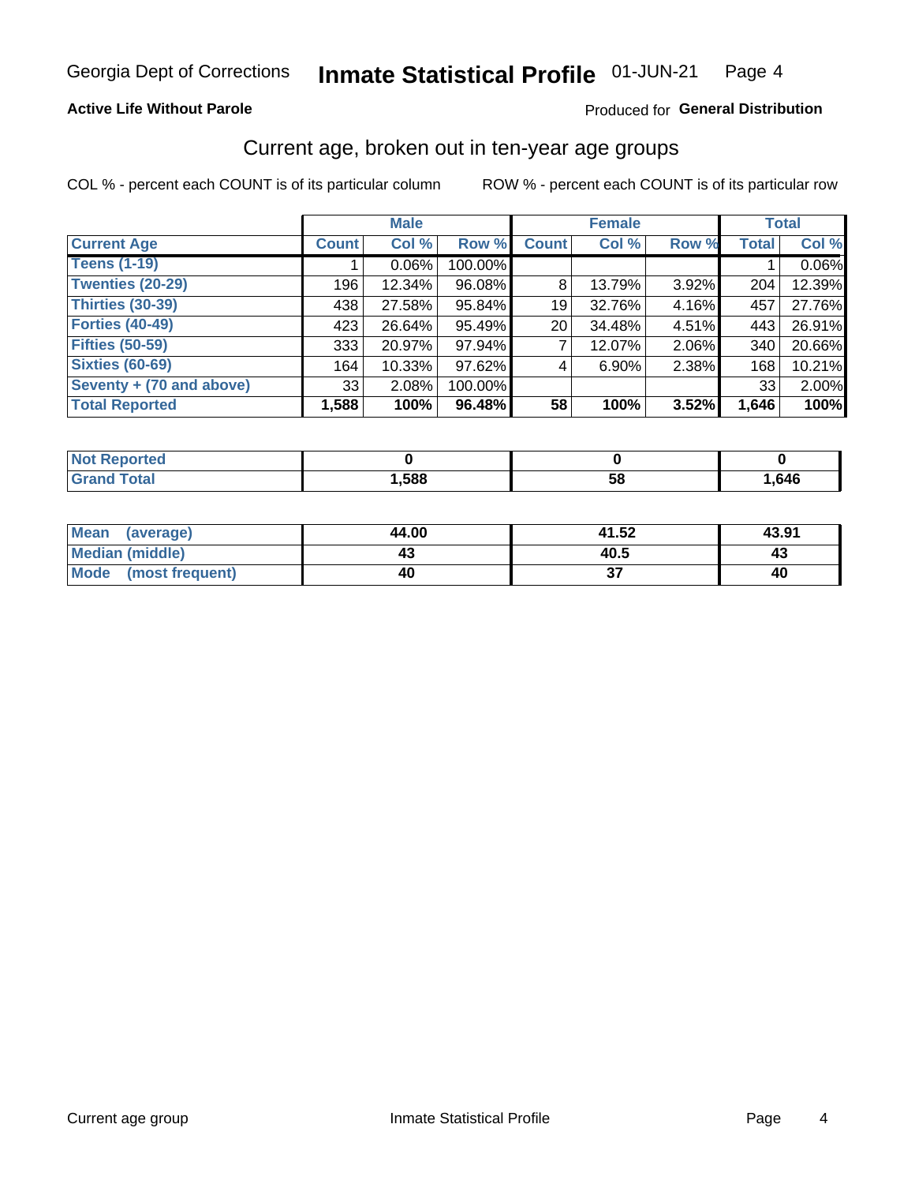Georgia Dept of Corrections **Inmate Statistical Profile** 01-JUN-21

**Active Life Without Parole**

Produced for **General Distribution**

## Current age, broken out in ten-year age groups

COL % - percent each COUNT is of its particular column ROW % - percent each COUNT is of its particular row

| | Male | | | Female | | | Total | |
|---|---|---|---|---|---|---|---|---|
| **Current Age** | **Count** | **Col %** | **Row %** | **Count** | **Col %** | **Row %** | **Total** | **Col %** |
| **Teens (1-19)** | 1 | 0.06% | 100.00% | | | | 1 | 0.06% |
| **Twenties (20-29)** | 196 | 12.34% | 96.08% | 8 | 13.79% | 3.92% | 204 | 12.39% |
| **Thirties (30-39)** | 438 | 27.58% | 95.84% | 19 | 32.76% | 4.16% | 457 | 27.76% |
| **Forties (40-49)** | 423 | 26.64% | 95.49% | 20 | 34.48% | 4.51% | 443 | 26.91% |
| **Fifties (50-59)** | 333 | 20.97% | 97.94% | 7 | 12.07% | 2.06% | 340 | 20.66% |
| **Sixties (60-69)** | 164 | 10.33% | 97.62% | 4 | 6.90% | 2.38% | 168 | 10.21% |
| **Seventy + (70 and above)** | 33 | 2.08% | 100.00% | | | | 33 | 2.00% |
| **Total Reported** | **1,588** | **100%** | **96.48%** | **58** | **100%** | **3.52%** | **1,646** | **100%** |

| | Male | Female | Total |
|---|---|---|---|
| **Not Reported** | **0** | **0** | **0** |
| **Grand Total** | **1,588** | **58** | **1,646** |

| | Male | Female | Total |
|---|---|---|---|
| **Mean (average)** | **44.00** | **41.52** | **43.91** |
| **Median (middle)** | **43** | **40.5** | **43** |
| **Mode (most frequent)** | **40** | **37** | **40** |

Current age group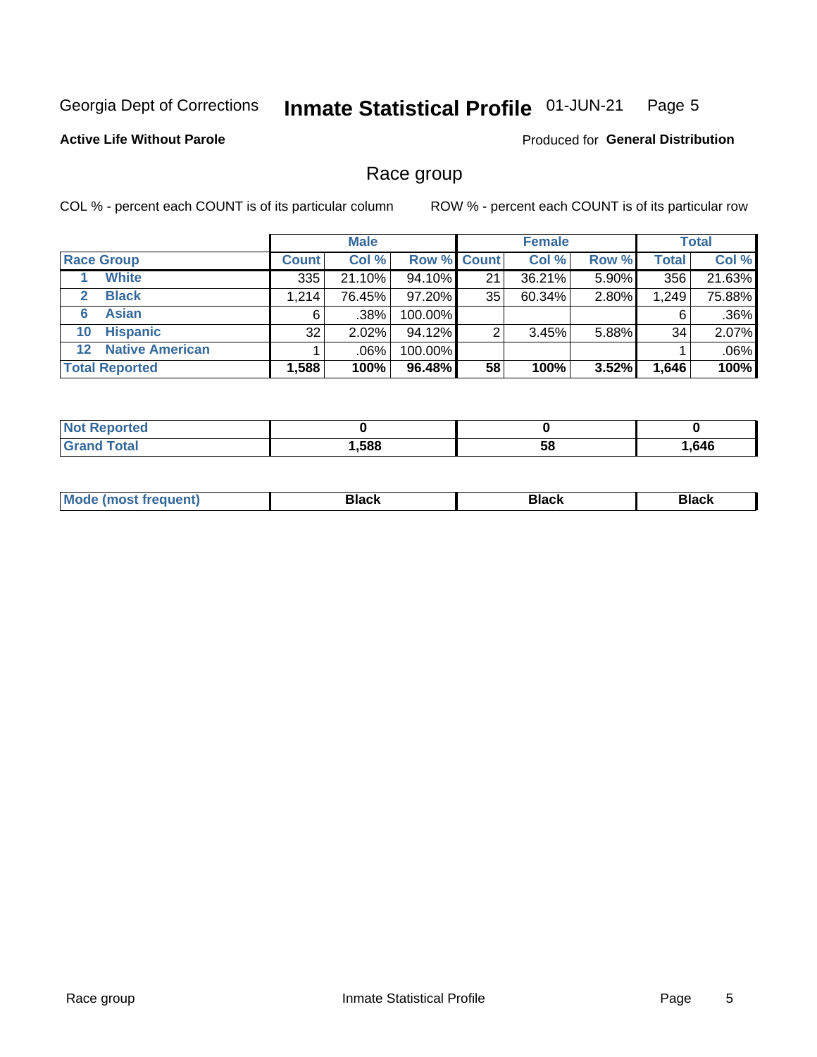Georgia Dept of Corrections **Inmate Statistical Profile** 01-JUN-21

**Active Life Without Parole**

Produced for **General Distribution**

## Race group

COL % - percent each COUNT is of its particular column

ROW % - percent each COUNT is of its particular row

| Race Group | Male | | | Female | | | Total | |
|---|---|---|---|---|---|---|---|---|
| | Count | Col % | Row % | Count | Col % | Row % | Total | Col % |
| 1 White | 335 | 21.10% | 94.10% | 21 | 36.21% | 5.90% | 356 | 21.63% |
| 2 Black | 1,214 | 76.45% | 97.20% | 35 | 60.34% | 2.80% | 1,249 | 75.88% |
| 6 Asian | 6 | .38% | 100.00% | | | | 6 | .36% |
| 10 Hispanic | 32 | 2.02% | 94.12% | 2 | 3.45% | 5.88% | 34 | 2.07% |
| 12 Native American | 1 | .06% | 100.00% | | | | 1 | .06% |
| **Total Reported** | **1,588** | **100%** | **96.48%** | **58** | **100%** | **3.52%** | **1,646** | **100%** |

| | Male | Female | Total |
|---|---|---|---|
| Not Reported | 0 | 0 | 0 |
| Grand Total | 1,588 | 58 | 1,646 |

| | Male | Female | Total |
|---|---|---|---|
| Mode (most frequent) | Black | Black | Black |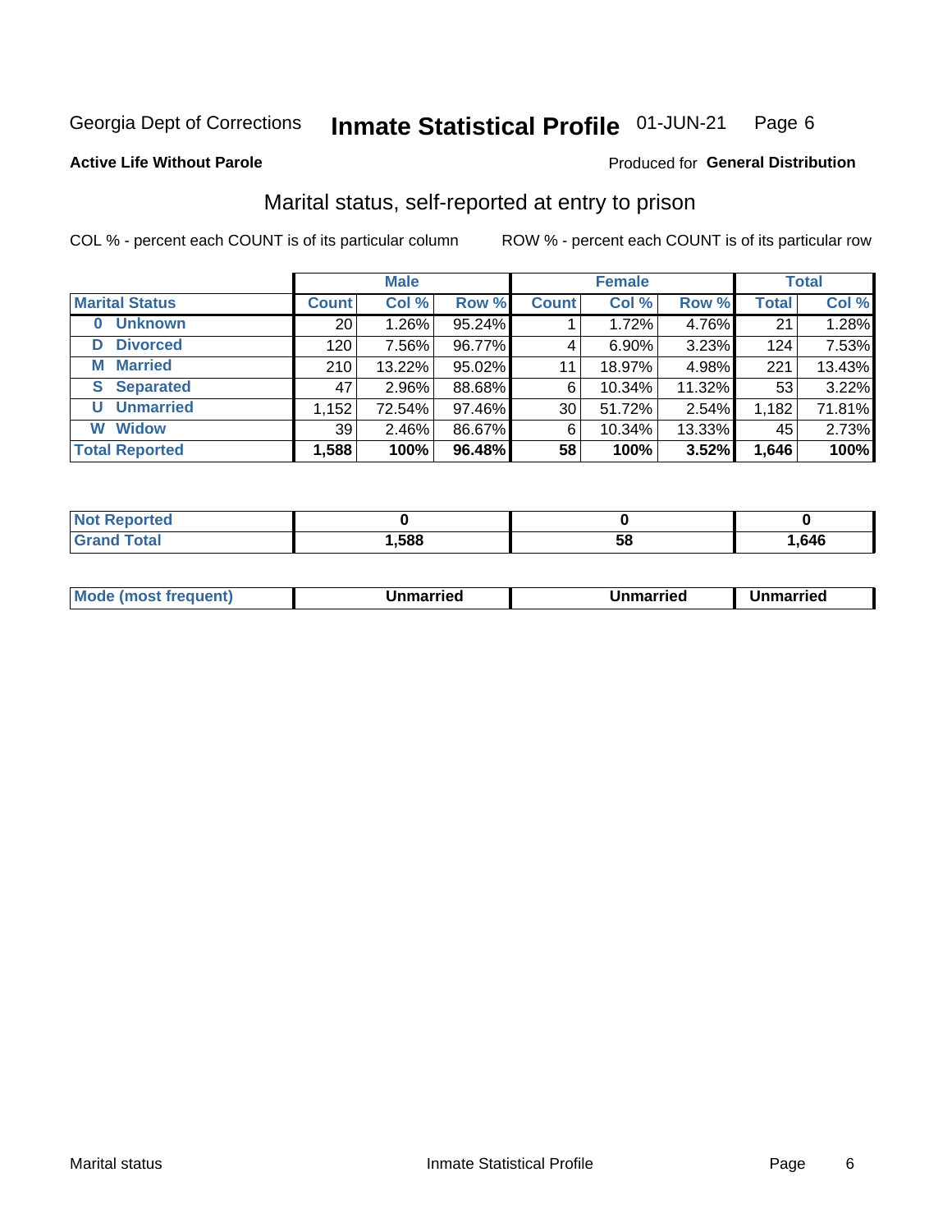Georgia Dept of Corrections **Inmate Statistical Profile** 01-JUN-21

**Active Life Without Parole**

Produced for **General Distribution**

## Marital status, self-reported at entry to prison

COL % - percent each COUNT is of its particular column

ROW % - percent each COUNT is of its particular row

| | Male | | | Female | | | Total | |
|---|---|---|---|---|---|---|---|---|
| **Marital Status** | **Count** | **Col %** | **Row %** | **Count** | **Col %** | **Row %** | **Total** | **Col %** |
| **0 Unknown** | 20 | 1.26% | 95.24% | 1 | 1.72% | 4.76% | 21 | 1.28% |
| **D Divorced** | 120 | 7.56% | 96.77% | 4 | 6.90% | 3.23% | 124 | 7.53% |
| **M Married** | 210 | 13.22% | 95.02% | 11 | 18.97% | 4.98% | 221 | 13.43% |
| **S Separated** | 47 | 2.96% | 88.68% | 6 | 10.34% | 11.32% | 53 | 3.22% |
| **U Unmarried** | 1,152 | 72.54% | 97.46% | 30 | 51.72% | 2.54% | 1,182 | 71.81% |
| **W Widow** | 39 | 2.46% | 86.67% | 6 | 10.34% | 13.33% | 45 | 2.73% |
| **Total Reported** | **1,588** | **100%** | **96.48%** | **58** | **100%** | **3.52%** | **1,646** | **100%** |

| | Male | Female | Total |
|---|---|---|---|
| **Not Reported** | **0** | **0** | **0** |
| **Grand Total** | **1,588** | **58** | **1,646** |

| | Male | Female | Total |
|---|---|---|---|
| **Mode (most frequent)** | **Unmarried** | **Unmarried** | **Unmarried** |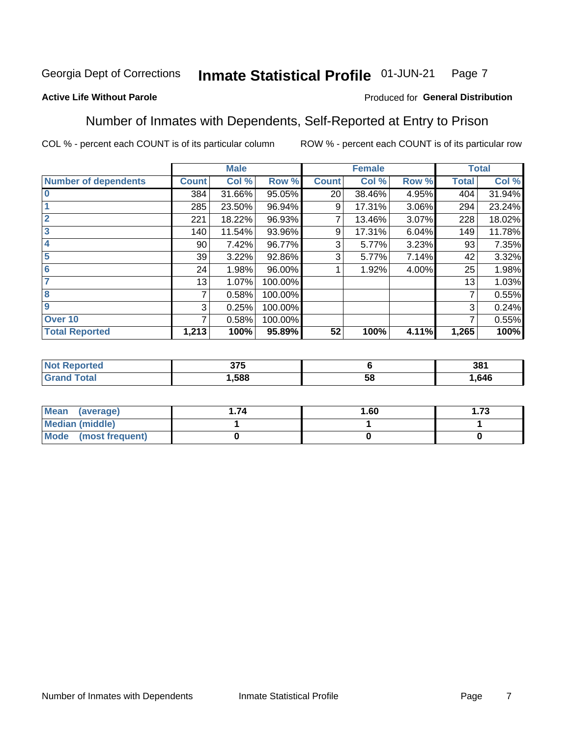Georgia Dept of Corrections **Inmate Statistical Profile** 01-JUN-21

**Active Life Without Parole**

Produced for **General Distribution**

## Number of Inmates with Dependents, Self-Reported at Entry to Prison

COL % - percent each COUNT is of its particular column

ROW % - percent each COUNT is of its particular row

| | Male | | | Female | | | Total | |
|---|---|---|---|---|---|---|---|---|
| **Number of dependents** | **Count** | **Col %** | **Row %** | **Count** | **Col %** | **Row %** | **Total** | **Col %** |
| **0** | 384 | 31.66% | 95.05% | 20 | 38.46% | 4.95% | 404 | 31.94% |
| **1** | 285 | 23.50% | 96.94% | 9 | 17.31% | 3.06% | 294 | 23.24% |
| **2** | 221 | 18.22% | 96.93% | 7 | 13.46% | 3.07% | 228 | 18.02% |
| **3** | 140 | 11.54% | 93.96% | 9 | 17.31% | 6.04% | 149 | 11.78% |
| **4** | 90 | 7.42% | 96.77% | 3 | 5.77% | 3.23% | 93 | 7.35% |
| **5** | 39 | 3.22% | 92.86% | 3 | 5.77% | 7.14% | 42 | 3.32% |
| **6** | 24 | 1.98% | 96.00% | 1 | 1.92% | 4.00% | 25 | 1.98% |
| **7** | 13 | 1.07% | 100.00% | | | | 13 | 1.03% |
| **8** | 7 | 0.58% | 100.00% | | | | 7 | 0.55% |
| **9** | 3 | 0.25% | 100.00% | | | | 3 | 0.24% |
| **Over 10** | 7 | 0.58% | 100.00% | | | | 7 | 0.55% |
| **Total Reported** | **1,213** | **100%** | **95.89%** | **52** | **100%** | **4.11%** | **1,265** | **100%** |

| | Male | Female | Total |
|---|---|---|---|
| **Not Reported** | **375** | **6** | **381** |
| **Grand Total** | **1,588** | **58** | **1,646** |

| | Male | Female | Total |
|---|---|---|---|
| **Mean (average)** | **1.74** | **1.60** | **1.73** |
| **Median (middle)** | **1** | **1** | **1** |
| **Mode (most frequent)** | **0** | **0** | **0** |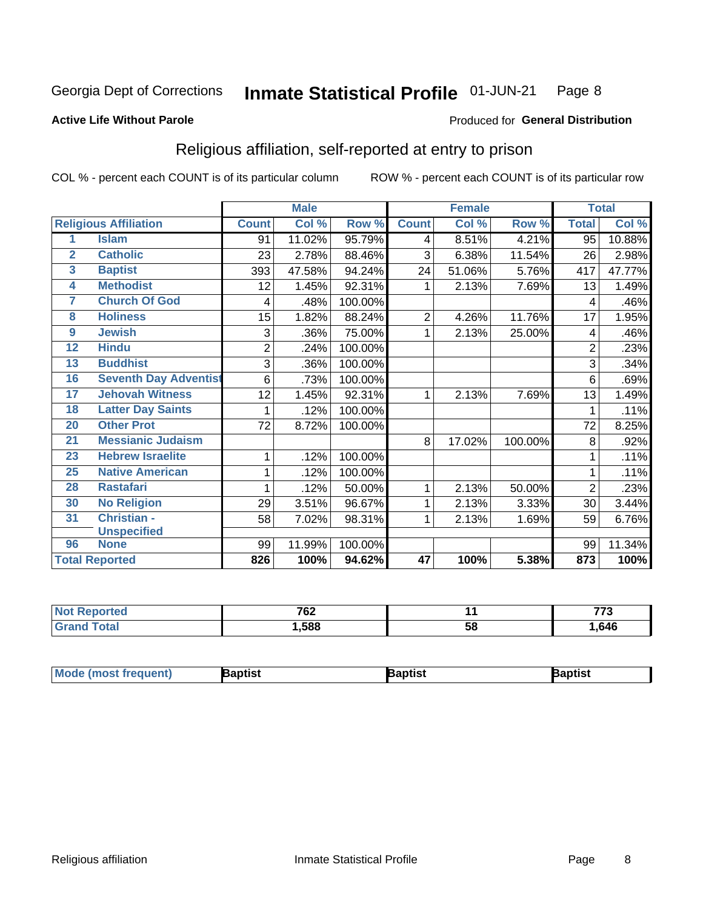Georgia Dept of Corrections **Inmate Statistical Profile** 01-JUN-21

**Active Life Without Parole**

Produced for **General Distribution**

## Religious affiliation, self-reported at entry to prison

COL % - percent each COUNT is of its particular column ROW % - percent each COUNT is of its particular row

| Religious Affiliation | | Male | | | Female | | | Total | |
|---|---|---|---|---|---|---|---|---|---|
| | | Count | Col % | Row % | Count | Col % | Row % | Total | Col % |
| 1 | Islam | 91 | 11.02% | 95.79% | 4 | 8.51% | 4.21% | 95 | 10.88% |
| 2 | Catholic | 23 | 2.78% | 88.46% | 3 | 6.38% | 11.54% | 26 | 2.98% |
| 3 | Baptist | 393 | 47.58% | 94.24% | 24 | 51.06% | 5.76% | 417 | 47.77% |
| 4 | Methodist | 12 | 1.45% | 92.31% | 1 | 2.13% | 7.69% | 13 | 1.49% |
| 7 | Church Of God | 4 | .48% | 100.00% | | | | 4 | .46% |
| 8 | Holiness | 15 | 1.82% | 88.24% | 2 | 4.26% | 11.76% | 17 | 1.95% |
| 9 | Jewish | 3 | .36% | 75.00% | 1 | 2.13% | 25.00% | 4 | .46% |
| 12 | Hindu | 2 | .24% | 100.00% | | | | 2 | .23% |
| 13 | Buddhist | 3 | .36% | 100.00% | | | | 3 | .34% |
| 16 | Seventh Day Adventist | 6 | .73% | 100.00% | | | | 6 | .69% |
| 17 | Jehovah Witness | 12 | 1.45% | 92.31% | 1 | 2.13% | 7.69% | 13 | 1.49% |
| 18 | Latter Day Saints | 1 | .12% | 100.00% | | | | 1 | .11% |
| 20 | Other Prot | 72 | 8.72% | 100.00% | | | | 72 | 8.25% |
| 21 | Messianic Judaism | | | | 8 | 17.02% | 100.00% | 8 | .92% |
| 23 | Hebrew Israelite | 1 | .12% | 100.00% | | | | 1 | .11% |
| 25 | Native American | 1 | .12% | 100.00% | | | | 1 | .11% |
| 28 | Rastafari | 1 | .12% | 50.00% | 1 | 2.13% | 50.00% | 2 | .23% |
| 30 | No Religion | 29 | 3.51% | 96.67% | 1 | 2.13% | 3.33% | 30 | 3.44% |
| 31 | Christian - Unspecified | 58 | 7.02% | 98.31% | 1 | 2.13% | 1.69% | 59 | 6.76% |
| 96 | None | 99 | 11.99% | 100.00% | | | | 99 | 11.34% |
| Total Reported | | 826 | 100% | 94.62% | 47 | 100% | 5.38% | 873 | 100% |

| | Male | Female | Total |
|---|---|---|---|
| Not Reported | 762 | 11 | 773 |
| Grand Total | 1,588 | 58 | 1,646 |

| | Male | Female | Total |
|---|---|---|---|
| Mode (most frequent) | Baptist | Baptist | Baptist |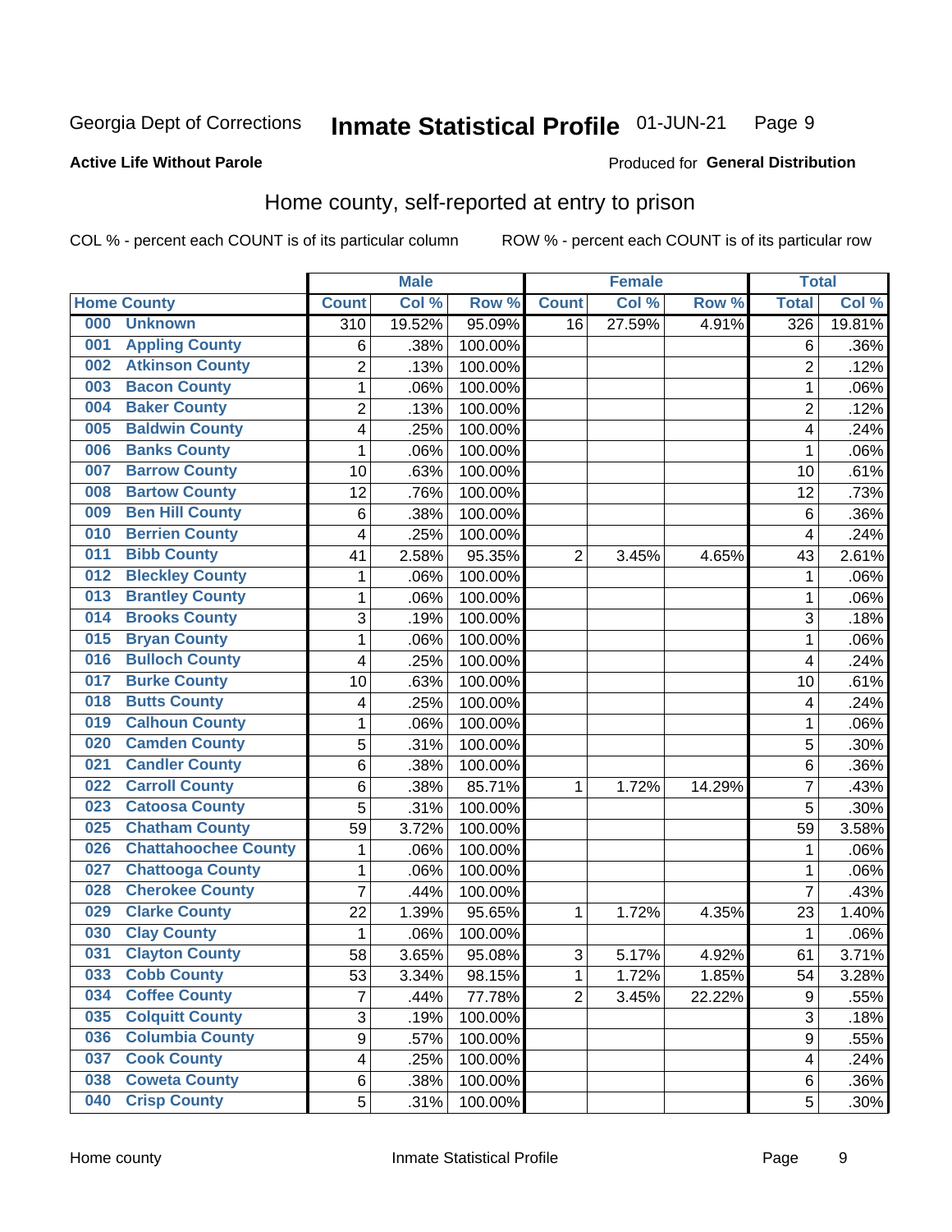Georgia Dept of Corrections **Inmate Statistical Profile** 01-JUN-21

**Active Life Without Parole**

Produced for **General Distribution**

## Home county, self-reported at entry to prison

COL % - percent each COUNT is of its particular column    ROW % - percent each COUNT is of its particular row

| Home County | | Male | | | Female | | | Total | |
|---|---|---|---|---|---|---|---|---|---|
| | | Count | Col % | Row % | Count | Col % | Row % | Total | Col % |
| 000 | Unknown | 310 | 19.52% | 95.09% | 16 | 27.59% | 4.91% | 326 | 19.81% |
| 001 | Appling County | 6 | .38% | 100.00% | | | | 6 | .36% |
| 002 | Atkinson County | 2 | .13% | 100.00% | | | | 2 | .12% |
| 003 | Bacon County | 1 | .06% | 100.00% | | | | 1 | .06% |
| 004 | Baker County | 2 | .13% | 100.00% | | | | 2 | .12% |
| 005 | Baldwin County | 4 | .25% | 100.00% | | | | 4 | .24% |
| 006 | Banks County | 1 | .06% | 100.00% | | | | 1 | .06% |
| 007 | Barrow County | 10 | .63% | 100.00% | | | | 10 | .61% |
| 008 | Bartow County | 12 | .76% | 100.00% | | | | 12 | .73% |
| 009 | Ben Hill County | 6 | .38% | 100.00% | | | | 6 | .36% |
| 010 | Berrien County | 4 | .25% | 100.00% | | | | 4 | .24% |
| 011 | Bibb County | 41 | 2.58% | 95.35% | 2 | 3.45% | 4.65% | 43 | 2.61% |
| 012 | Bleckley County | 1 | .06% | 100.00% | | | | 1 | .06% |
| 013 | Brantley County | 1 | .06% | 100.00% | | | | 1 | .06% |
| 014 | Brooks County | 3 | .19% | 100.00% | | | | 3 | .18% |
| 015 | Bryan County | 1 | .06% | 100.00% | | | | 1 | .06% |
| 016 | Bulloch County | 4 | .25% | 100.00% | | | | 4 | .24% |
| 017 | Burke County | 10 | .63% | 100.00% | | | | 10 | .61% |
| 018 | Butts County | 4 | .25% | 100.00% | | | | 4 | .24% |
| 019 | Calhoun County | 1 | .06% | 100.00% | | | | 1 | .06% |
| 020 | Camden County | 5 | .31% | 100.00% | | | | 5 | .30% |
| 021 | Candler County | 6 | .38% | 100.00% | | | | 6 | .36% |
| 022 | Carroll County | 6 | .38% | 85.71% | 1 | 1.72% | 14.29% | 7 | .43% |
| 023 | Catoosa County | 5 | .31% | 100.00% | | | | 5 | .30% |
| 025 | Chatham County | 59 | 3.72% | 100.00% | | | | 59 | 3.58% |
| 026 | Chattahoochee County | 1 | .06% | 100.00% | | | | 1 | .06% |
| 027 | Chattooga County | 1 | .06% | 100.00% | | | | 1 | .06% |
| 028 | Cherokee County | 7 | .44% | 100.00% | | | | 7 | .43% |
| 029 | Clarke County | 22 | 1.39% | 95.65% | 1 | 1.72% | 4.35% | 23 | 1.40% |
| 030 | Clay County | 1 | .06% | 100.00% | | | | 1 | .06% |
| 031 | Clayton County | 58 | 3.65% | 95.08% | 3 | 5.17% | 4.92% | 61 | 3.71% |
| 033 | Cobb County | 53 | 3.34% | 98.15% | 1 | 1.72% | 1.85% | 54 | 3.28% |
| 034 | Coffee County | 7 | .44% | 77.78% | 2 | 3.45% | 22.22% | 9 | .55% |
| 035 | Colquitt County | 3 | .19% | 100.00% | | | | 3 | .18% |
| 036 | Columbia County | 9 | .57% | 100.00% | | | | 9 | .55% |
| 037 | Cook County | 4 | .25% | 100.00% | | | | 4 | .24% |
| 038 | Coweta County | 6 | .38% | 100.00% | | | | 6 | .36% |
| 040 | Crisp County | 5 | .31% | 100.00% | | | | 5 | .30% |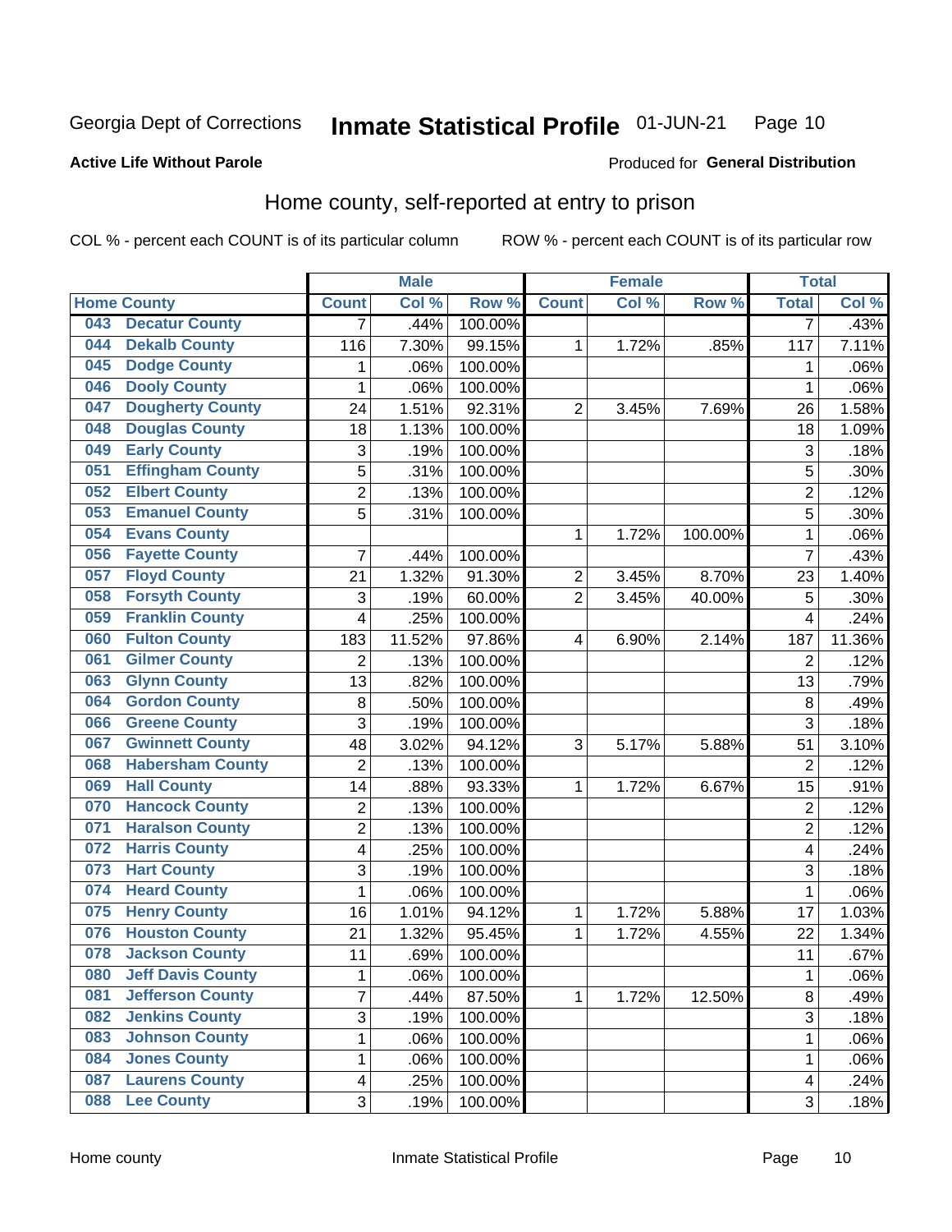Georgia Dept of Corrections **Inmate Statistical Profile** 01-JUN-21

**Active Life Without Parole**

Produced for **General Distribution**

## Home county, self-reported at entry to prison

COL % - percent each COUNT is of its particular column ROW % - percent each COUNT is of its particular row

| Home County | | Male | | | Female | | | Total | |
|---|---|---|---|---|---|---|---|---|---|
| | | Count | Col % | Row % | Count | Col % | Row % | Total | Col % |
| 043 | Decatur County | 7 | .44% | 100.00% | | | | 7 | .43% |
| 044 | Dekalb County | 116 | 7.30% | 99.15% | 1 | 1.72% | .85% | 117 | 7.11% |
| 045 | Dodge County | 1 | .06% | 100.00% | | | | 1 | .06% |
| 046 | Dooly County | 1 | .06% | 100.00% | | | | 1 | .06% |
| 047 | Dougherty County | 24 | 1.51% | 92.31% | 2 | 3.45% | 7.69% | 26 | 1.58% |
| 048 | Douglas County | 18 | 1.13% | 100.00% | | | | 18 | 1.09% |
| 049 | Early County | 3 | .19% | 100.00% | | | | 3 | .18% |
| 051 | Effingham County | 5 | .31% | 100.00% | | | | 5 | .30% |
| 052 | Elbert County | 2 | .13% | 100.00% | | | | 2 | .12% |
| 053 | Emanuel County | 5 | .31% | 100.00% | | | | 5 | .30% |
| 054 | Evans County | | | | 1 | 1.72% | 100.00% | 1 | .06% |
| 056 | Fayette County | 7 | .44% | 100.00% | | | | 7 | .43% |
| 057 | Floyd County | 21 | 1.32% | 91.30% | 2 | 3.45% | 8.70% | 23 | 1.40% |
| 058 | Forsyth County | 3 | .19% | 60.00% | 2 | 3.45% | 40.00% | 5 | .30% |
| 059 | Franklin County | 4 | .25% | 100.00% | | | | 4 | .24% |
| 060 | Fulton County | 183 | 11.52% | 97.86% | 4 | 6.90% | 2.14% | 187 | 11.36% |
| 061 | Gilmer County | 2 | .13% | 100.00% | | | | 2 | .12% |
| 063 | Glynn County | 13 | .82% | 100.00% | | | | 13 | .79% |
| 064 | Gordon County | 8 | .50% | 100.00% | | | | 8 | .49% |
| 066 | Greene County | 3 | .19% | 100.00% | | | | 3 | .18% |
| 067 | Gwinnett County | 48 | 3.02% | 94.12% | 3 | 5.17% | 5.88% | 51 | 3.10% |
| 068 | Habersham County | 2 | .13% | 100.00% | | | | 2 | .12% |
| 069 | Hall County | 14 | .88% | 93.33% | 1 | 1.72% | 6.67% | 15 | .91% |
| 070 | Hancock County | 2 | .13% | 100.00% | | | | 2 | .12% |
| 071 | Haralson County | 2 | .13% | 100.00% | | | | 2 | .12% |
| 072 | Harris County | 4 | .25% | 100.00% | | | | 4 | .24% |
| 073 | Hart County | 3 | .19% | 100.00% | | | | 3 | .18% |
| 074 | Heard County | 1 | .06% | 100.00% | | | | 1 | .06% |
| 075 | Henry County | 16 | 1.01% | 94.12% | 1 | 1.72% | 5.88% | 17 | 1.03% |
| 076 | Houston County | 21 | 1.32% | 95.45% | 1 | 1.72% | 4.55% | 22 | 1.34% |
| 078 | Jackson County | 11 | .69% | 100.00% | | | | 11 | .67% |
| 080 | Jeff Davis County | 1 | .06% | 100.00% | | | | 1 | .06% |
| 081 | Jefferson County | 7 | .44% | 87.50% | 1 | 1.72% | 12.50% | 8 | .49% |
| 082 | Jenkins County | 3 | .19% | 100.00% | | | | 3 | .18% |
| 083 | Johnson County | 1 | .06% | 100.00% | | | | 1 | .06% |
| 084 | Jones County | 1 | .06% | 100.00% | | | | 1 | .06% |
| 087 | Laurens County | 4 | .25% | 100.00% | | | | 4 | .24% |
| 088 | Lee County | 3 | .19% | 100.00% | | | | 3 | .18% |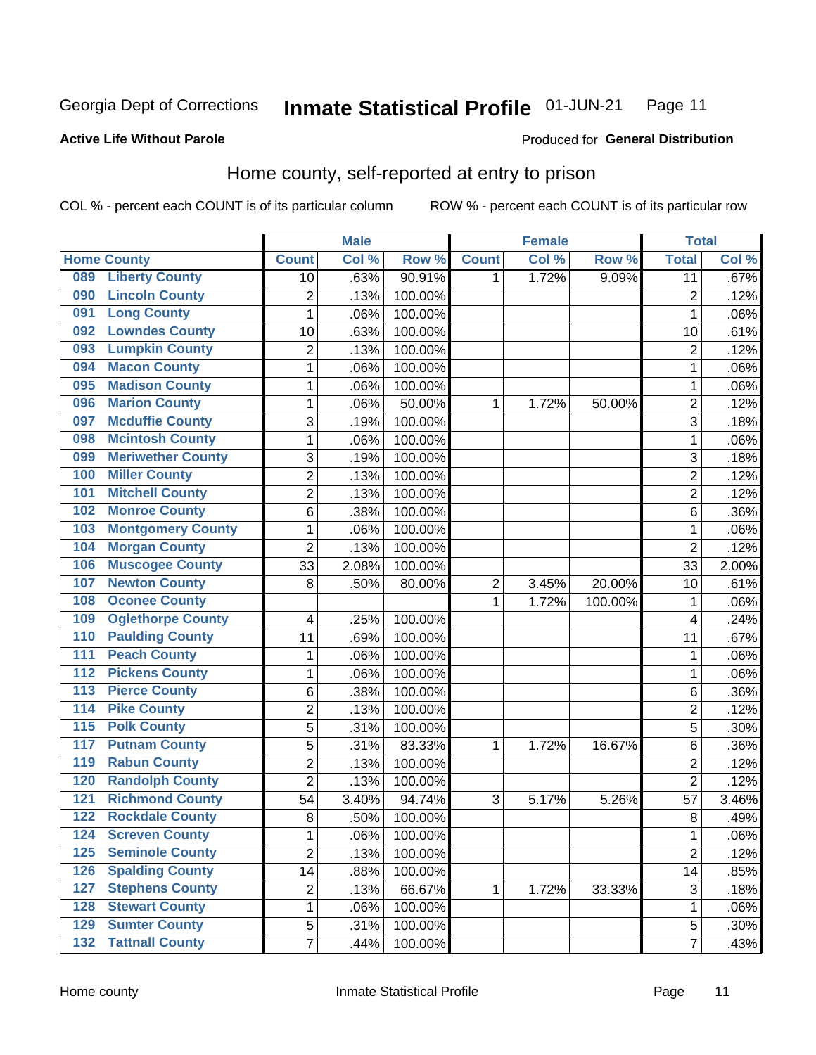Georgia Dept of Corrections **Inmate Statistical Profile** 01-JUN-21

**Active Life Without Parole**

Produced for **General Distribution**

## Home county, self-reported at entry to prison

COL % - percent each COUNT is of its particular column ROW % - percent each COUNT is of its particular row

| Home County | | Male | | | Female | | | Total | |
|---|---|---|---|---|---|---|---|---|---|
| | | Count | Col % | Row % | Count | Col % | Row % | Total | Col % |
| 089 | Liberty County | 10 | .63% | 90.91% | 1 | 1.72% | 9.09% | 11 | .67% |
| 090 | Lincoln County | 2 | .13% | 100.00% | | | | 2 | .12% |
| 091 | Long County | 1 | .06% | 100.00% | | | | 1 | .06% |
| 092 | Lowndes County | 10 | .63% | 100.00% | | | | 10 | .61% |
| 093 | Lumpkin County | 2 | .13% | 100.00% | | | | 2 | .12% |
| 094 | Macon County | 1 | .06% | 100.00% | | | | 1 | .06% |
| 095 | Madison County | 1 | .06% | 100.00% | | | | 1 | .06% |
| 096 | Marion County | 1 | .06% | 50.00% | 1 | 1.72% | 50.00% | 2 | .12% |
| 097 | Mcduffie County | 3 | .19% | 100.00% | | | | 3 | .18% |
| 098 | Mcintosh County | 1 | .06% | 100.00% | | | | 1 | .06% |
| 099 | Meriwether County | 3 | .19% | 100.00% | | | | 3 | .18% |
| 100 | Miller County | 2 | .13% | 100.00% | | | | 2 | .12% |
| 101 | Mitchell County | 2 | .13% | 100.00% | | | | 2 | .12% |
| 102 | Monroe County | 6 | .38% | 100.00% | | | | 6 | .36% |
| 103 | Montgomery County | 1 | .06% | 100.00% | | | | 1 | .06% |
| 104 | Morgan County | 2 | .13% | 100.00% | | | | 2 | .12% |
| 106 | Muscogee County | 33 | 2.08% | 100.00% | | | | 33 | 2.00% |
| 107 | Newton County | 8 | .50% | 80.00% | 2 | 3.45% | 20.00% | 10 | .61% |
| 108 | Oconee County | | | | 1 | 1.72% | 100.00% | 1 | .06% |
| 109 | Oglethorpe County | 4 | .25% | 100.00% | | | | 4 | .24% |
| 110 | Paulding County | 11 | .69% | 100.00% | | | | 11 | .67% |
| 111 | Peach County | 1 | .06% | 100.00% | | | | 1 | .06% |
| 112 | Pickens County | 1 | .06% | 100.00% | | | | 1 | .06% |
| 113 | Pierce County | 6 | .38% | 100.00% | | | | 6 | .36% |
| 114 | Pike County | 2 | .13% | 100.00% | | | | 2 | .12% |
| 115 | Polk County | 5 | .31% | 100.00% | | | | 5 | .30% |
| 117 | Putnam County | 5 | .31% | 83.33% | 1 | 1.72% | 16.67% | 6 | .36% |
| 119 | Rabun County | 2 | .13% | 100.00% | | | | 2 | .12% |
| 120 | Randolph County | 2 | .13% | 100.00% | | | | 2 | .12% |
| 121 | Richmond County | 54 | 3.40% | 94.74% | 3 | 5.17% | 5.26% | 57 | 3.46% |
| 122 | Rockdale County | 8 | .50% | 100.00% | | | | 8 | .49% |
| 124 | Screven County | 1 | .06% | 100.00% | | | | 1 | .06% |
| 125 | Seminole County | 2 | .13% | 100.00% | | | | 2 | .12% |
| 126 | Spalding County | 14 | .88% | 100.00% | | | | 14 | .85% |
| 127 | Stephens County | 2 | .13% | 66.67% | 1 | 1.72% | 33.33% | 3 | .18% |
| 128 | Stewart County | 1 | .06% | 100.00% | | | | 1 | .06% |
| 129 | Sumter County | 5 | .31% | 100.00% | | | | 5 | .30% |
| 132 | Tattnall County | 7 | .44% | 100.00% | | | | 7 | .43% |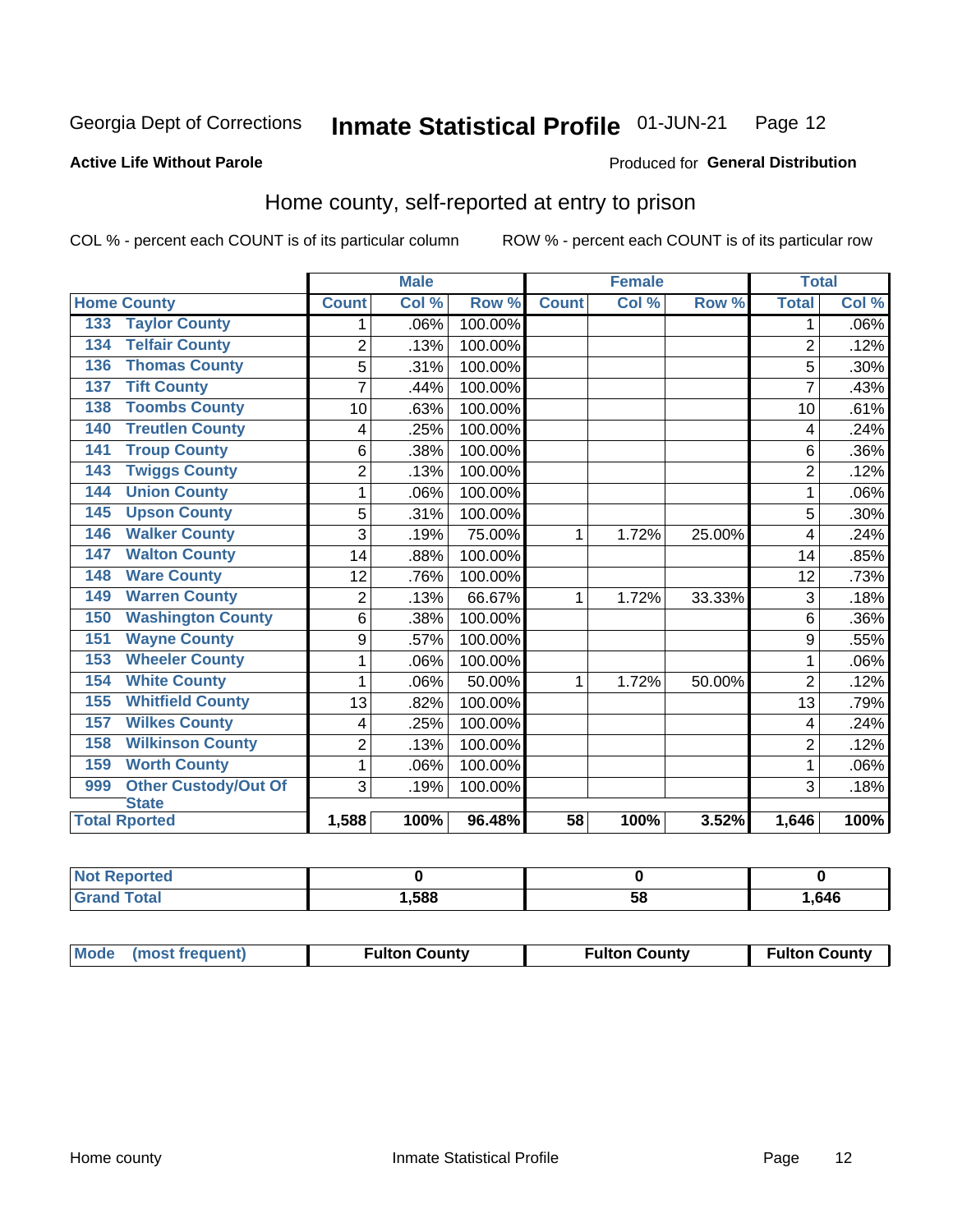Georgia Dept of Corrections **Inmate Statistical Profile** 01-JUN-21

**Active Life Without Parole**

Produced for **General Distribution**

## Home county, self-reported at entry to prison

COL % - percent each COUNT is of its particular column ROW % - percent each COUNT is of its particular row

| Home County | | Male | | | Female | | | Total | |
|---|---|---|---|---|---|---|---|---|---|
| | | Count | Col % | Row % | Count | Col % | Row % | Total | Col % |
| 133 | Taylor County | 1 | .06% | 100.00% | | | | 1 | .06% |
| 134 | Telfair County | 2 | .13% | 100.00% | | | | 2 | .12% |
| 136 | Thomas County | 5 | .31% | 100.00% | | | | 5 | .30% |
| 137 | Tift County | 7 | .44% | 100.00% | | | | 7 | .43% |
| 138 | Toombs County | 10 | .63% | 100.00% | | | | 10 | .61% |
| 140 | Treutlen County | 4 | .25% | 100.00% | | | | 4 | .24% |
| 141 | Troup County | 6 | .38% | 100.00% | | | | 6 | .36% |
| 143 | Twiggs County | 2 | .13% | 100.00% | | | | 2 | .12% |
| 144 | Union County | 1 | .06% | 100.00% | | | | 1 | .06% |
| 145 | Upson County | 5 | .31% | 100.00% | | | | 5 | .30% |
| 146 | Walker County | 3 | .19% | 75.00% | 1 | 1.72% | 25.00% | 4 | .24% |
| 147 | Walton County | 14 | .88% | 100.00% | | | | 14 | .85% |
| 148 | Ware County | 12 | .76% | 100.00% | | | | 12 | .73% |
| 149 | Warren County | 2 | .13% | 66.67% | 1 | 1.72% | 33.33% | 3 | .18% |
| 150 | Washington County | 6 | .38% | 100.00% | | | | 6 | .36% |
| 151 | Wayne County | 9 | .57% | 100.00% | | | | 9 | .55% |
| 153 | Wheeler County | 1 | .06% | 100.00% | | | | 1 | .06% |
| 154 | White County | 1 | .06% | 50.00% | 1 | 1.72% | 50.00% | 2 | .12% |
| 155 | Whitfield County | 13 | .82% | 100.00% | | | | 13 | .79% |
| 157 | Wilkes County | 4 | .25% | 100.00% | | | | 4 | .24% |
| 158 | Wilkinson County | 2 | .13% | 100.00% | | | | 2 | .12% |
| 159 | Worth County | 1 | .06% | 100.00% | | | | 1 | .06% |
| 999 | Other Custody/Out Of State | 3 | .19% | 100.00% | | | | 3 | .18% |
| **Total Rported** | | **1,588** | **100%** | **96.48%** | **58** | **100%** | **3.52%** | **1,646** | **100%** |

| | Male | Female | Total |
|---|---|---|---|
| Not Reported | 0 | 0 | 0 |
| Grand Total | 1,588 | 58 | 1,646 |

| Mode (most frequent) | Male | Female | Total |
|---|---|---|---|
| | Fulton County | Fulton County | Fulton County |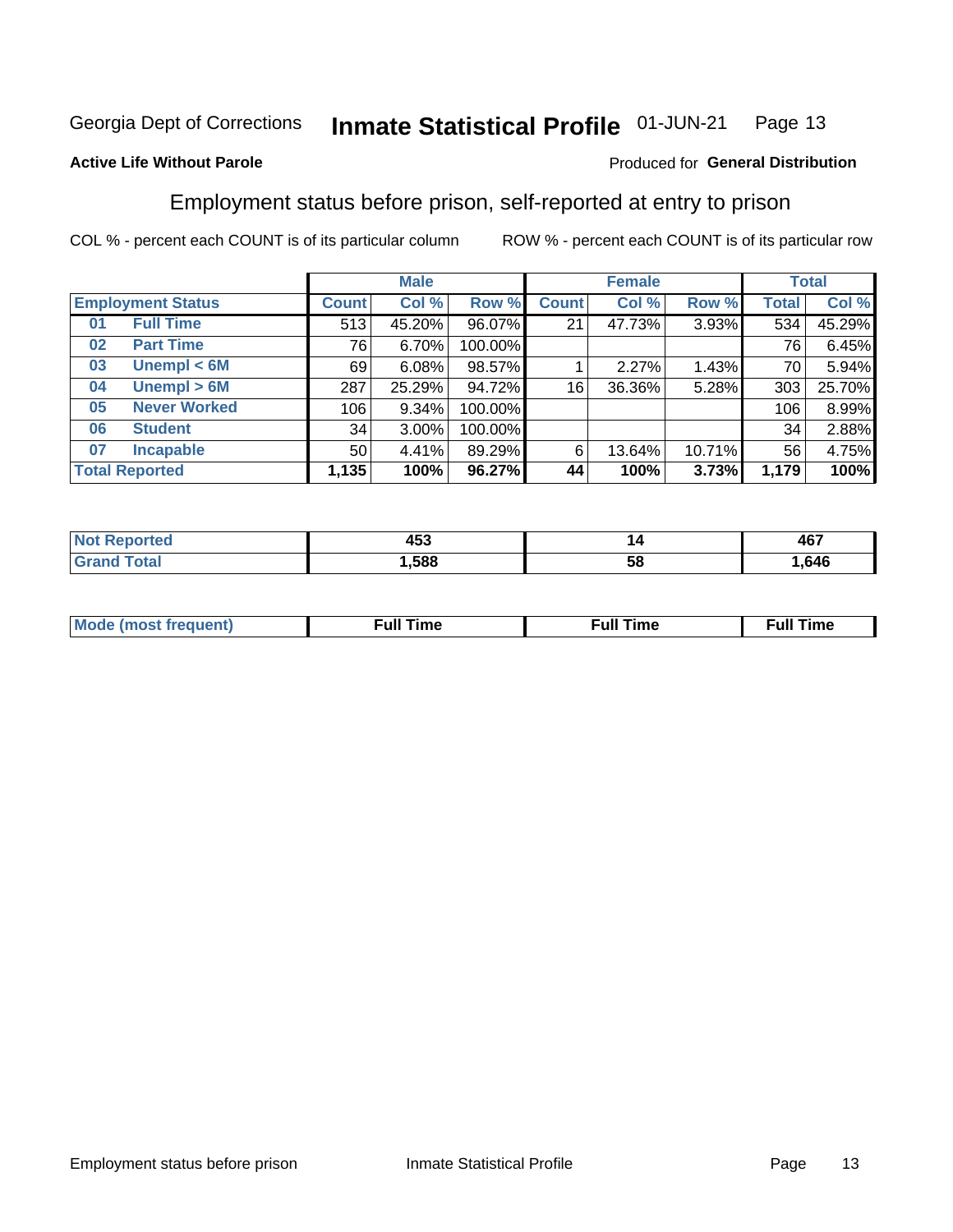Georgia Dept of Corrections **Inmate Statistical Profile** 01-JUN-21

**Active Life Without Parole**

Produced for **General Distribution**

## Employment status before prison, self-reported at entry to prison

COL % - percent each COUNT is of its particular column ROW % - percent each COUNT is of its particular row

| Employment Status | | Male | | | Female | | | Total | |
|---|---|---|---|---|---|---|---|---|---|
| | | Count | Col % | Row % | Count | Col % | Row % | Total | Col % |
| 01 | Full Time | 513 | 45.20% | 96.07% | 21 | 47.73% | 3.93% | 534 | 45.29% |
| 02 | Part Time | 76 | 6.70% | 100.00% | | | | 76 | 6.45% |
| 03 | Unempl < 6M | 69 | 6.08% | 98.57% | 1 | 2.27% | 1.43% | 70 | 5.94% |
| 04 | Unempl > 6M | 287 | 25.29% | 94.72% | 16 | 36.36% | 5.28% | 303 | 25.70% |
| 05 | Never Worked | 106 | 9.34% | 100.00% | | | | 106 | 8.99% |
| 06 | Student | 34 | 3.00% | 100.00% | | | | 34 | 2.88% |
| 07 | Incapable | 50 | 4.41% | 89.29% | 6 | 13.64% | 10.71% | 56 | 4.75% |
| **Total Reported** | | **1,135** | **100%** | **96.27%** | **44** | **100%** | **3.73%** | **1,179** | **100%** |

| | Male | Female | Total |
|---|---|---|---|
| Not Reported | 453 | 14 | 467 |
| Grand Total | 1,588 | 58 | 1,646 |

| | Male | Female | Total |
|---|---|---|---|
| Mode (most frequent) | Full Time | Full Time | Full Time |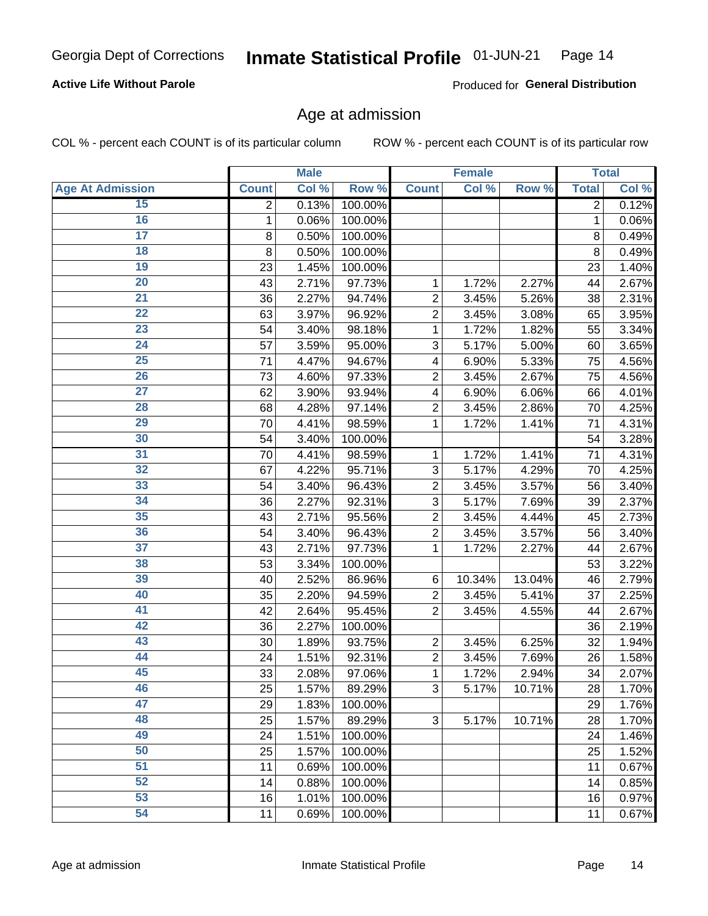Georgia Dept of Corrections **Inmate Statistical Profile** 01-JUN-21

**Active Life Without Parole**

Produced for **General Distribution**

## Age at admission

COL % - percent each COUNT is of its particular column ROW % - percent each COUNT is of its particular row

| | Male | | | Female | | | Total | |
|---|---|---|---|---|---|---|---|---|
| **Age At Admission** | **Count** | **Col %** | **Row %** | **Count** | **Col %** | **Row %** | **Total** | **Col %** |
| 15 | 2 | 0.13% | 100.00% | | | | 2 | 0.12% |
| 16 | 1 | 0.06% | 100.00% | | | | 1 | 0.06% |
| 17 | 8 | 0.50% | 100.00% | | | | 8 | 0.49% |
| 18 | 8 | 0.50% | 100.00% | | | | 8 | 0.49% |
| 19 | 23 | 1.45% | 100.00% | | | | 23 | 1.40% |
| 20 | 43 | 2.71% | 97.73% | 1 | 1.72% | 2.27% | 44 | 2.67% |
| 21 | 36 | 2.27% | 94.74% | 2 | 3.45% | 5.26% | 38 | 2.31% |
| 22 | 63 | 3.97% | 96.92% | 2 | 3.45% | 3.08% | 65 | 3.95% |
| 23 | 54 | 3.40% | 98.18% | 1 | 1.72% | 1.82% | 55 | 3.34% |
| 24 | 57 | 3.59% | 95.00% | 3 | 5.17% | 5.00% | 60 | 3.65% |
| 25 | 71 | 4.47% | 94.67% | 4 | 6.90% | 5.33% | 75 | 4.56% |
| 26 | 73 | 4.60% | 97.33% | 2 | 3.45% | 2.67% | 75 | 4.56% |
| 27 | 62 | 3.90% | 93.94% | 4 | 6.90% | 6.06% | 66 | 4.01% |
| 28 | 68 | 4.28% | 97.14% | 2 | 3.45% | 2.86% | 70 | 4.25% |
| 29 | 70 | 4.41% | 98.59% | 1 | 1.72% | 1.41% | 71 | 4.31% |
| 30 | 54 | 3.40% | 100.00% | | | | 54 | 3.28% |
| 31 | 70 | 4.41% | 98.59% | 1 | 1.72% | 1.41% | 71 | 4.31% |
| 32 | 67 | 4.22% | 95.71% | 3 | 5.17% | 4.29% | 70 | 4.25% |
| 33 | 54 | 3.40% | 96.43% | 2 | 3.45% | 3.57% | 56 | 3.40% |
| 34 | 36 | 2.27% | 92.31% | 3 | 5.17% | 7.69% | 39 | 2.37% |
| 35 | 43 | 2.71% | 95.56% | 2 | 3.45% | 4.44% | 45 | 2.73% |
| 36 | 54 | 3.40% | 96.43% | 2 | 3.45% | 3.57% | 56 | 3.40% |
| 37 | 43 | 2.71% | 97.73% | 1 | 1.72% | 2.27% | 44 | 2.67% |
| 38 | 53 | 3.34% | 100.00% | | | | 53 | 3.22% |
| 39 | 40 | 2.52% | 86.96% | 6 | 10.34% | 13.04% | 46 | 2.79% |
| 40 | 35 | 2.20% | 94.59% | 2 | 3.45% | 5.41% | 37 | 2.25% |
| 41 | 42 | 2.64% | 95.45% | 2 | 3.45% | 4.55% | 44 | 2.67% |
| 42 | 36 | 2.27% | 100.00% | | | | 36 | 2.19% |
| 43 | 30 | 1.89% | 93.75% | 2 | 3.45% | 6.25% | 32 | 1.94% |
| 44 | 24 | 1.51% | 92.31% | 2 | 3.45% | 7.69% | 26 | 1.58% |
| 45 | 33 | 2.08% | 97.06% | 1 | 1.72% | 2.94% | 34 | 2.07% |
| 46 | 25 | 1.57% | 89.29% | 3 | 5.17% | 10.71% | 28 | 1.70% |
| 47 | 29 | 1.83% | 100.00% | | | | 29 | 1.76% |
| 48 | 25 | 1.57% | 89.29% | 3 | 5.17% | 10.71% | 28 | 1.70% |
| 49 | 24 | 1.51% | 100.00% | | | | 24 | 1.46% |
| 50 | 25 | 1.57% | 100.00% | | | | 25 | 1.52% |
| 51 | 11 | 0.69% | 100.00% | | | | 11 | 0.67% |
| 52 | 14 | 0.88% | 100.00% | | | | 14 | 0.85% |
| 53 | 16 | 1.01% | 100.00% | | | | 16 | 0.97% |
| 54 | 11 | 0.69% | 100.00% | | | | 11 | 0.67% |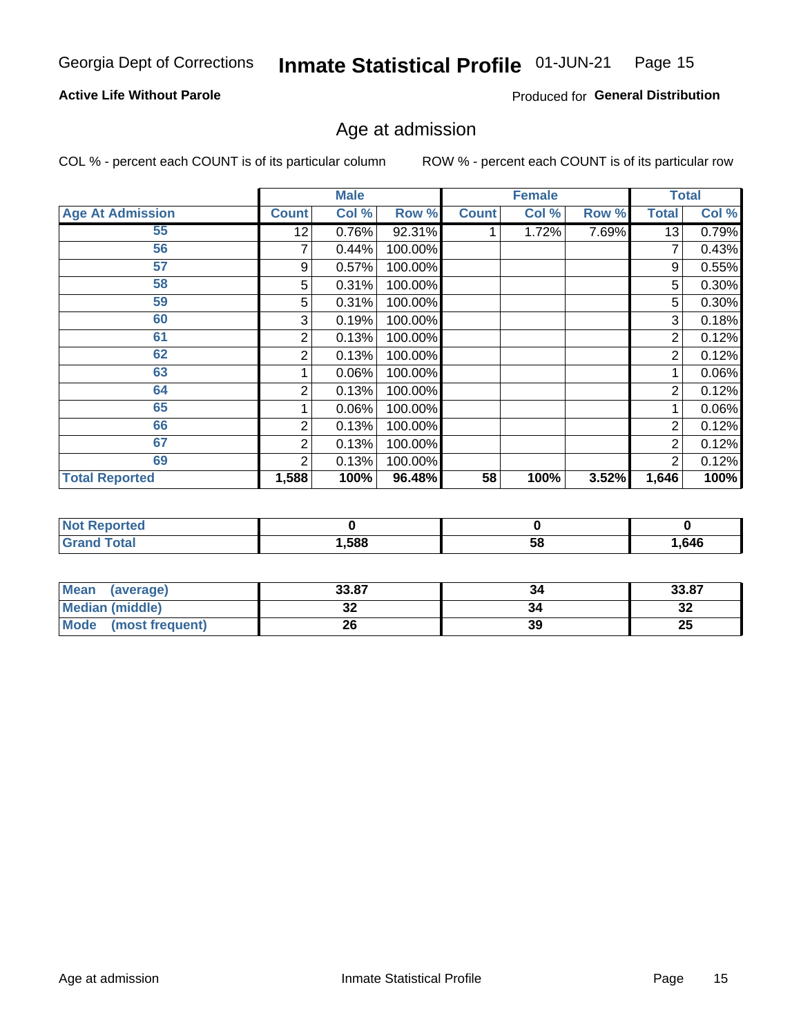Georgia Dept of Corrections **Inmate Statistical Profile** 01-JUN-21

**Active Life Without Parole**

Produced for **General Distribution**

## Age at admission

COL % - percent each COUNT is of its particular column ROW % - percent each COUNT is of its particular row

| | Male | | | Female | | | Total | |
|---|---|---|---|---|---|---|---|---|
| **Age At Admission** | **Count** | **Col %** | **Row %** | **Count** | **Col %** | **Row %** | **Total** | **Col %** |
| 55 | 12 | 0.76% | 92.31% | 1 | 1.72% | 7.69% | 13 | 0.79% |
| 56 | 7 | 0.44% | 100.00% | | | | 7 | 0.43% |
| 57 | 9 | 0.57% | 100.00% | | | | 9 | 0.55% |
| 58 | 5 | 0.31% | 100.00% | | | | 5 | 0.30% |
| 59 | 5 | 0.31% | 100.00% | | | | 5 | 0.30% |
| 60 | 3 | 0.19% | 100.00% | | | | 3 | 0.18% |
| 61 | 2 | 0.13% | 100.00% | | | | 2 | 0.12% |
| 62 | 2 | 0.13% | 100.00% | | | | 2 | 0.12% |
| 63 | 1 | 0.06% | 100.00% | | | | 1 | 0.06% |
| 64 | 2 | 0.13% | 100.00% | | | | 2 | 0.12% |
| 65 | 1 | 0.06% | 100.00% | | | | 1 | 0.06% |
| 66 | 2 | 0.13% | 100.00% | | | | 2 | 0.12% |
| 67 | 2 | 0.13% | 100.00% | | | | 2 | 0.12% |
| 69 | 2 | 0.13% | 100.00% | | | | 2 | 0.12% |
| **Total Reported** | **1,588** | **100%** | **96.48%** | **58** | **100%** | **3.52%** | **1,646** | **100%** |

| | Male | Female | Total |
|---|---|---|---|
| **Not Reported** | **0** | **0** | **0** |
| **Grand Total** | **1,588** | **58** | **1,646** |

| | Male | Female | Total |
|---|---|---|---|
| **Mean (average)** | **33.87** | **34** | **33.87** |
| **Median (middle)** | **32** | **34** | **32** |
| **Mode (most frequent)** | **26** | **39** | **25** |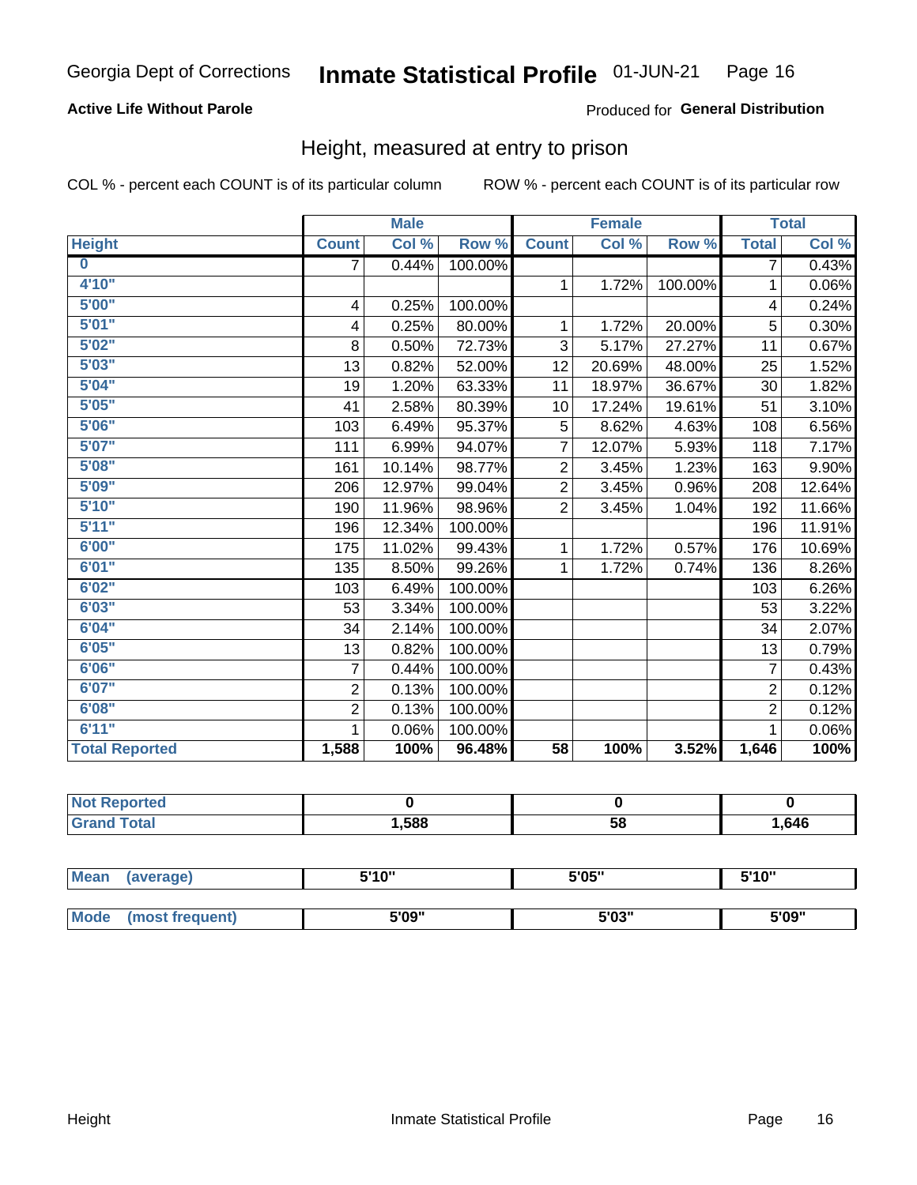Georgia Dept of Corrections **Inmate Statistical Profile** 01-JUN-21

**Active Life Without Parole**

Produced for **General Distribution**

## Height, measured at entry to prison

COL % - percent each COUNT is of its particular column    ROW % - percent each COUNT is of its particular row

| | Male | | | Female | | | Total | |
|---|---|---|---|---|---|---|---|---|
| **Height** | **Count** | **Col %** | **Row %** | **Count** | **Col %** | **Row %** | **Total** | **Col %** |
| **0** | 7 | 0.44% | 100.00% | | | | 7 | 0.43% |
| **4'10"** | | | | 1 | 1.72% | 100.00% | 1 | 0.06% |
| **5'00"** | 4 | 0.25% | 100.00% | | | | 4 | 0.24% |
| **5'01"** | 4 | 0.25% | 80.00% | 1 | 1.72% | 20.00% | 5 | 0.30% |
| **5'02"** | 8 | 0.50% | 72.73% | 3 | 5.17% | 27.27% | 11 | 0.67% |
| **5'03"** | 13 | 0.82% | 52.00% | 12 | 20.69% | 48.00% | 25 | 1.52% |
| **5'04"** | 19 | 1.20% | 63.33% | 11 | 18.97% | 36.67% | 30 | 1.82% |
| **5'05"** | 41 | 2.58% | 80.39% | 10 | 17.24% | 19.61% | 51 | 3.10% |
| **5'06"** | 103 | 6.49% | 95.37% | 5 | 8.62% | 4.63% | 108 | 6.56% |
| **5'07"** | 111 | 6.99% | 94.07% | 7 | 12.07% | 5.93% | 118 | 7.17% |
| **5'08"** | 161 | 10.14% | 98.77% | 2 | 3.45% | 1.23% | 163 | 9.90% |
| **5'09"** | 206 | 12.97% | 99.04% | 2 | 3.45% | 0.96% | 208 | 12.64% |
| **5'10"** | 190 | 11.96% | 98.96% | 2 | 3.45% | 1.04% | 192 | 11.66% |
| **5'11"** | 196 | 12.34% | 100.00% | | | | 196 | 11.91% |
| **6'00"** | 175 | 11.02% | 99.43% | 1 | 1.72% | 0.57% | 176 | 10.69% |
| **6'01"** | 135 | 8.50% | 99.26% | 1 | 1.72% | 0.74% | 136 | 8.26% |
| **6'02"** | 103 | 6.49% | 100.00% | | | | 103 | 6.26% |
| **6'03"** | 53 | 3.34% | 100.00% | | | | 53 | 3.22% |
| **6'04"** | 34 | 2.14% | 100.00% | | | | 34 | 2.07% |
| **6'05"** | 13 | 0.82% | 100.00% | | | | 13 | 0.79% |
| **6'06"** | 7 | 0.44% | 100.00% | | | | 7 | 0.43% |
| **6'07"** | 2 | 0.13% | 100.00% | | | | 2 | 0.12% |
| **6'08"** | 2 | 0.13% | 100.00% | | | | 2 | 0.12% |
| **6'11"** | 1 | 0.06% | 100.00% | | | | 1 | 0.06% |
| **Total Reported** | **1,588** | **100%** | **96.48%** | **58** | **100%** | **3.52%** | **1,646** | **100%** |

| | Male | Female | Total |
|---|---|---|---|
| **Not Reported** | **0** | **0** | **0** |
| **Grand Total** | **1,588** | **58** | **1,646** |

| | Male | Female | Total |
|---|---|---|---|
| **Mean (average)** | **5'10"** | **5'05"** | **5'10"** |
| **Mode (most frequent)** | **5'09"** | **5'03"** | **5'09"** |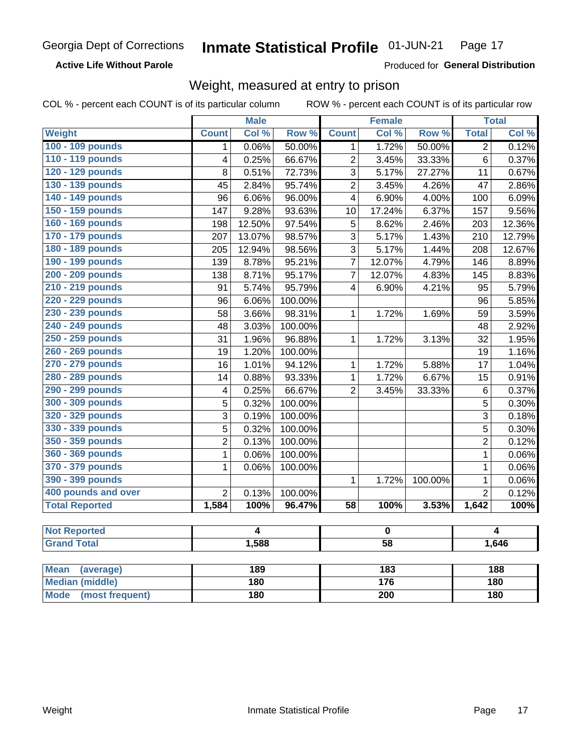Georgia Dept of Corrections **Inmate Statistical Profile** 01-JUN-21 Page 17

**Active Life Without Parole**

Produced for **General Distribution**

## Weight, measured at entry to prison

COL % - percent each COUNT is of its particular column ROW % - percent each COUNT is of its particular row

| | Male | | | Female | | | Total | |
|---|---|---|---|---|---|---|---|---|
| **Weight** | **Count** | **Col %** | **Row %** | **Count** | **Col %** | **Row %** | **Total** | **Col %** |
| 100 - 109 pounds | 1 | 0.06% | 50.00% | 1 | 1.72% | 50.00% | 2 | 0.12% |
| 110 - 119 pounds | 4 | 0.25% | 66.67% | 2 | 3.45% | 33.33% | 6 | 0.37% |
| 120 - 129 pounds | 8 | 0.51% | 72.73% | 3 | 5.17% | 27.27% | 11 | 0.67% |
| 130 - 139 pounds | 45 | 2.84% | 95.74% | 2 | 3.45% | 4.26% | 47 | 2.86% |
| 140 - 149 pounds | 96 | 6.06% | 96.00% | 4 | 6.90% | 4.00% | 100 | 6.09% |
| 150 - 159 pounds | 147 | 9.28% | 93.63% | 10 | 17.24% | 6.37% | 157 | 9.56% |
| 160 - 169 pounds | 198 | 12.50% | 97.54% | 5 | 8.62% | 2.46% | 203 | 12.36% |
| 170 - 179 pounds | 207 | 13.07% | 98.57% | 3 | 5.17% | 1.43% | 210 | 12.79% |
| 180 - 189 pounds | 205 | 12.94% | 98.56% | 3 | 5.17% | 1.44% | 208 | 12.67% |
| 190 - 199 pounds | 139 | 8.78% | 95.21% | 7 | 12.07% | 4.79% | 146 | 8.89% |
| 200 - 209 pounds | 138 | 8.71% | 95.17% | 7 | 12.07% | 4.83% | 145 | 8.83% |
| 210 - 219 pounds | 91 | 5.74% | 95.79% | 4 | 6.90% | 4.21% | 95 | 5.79% |
| 220 - 229 pounds | 96 | 6.06% | 100.00% | | | | 96 | 5.85% |
| 230 - 239 pounds | 58 | 3.66% | 98.31% | 1 | 1.72% | 1.69% | 59 | 3.59% |
| 240 - 249 pounds | 48 | 3.03% | 100.00% | | | | 48 | 2.92% |
| 250 - 259 pounds | 31 | 1.96% | 96.88% | 1 | 1.72% | 3.13% | 32 | 1.95% |
| 260 - 269 pounds | 19 | 1.20% | 100.00% | | | | 19 | 1.16% |
| 270 - 279 pounds | 16 | 1.01% | 94.12% | 1 | 1.72% | 5.88% | 17 | 1.04% |
| 280 - 289 pounds | 14 | 0.88% | 93.33% | 1 | 1.72% | 6.67% | 15 | 0.91% |
| 290 - 299 pounds | 4 | 0.25% | 66.67% | 2 | 3.45% | 33.33% | 6 | 0.37% |
| 300 - 309 pounds | 5 | 0.32% | 100.00% | | | | 5 | 0.30% |
| 320 - 329 pounds | 3 | 0.19% | 100.00% | | | | 3 | 0.18% |
| 330 - 339 pounds | 5 | 0.32% | 100.00% | | | | 5 | 0.30% |
| 350 - 359 pounds | 2 | 0.13% | 100.00% | | | | 2 | 0.12% |
| 360 - 369 pounds | 1 | 0.06% | 100.00% | | | | 1 | 0.06% |
| 370 - 379 pounds | 1 | 0.06% | 100.00% | | | | 1 | 0.06% |
| 390 - 399 pounds | | | | 1 | 1.72% | 100.00% | 1 | 0.06% |
| 400 pounds and over | 2 | 0.13% | 100.00% | | | | 2 | 0.12% |
| **Total Reported** | **1,584** | **100%** | **96.47%** | **58** | **100%** | **3.53%** | **1,642** | **100%** |

| | Male | Female | Total |
|---|---|---|---|
| Not Reported | 4 | 0 | 4 |
| Grand Total | 1,588 | 58 | 1,646 |

| | Male | Female | Total |
|---|---|---|---|
| Mean (average) | 189 | 183 | 188 |
| Median (middle) | 180 | 176 | 180 |
| Mode (most frequent) | 180 | 200 | 180 |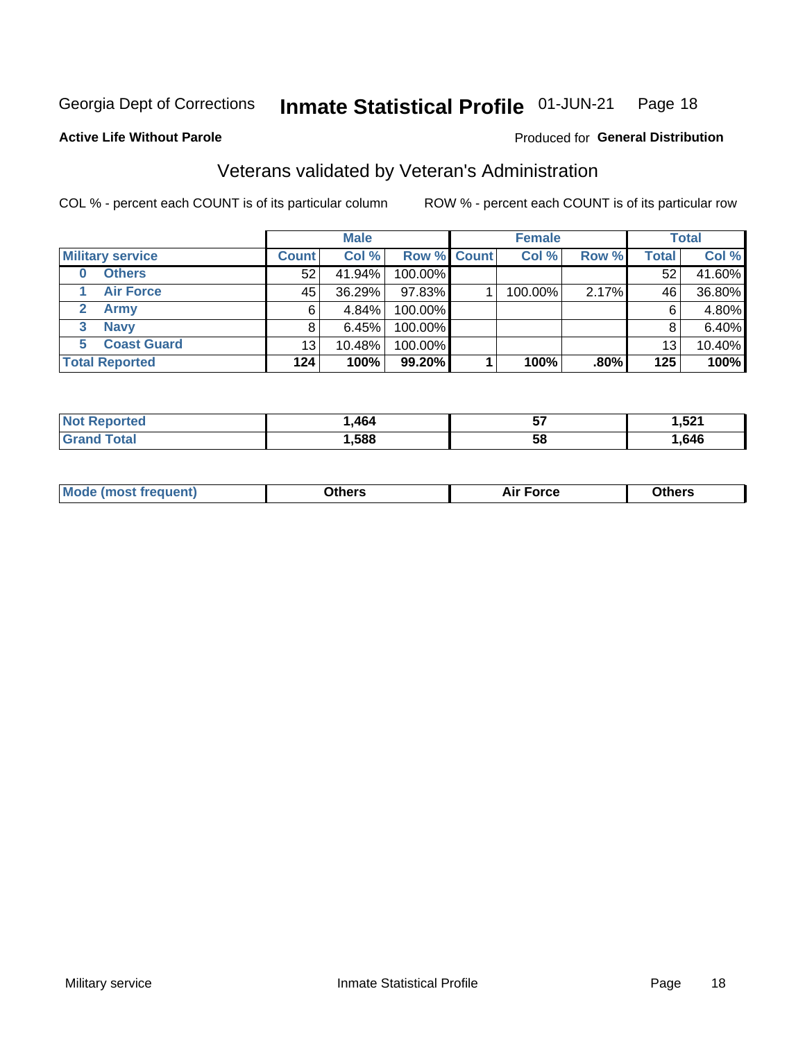Georgia Dept of Corrections **Inmate Statistical Profile** 01-JUN-21

**Active Life Without Parole**

Produced for **General Distribution**

## Veterans validated by Veteran's Administration

COL % - percent each COUNT is of its particular column

ROW % - percent each COUNT is of its particular row

| | Male | | | Female | | | Total | |
|---|---|---|---|---|---|---|---|---|
| **Military service** | **Count** | **Col %** | **Row %** | **Count** | **Col %** | **Row %** | **Total** | **Col %** |
| 0 Others | 52 | 41.94% | 100.00% | | | | 52 | 41.60% |
| 1 Air Force | 45 | 36.29% | 97.83% | 1 | 100.00% | 2.17% | 46 | 36.80% |
| 2 Army | 6 | 4.84% | 100.00% | | | | 6 | 4.80% |
| 3 Navy | 8 | 6.45% | 100.00% | | | | 8 | 6.40% |
| 5 Coast Guard | 13 | 10.48% | 100.00% | | | | 13 | 10.40% |
| **Total Reported** | **124** | **100%** | **99.20%** | **1** | **100%** | **.80%** | **125** | **100%** |

| | Male | Female | Total |
|---|---|---|---|
| **Not Reported** | **1,464** | **57** | **1,521** |
| **Grand Total** | **1,588** | **58** | **1,646** |

| | Male | Female | Total |
|---|---|---|---|
| **Mode (most frequent)** | **Others** | **Air Force** | **Others** |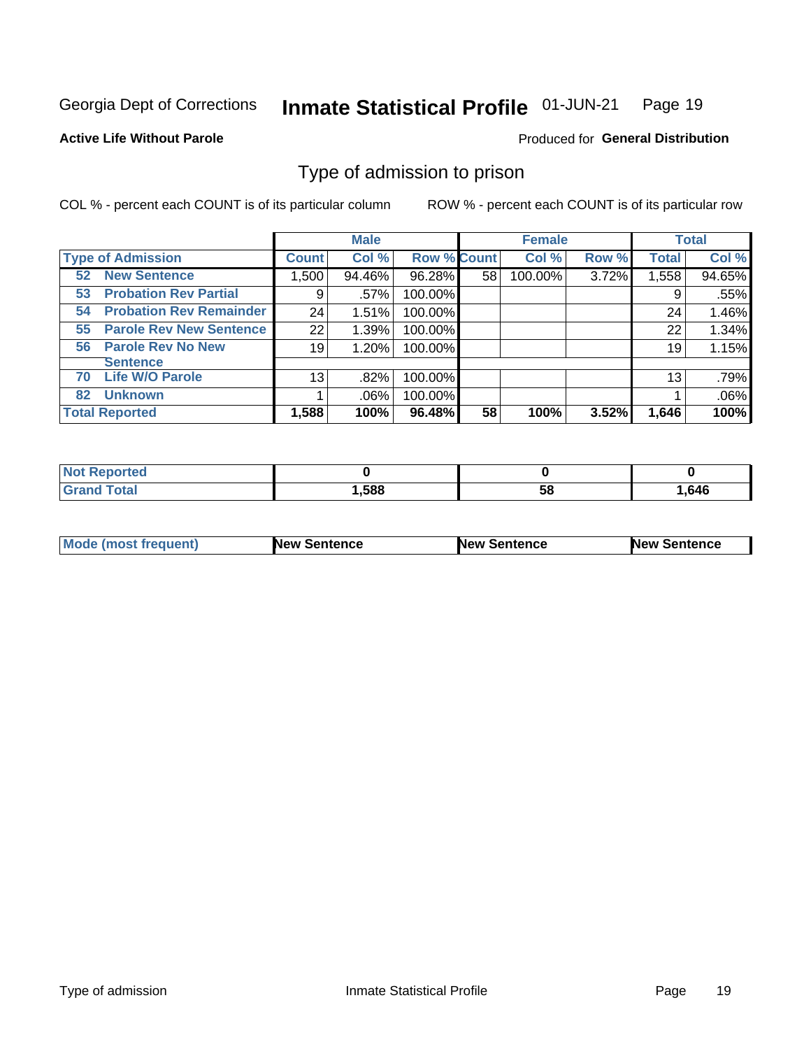Georgia Dept of Corrections **Inmate Statistical Profile** 01-JUN-21

**Active Life Without Parole**

Produced for **General Distribution**

## Type of admission to prison

COL % - percent each COUNT is of its particular column ROW % - percent each COUNT is of its particular row

| | Male | | | Female | | | Total | |
|---|---|---|---|---|---|---|---|---|
| **Type of Admission** | **Count** | **Col %** | **Row %** | **Count** | **Col %** | **Row %** | **Total** | **Col %** |
| **52 New Sentence** | 1,500 | 94.46% | 96.28% | 58 | 100.00% | 3.72% | 1,558 | 94.65% |
| **53 Probation Rev Partial** | 9 | .57% | 100.00% | | | | 9 | .55% |
| **54 Probation Rev Remainder** | 24 | 1.51% | 100.00% | | | | 24 | 1.46% |
| **55 Parole Rev New Sentence** | 22 | 1.39% | 100.00% | | | | 22 | 1.34% |
| **56 Parole Rev No New Sentence** | 19 | 1.20% | 100.00% | | | | 19 | 1.15% |
| **70 Life W/O Parole** | 13 | .82% | 100.00% | | | | 13 | .79% |
| **82 Unknown** | 1 | .06% | 100.00% | | | | 1 | .06% |
| **Total Reported** | **1,588** | **100%** | **96.48%** | **58** | **100%** | **3.52%** | **1,646** | **100%** |

| | Male | Female | Total |
|---|---|---|---|
| **Not Reported** | **0** | **0** | **0** |
| **Grand Total** | **1,588** | **58** | **1,646** |

| | Male | Female | Total |
|---|---|---|---|
| **Mode (most frequent)** | **New Sentence** | **New Sentence** | **New Sentence** |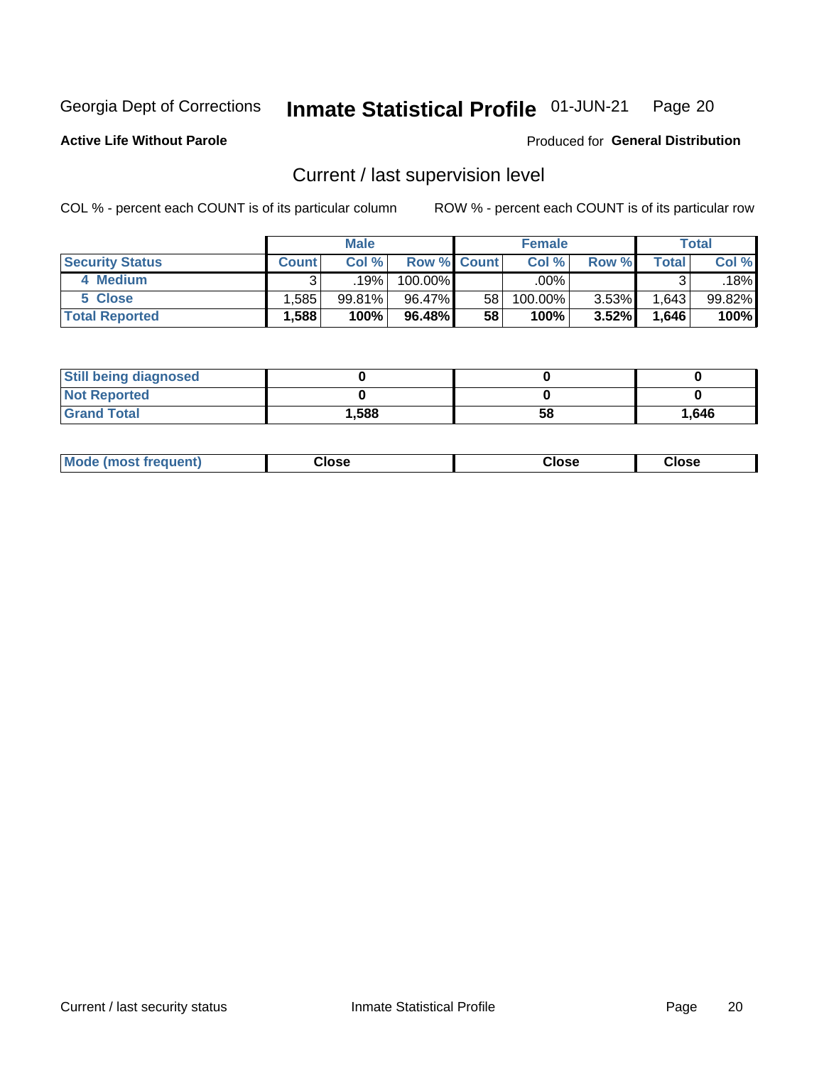Georgia Dept of Corrections **Inmate Statistical Profile** 01-JUN-21

**Active Life Without Parole**

Produced for **General Distribution**

## Current / last supervision level

COL % - percent each COUNT is of its particular column     ROW % - percent each COUNT is of its particular row

| | Male | | | Female | | | Total | |
|---|---|---|---|---|---|---|---|---|
| **Security Status** | **Count** | **Col %** | **Row %** | **Count** | **Col %** | **Row %** | **Total** | **Col %** |
| 4 Medium | 3 | .19% | 100.00% | | .00% | | 3 | .18% |
| 5 Close | 1,585 | 99.81% | 96.47% | 58 | 100.00% | 3.53% | 1,643 | 99.82% |
| **Total Reported** | **1,588** | **100%** | **96.48%** | **58** | **100%** | **3.52%** | **1,646** | **100%** |

| | Male | Female | Total |
|---|---|---|---|
| **Still being diagnosed** | **0** | **0** | **0** |
| **Not Reported** | **0** | **0** | **0** |
| **Grand Total** | **1,588** | **58** | **1,646** |

| | Male | Female | Total |
|---|---|---|---|
| **Mode (most frequent)** | **Close** | **Close** | **Close** |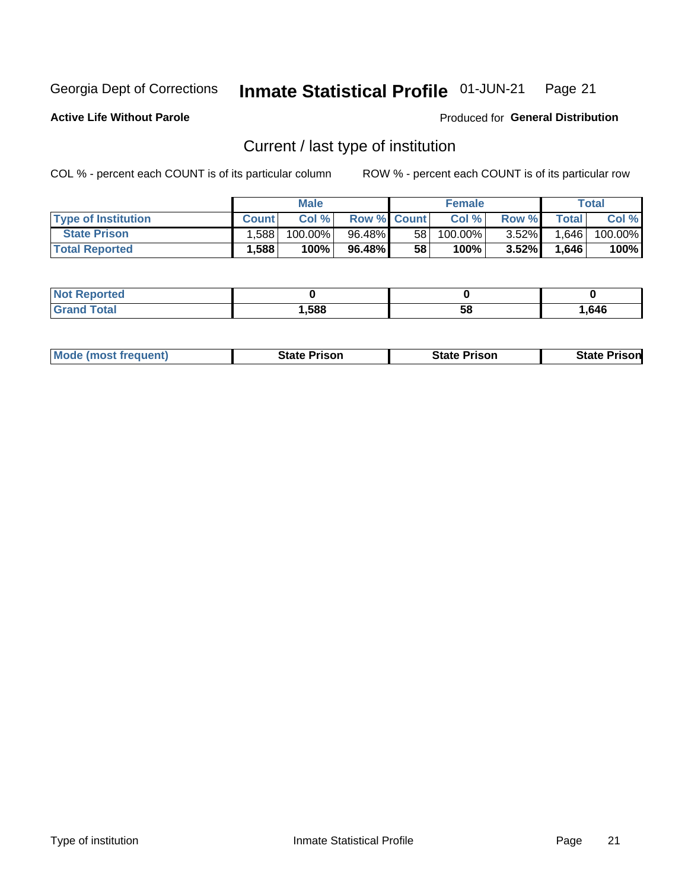Georgia Dept of Corrections **Inmate Statistical Profile** 01-JUN-21

**Active Life Without Parole**

Produced for **General Distribution**

## Current / last type of institution

COL % - percent each COUNT is of its particular column ROW % - percent each COUNT is of its particular row

| | Male | | | Female | | | Total | |
|---|---|---|---|---|---|---|---|---|
| **Type of Institution** | **Count** | **Col %** | **Row %** | **Count** | **Col %** | **Row %** | **Total** | **Col %** |
| **State Prison** | 1,588 | 100.00% | 96.48% | 58 | 100.00% | 3.52% | 1,646 | 100.00% |
| **Total Reported** | **1,588** | **100%** | **96.48%** | **58** | **100%** | **3.52%** | **1,646** | **100%** |

| | Male | Female | Total |
|---|---|---|---|
| **Not Reported** | **0** | **0** | **0** |
| **Grand Total** | **1,588** | **58** | **1,646** |

| | Male | Female | Total |
|---|---|---|---|
| **Mode (most frequent)** | **State Prison** | **State Prison** | **State Prison** |

Type of institution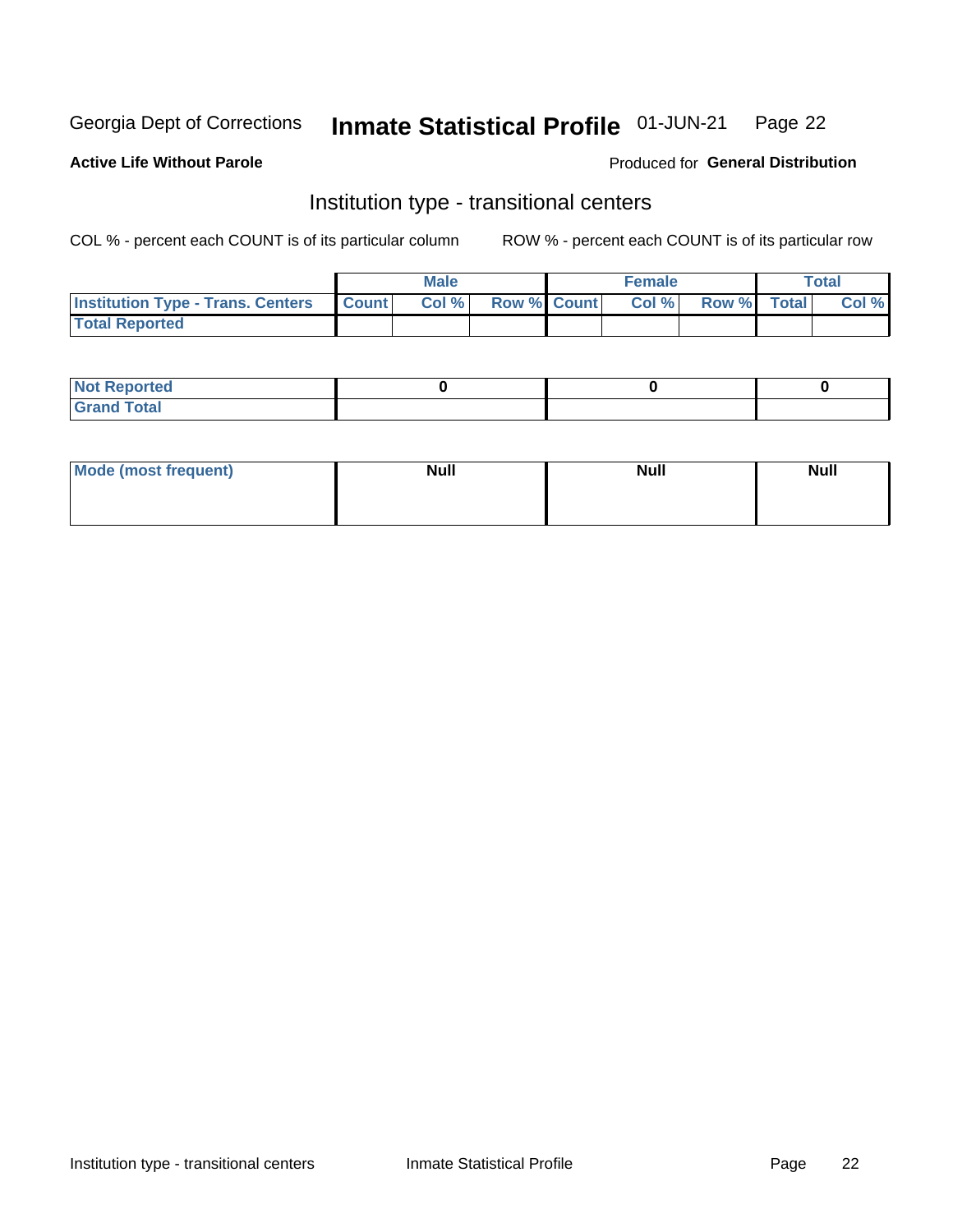Georgia Dept of Corrections **Inmate Statistical Profile** 01-JUN-21 Page 22

**Active Life Without Parole**

Produced for **General Distribution**

## Institution type - transitional centers

COL % - percent each COUNT is of its particular column ROW % - percent each COUNT is of its particular row

| | Male | | | Female | | | Total | |
|---|---|---|---|---|---|---|---|---|
| **Institution Type - Trans. Centers** | **Count** | **Col %** | **Row %** | **Count** | **Col %** | **Row %** | **Total** | **Col %** |
| **Total Reported** | | | | | | | | |

| | Male | Female | Total |
|---|---|---|---|
| **Not Reported** | 0 | 0 | 0 |
| **Grand Total** | | | |

| | Male | Female | Total |
|---|---|---|---|
| **Mode (most frequent)** | Null | Null | Null |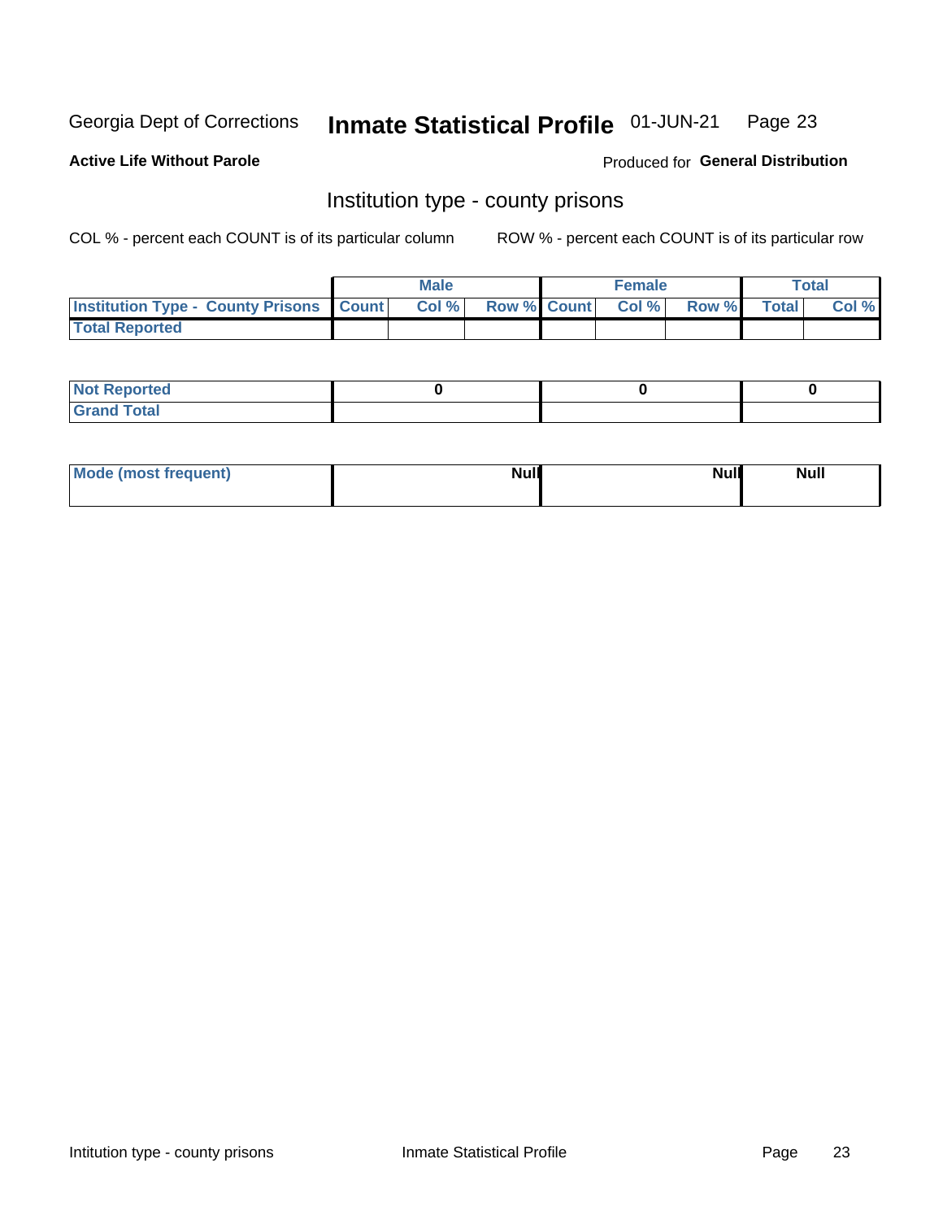Georgia Dept of Corrections **Inmate Statistical Profile** 01-JUN-21

**Active Life Without Parole**

Produced for **General Distribution**

## Institution type - county prisons

COL % - percent each COUNT is of its particular column     ROW % - percent each COUNT is of its particular row

| | Male | | | Female | | | Total | |
|---|---|---|---|---|---|---|---|---|
| **Institution Type - County Prisons** | **Count** | **Col %** | **Row %** | **Count** | **Col %** | **Row %** | **Total** | **Col %** |
| **Total Reported** | | | | | | | | |

| | Male | Female | Total |
|---|---|---|---|
| **Not Reported** | **0** | **0** | **0** |
| **Grand Total** | | | |

| | Male | Female | Total |
|---|---|---|---|
| **Mode (most frequent)** | **Null** | **Null** | **Null** |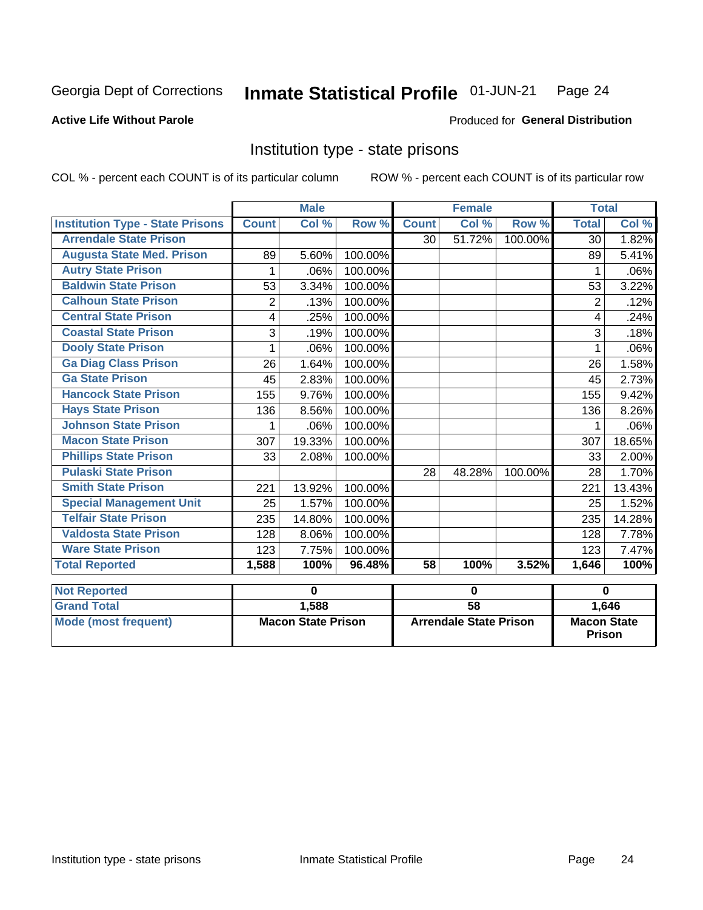Georgia Dept of Corrections **Inmate Statistical Profile** 01-JUN-21

**Active Life Without Parole**

Produced for **General Distribution**

## Institution type - state prisons

COL % - percent each COUNT is of its particular column    ROW % - percent each COUNT is of its particular row

| | Male | | | Female | | | Total | |
|---|---|---|---|---|---|---|---|---|
| **Institution Type - State Prisons** | **Count** | **Col %** | **Row %** | **Count** | **Col %** | **Row %** | **Total** | **Col %** |
| Arrendale State Prison | | | | 30 | 51.72% | 100.00% | 30 | 1.82% |
| Augusta State Med. Prison | 89 | 5.60% | 100.00% | | | | 89 | 5.41% |
| Autry State Prison | 1 | .06% | 100.00% | | | | 1 | .06% |
| Baldwin State Prison | 53 | 3.34% | 100.00% | | | | 53 | 3.22% |
| Calhoun State Prison | 2 | .13% | 100.00% | | | | 2 | .12% |
| Central State Prison | 4 | .25% | 100.00% | | | | 4 | .24% |
| Coastal State Prison | 3 | .19% | 100.00% | | | | 3 | .18% |
| Dooly State Prison | 1 | .06% | 100.00% | | | | 1 | .06% |
| Ga Diag Class Prison | 26 | 1.64% | 100.00% | | | | 26 | 1.58% |
| Ga State Prison | 45 | 2.83% | 100.00% | | | | 45 | 2.73% |
| Hancock State Prison | 155 | 9.76% | 100.00% | | | | 155 | 9.42% |
| Hays State Prison | 136 | 8.56% | 100.00% | | | | 136 | 8.26% |
| Johnson State Prison | 1 | .06% | 100.00% | | | | 1 | .06% |
| Macon State Prison | 307 | 19.33% | 100.00% | | | | 307 | 18.65% |
| Phillips State Prison | 33 | 2.08% | 100.00% | | | | 33 | 2.00% |
| Pulaski State Prison | | | | 28 | 48.28% | 100.00% | 28 | 1.70% |
| Smith State Prison | 221 | 13.92% | 100.00% | | | | 221 | 13.43% |
| Special Management Unit | 25 | 1.57% | 100.00% | | | | 25 | 1.52% |
| Telfair State Prison | 235 | 14.80% | 100.00% | | | | 235 | 14.28% |
| Valdosta State Prison | 128 | 8.06% | 100.00% | | | | 128 | 7.78% |
| Ware State Prison | 123 | 7.75% | 100.00% | | | | 123 | 7.47% |
| **Total Reported** | **1,588** | **100%** | **96.48%** | **58** | **100%** | **3.52%** | **1,646** | **100%** |

| | Male | Female | Total |
|---|---|---|---|
| Not Reported | 0 | 0 | 0 |
| Grand Total | 1,588 | 58 | 1,646 |
| Mode (most frequent) | Macon State Prison | Arrendale State Prison | Macon State Prison |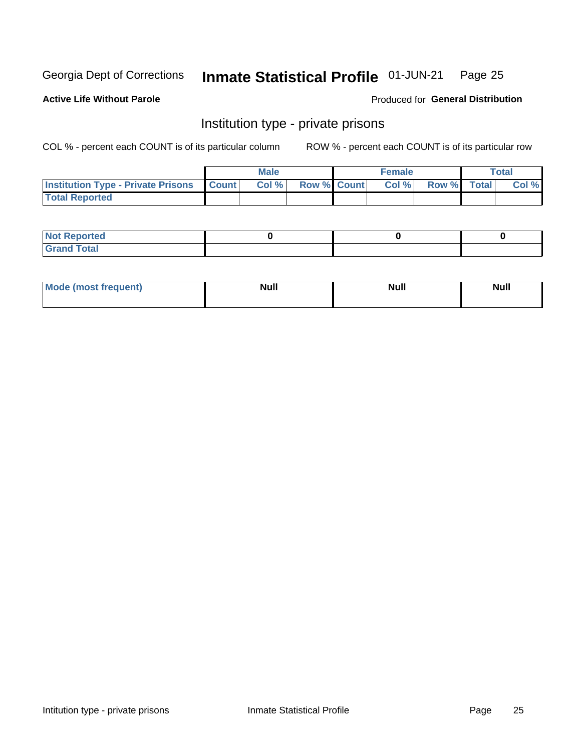Georgia Dept of Corrections **Inmate Statistical Profile** 01-JUN-21

**Active Life Without Parole**

Produced for **General Distribution**

## Institution type - private prisons

COL % - percent each COUNT is of its particular column

ROW % - percent each COUNT is of its particular row

| | Male | | | Female | | | Total | |
|---|---|---|---|---|---|---|---|---|
| **Institution Type - Private Prisons** | **Count** | **Col %** | **Row %** | **Count** | **Col %** | **Row %** | **Total** | **Col %** |
| **Total Reported** | | | | | | | | |

| | Male | Female | Total |
|---|---|---|---|
| **Not Reported** | 0 | 0 | 0 |
| **Grand Total** | | | |

| | Male | Female | Total |
|---|---|---|---|
| **Mode (most frequent)** | Null | Null | Null |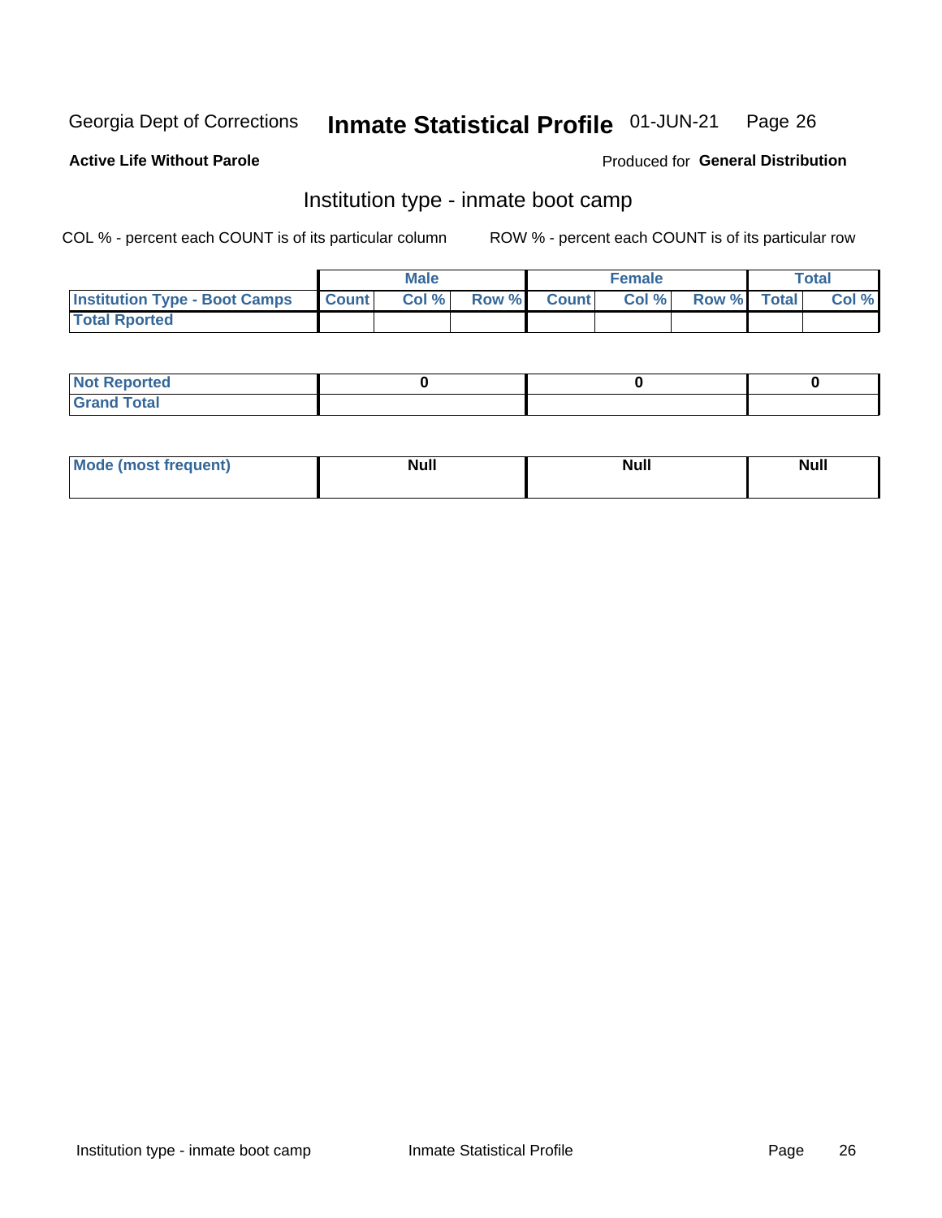Georgia Dept of Corrections **Inmate Statistical Profile** 01-JUN-21

**Active Life Without Parole**

Produced for **General Distribution**

## Institution type - inmate boot camp

COL % - percent each COUNT is of its particular column

ROW % - percent each COUNT is of its particular row

| | Male | | | Female | | | Total | |
|---|---|---|---|---|---|---|---|---|
| **Institution Type - Boot Camps** | **Count** | **Col %** | **Row %** | **Count** | **Col %** | **Row %** | **Total** | **Col %** |
| **Total Rported** | | | | | | | | |

| | Male | Female | Total |
|---|---|---|---|
| **Not Reported** | **0** | **0** | **0** |
| **Grand Total** | | | |

| | Male | Female | Total |
|---|---|---|---|
| **Mode (most frequent)** | **Null** | **Null** | **Null** |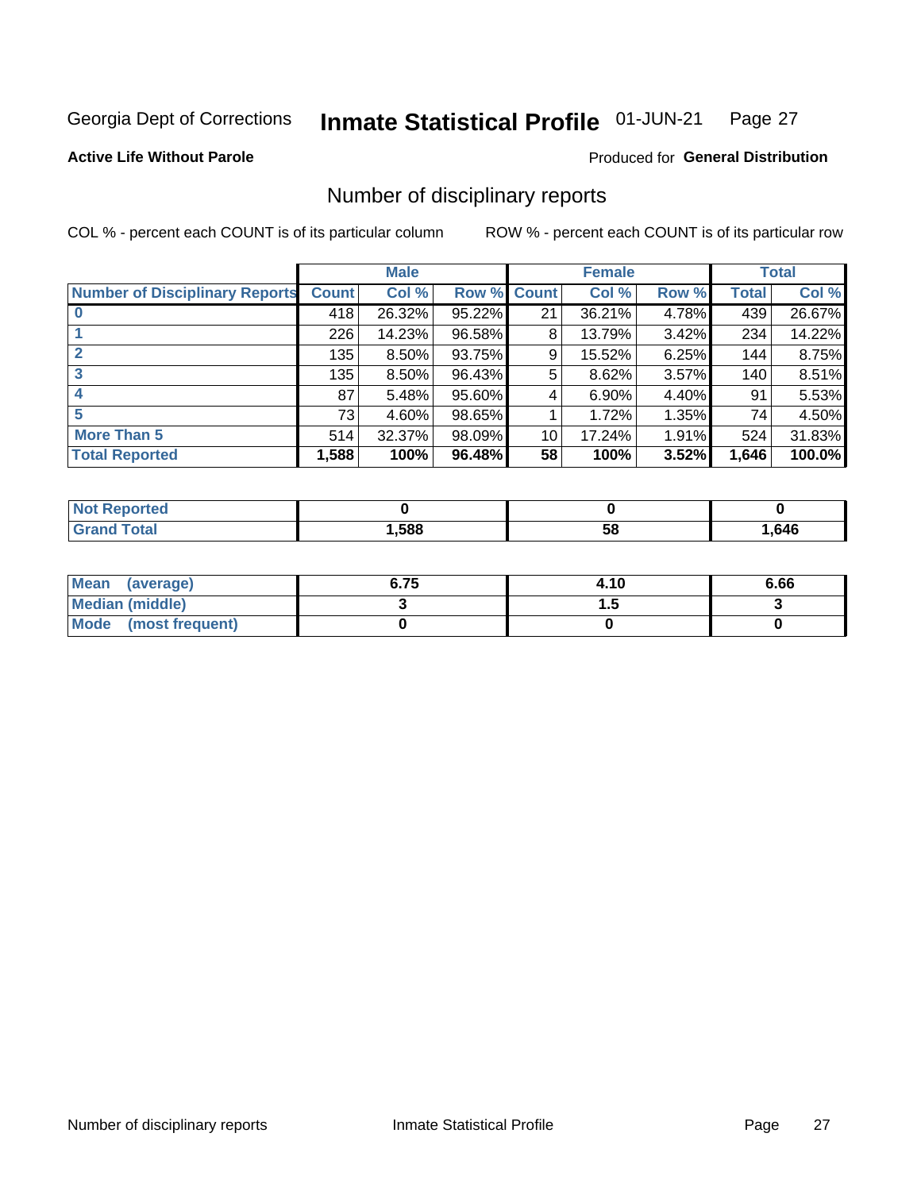Georgia Dept of Corrections **Inmate Statistical Profile** 01-JUN-21

**Active Life Without Parole**

Produced for **General Distribution**

## Number of disciplinary reports

COL % - percent each COUNT is of its particular column

ROW % - percent each COUNT is of its particular row

| | Male | | | Female | | | Total | |
|---|---|---|---|---|---|---|---|---|
| **Number of Disciplinary Reports** | **Count** | **Col %** | **Row %** | **Count** | **Col %** | **Row %** | **Total** | **Col %** |
| **0** | 418 | 26.32% | 95.22% | 21 | 36.21% | 4.78% | 439 | 26.67% |
| **1** | 226 | 14.23% | 96.58% | 8 | 13.79% | 3.42% | 234 | 14.22% |
| **2** | 135 | 8.50% | 93.75% | 9 | 15.52% | 6.25% | 144 | 8.75% |
| **3** | 135 | 8.50% | 96.43% | 5 | 8.62% | 3.57% | 140 | 8.51% |
| **4** | 87 | 5.48% | 95.60% | 4 | 6.90% | 4.40% | 91 | 5.53% |
| **5** | 73 | 4.60% | 98.65% | 1 | 1.72% | 1.35% | 74 | 4.50% |
| **More Than 5** | 514 | 32.37% | 98.09% | 10 | 17.24% | 1.91% | 524 | 31.83% |
| **Total Reported** | **1,588** | **100%** | **96.48%** | **58** | **100%** | **3.52%** | **1,646** | **100.0%** |

| | Male | Female | Total |
|---|---|---|---|
| **Not Reported** | **0** | **0** | **0** |
| **Grand Total** | **1,588** | **58** | **1,646** |

| | Male | Female | Total |
|---|---|---|---|
| **Mean (average)** | **6.75** | **4.10** | **6.66** |
| **Median (middle)** | **3** | **1.5** | **3** |
| **Mode (most frequent)** | **0** | **0** | **0** |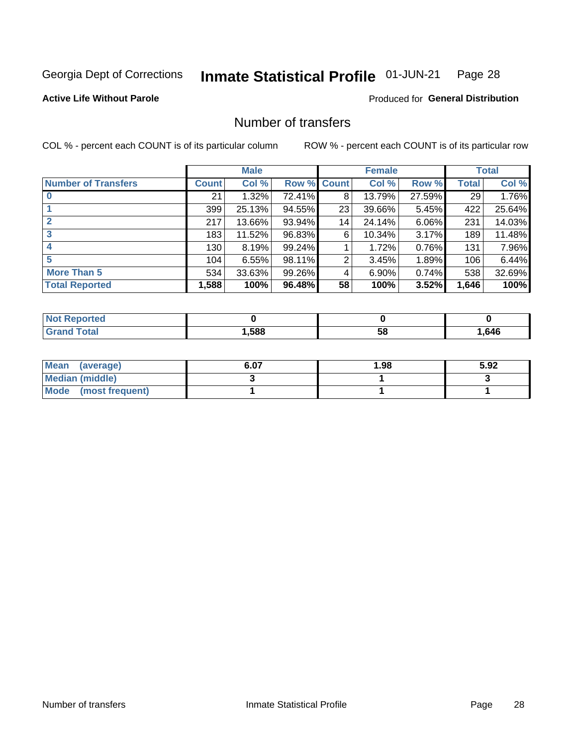Georgia Dept of Corrections **Inmate Statistical Profile** 01-JUN-21

**Active Life Without Parole**

Produced for **General Distribution**

## Number of transfers

COL % - percent each COUNT is of its particular column ROW % - percent each COUNT is of its particular row

| | Male | | | Female | | | Total | |
|---|---|---|---|---|---|---|---|---|
| **Number of Transfers** | **Count** | **Col %** | **Row %** | **Count** | **Col %** | **Row %** | **Total** | **Col %** |
| **0** | 21 | 1.32% | 72.41% | 8 | 13.79% | 27.59% | 29 | 1.76% |
| **1** | 399 | 25.13% | 94.55% | 23 | 39.66% | 5.45% | 422 | 25.64% |
| **2** | 217 | 13.66% | 93.94% | 14 | 24.14% | 6.06% | 231 | 14.03% |
| **3** | 183 | 11.52% | 96.83% | 6 | 10.34% | 3.17% | 189 | 11.48% |
| **4** | 130 | 8.19% | 99.24% | 1 | 1.72% | 0.76% | 131 | 7.96% |
| **5** | 104 | 6.55% | 98.11% | 2 | 3.45% | 1.89% | 106 | 6.44% |
| **More Than 5** | 534 | 33.63% | 99.26% | 4 | 6.90% | 0.74% | 538 | 32.69% |
| **Total Reported** | **1,588** | **100%** | **96.48%** | **58** | **100%** | **3.52%** | **1,646** | **100%** |

| | Male | Female | Total |
|---|---|---|---|
| **Not Reported** | **0** | **0** | **0** |
| **Grand Total** | **1,588** | **58** | **1,646** |

| | Male | Female | Total |
|---|---|---|---|
| **Mean (average)** | **6.07** | **1.98** | **5.92** |
| **Median (middle)** | **3** | **1** | **3** |
| **Mode (most frequent)** | **1** | **1** | **1** |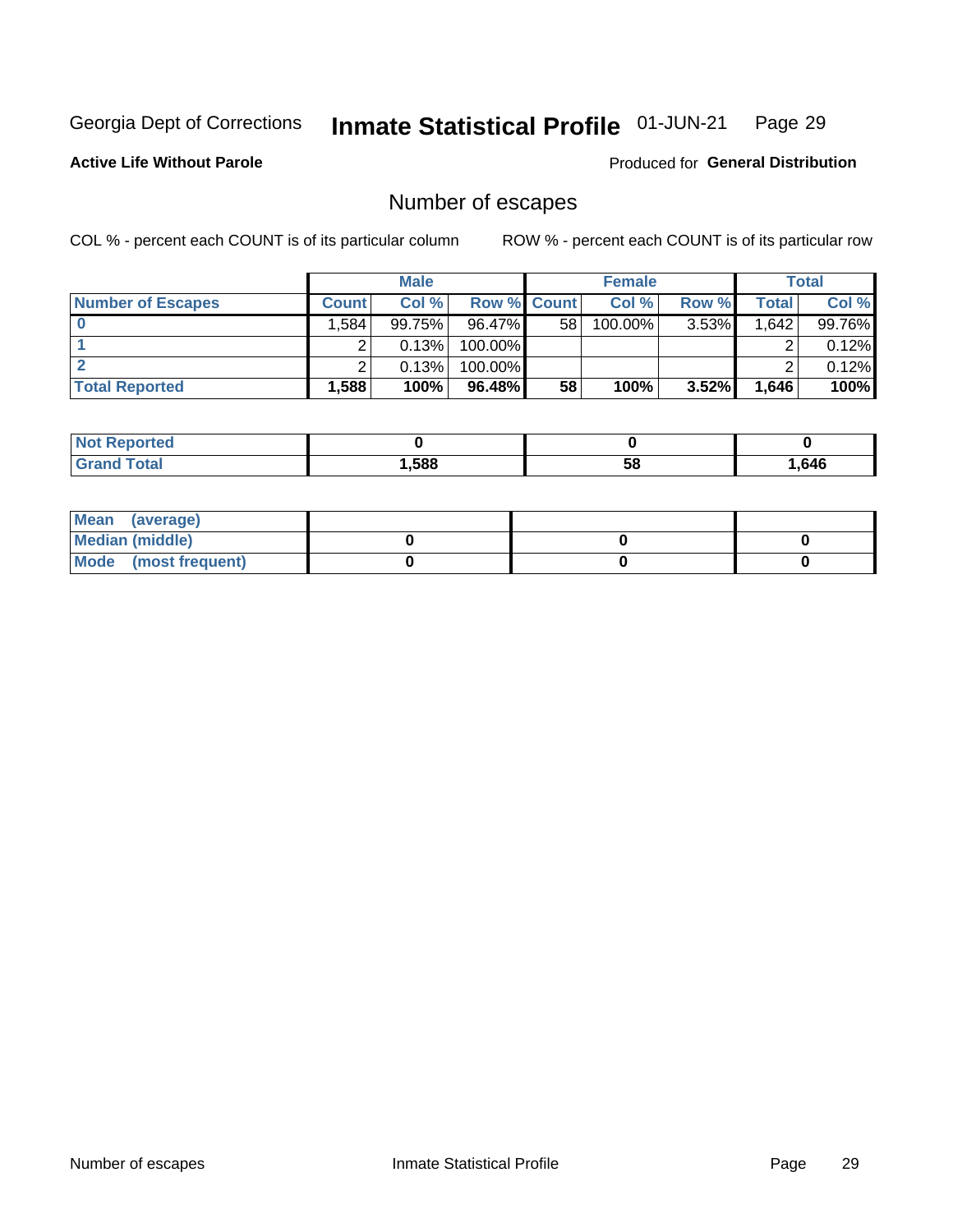Georgia Dept of Corrections **Inmate Statistical Profile** 01-JUN-21

**Active Life Without Parole**

Produced for **General Distribution**

## Number of escapes

COL % - percent each COUNT is of its particular column

ROW % - percent each COUNT is of its particular row

| | Male | | | Female | | | Total | |
|---|---|---|---|---|---|---|---|---|
| **Number of Escapes** | **Count** | **Col %** | **Row %** | **Count** | **Col %** | **Row %** | **Total** | **Col %** |
| **0** | 1,584 | 99.75% | 96.47% | 58 | 100.00% | 3.53% | 1,642 | 99.76% |
| **1** | 2 | 0.13% | 100.00% | | | | 2 | 0.12% |
| **2** | 2 | 0.13% | 100.00% | | | | 2 | 0.12% |
| **Total Reported** | **1,588** | **100%** | **96.48%** | **58** | **100%** | **3.52%** | **1,646** | **100%** |

| | Male | Female | Total |
|---|---|---|---|
| **Not Reported** | **0** | **0** | **0** |
| **Grand Total** | **1,588** | **58** | **1,646** |

| | Male | Female | Total |
|---|---|---|---|
| **Mean (average)** | | | |
| **Median (middle)** | **0** | **0** | **0** |
| **Mode (most frequent)** | **0** | **0** | **0** |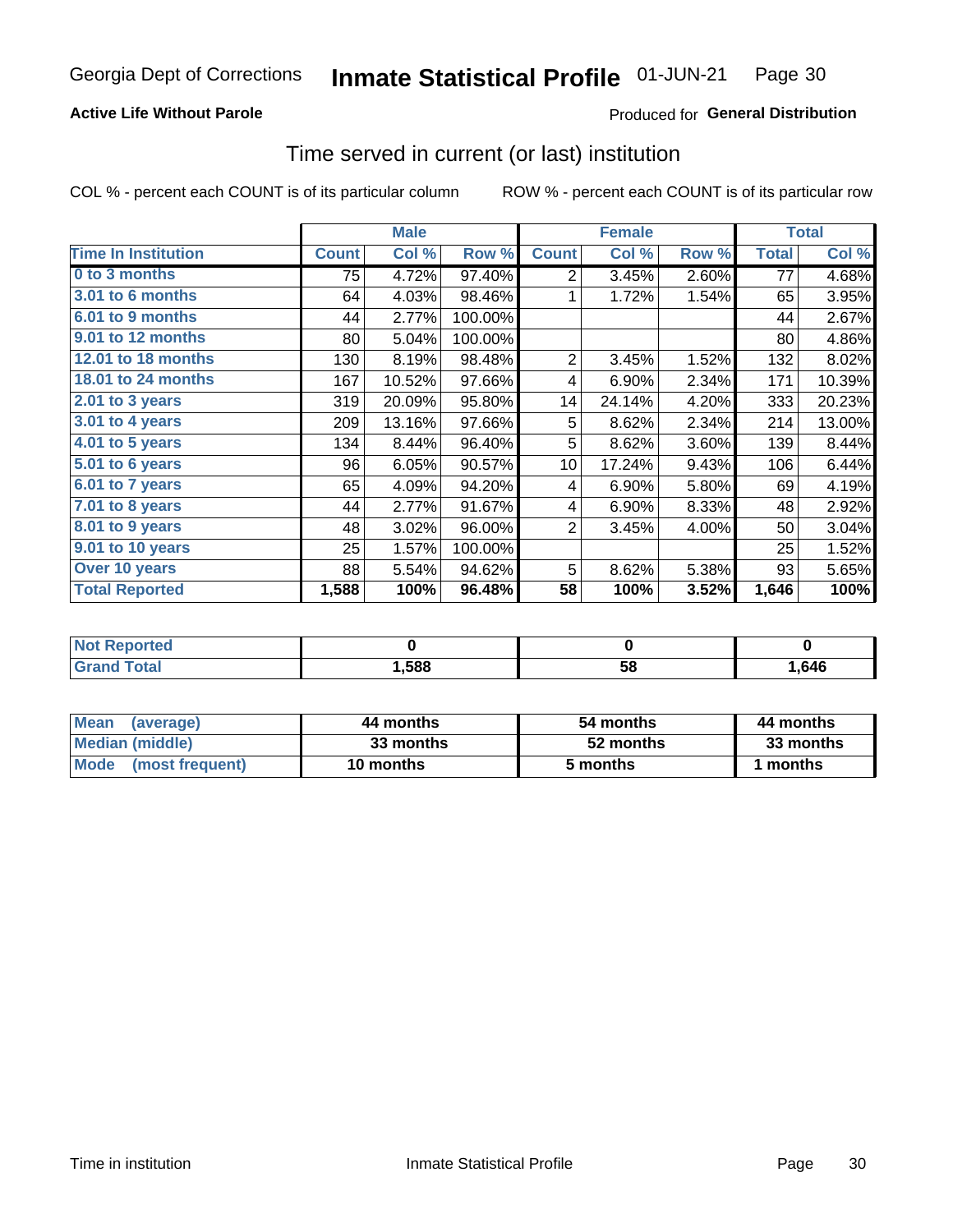Georgia Dept of Corrections **Inmate Statistical Profile** 01-JUN-21

**Active Life Without Parole**

Produced for **General Distribution**

## Time served in current (or last) institution

COL % - percent each COUNT is of its particular column ROW % - percent each COUNT is of its particular row

| | Male | | | Female | | | Total | |
|---|---|---|---|---|---|---|---|---|
| **Time In Institution** | **Count** | **Col %** | **Row %** | **Count** | **Col %** | **Row %** | **Total** | **Col %** |
| 0 to 3 months | 75 | 4.72% | 97.40% | 2 | 3.45% | 2.60% | 77 | 4.68% |
| 3.01 to 6 months | 64 | 4.03% | 98.46% | 1 | 1.72% | 1.54% | 65 | 3.95% |
| 6.01 to 9 months | 44 | 2.77% | 100.00% | | | | 44 | 2.67% |
| 9.01 to 12 months | 80 | 5.04% | 100.00% | | | | 80 | 4.86% |
| 12.01 to 18 months | 130 | 8.19% | 98.48% | 2 | 3.45% | 1.52% | 132 | 8.02% |
| 18.01 to 24 months | 167 | 10.52% | 97.66% | 4 | 6.90% | 2.34% | 171 | 10.39% |
| 2.01 to 3 years | 319 | 20.09% | 95.80% | 14 | 24.14% | 4.20% | 333 | 20.23% |
| 3.01 to 4 years | 209 | 13.16% | 97.66% | 5 | 8.62% | 2.34% | 214 | 13.00% |
| 4.01 to 5 years | 134 | 8.44% | 96.40% | 5 | 8.62% | 3.60% | 139 | 8.44% |
| 5.01 to 6 years | 96 | 6.05% | 90.57% | 10 | 17.24% | 9.43% | 106 | 6.44% |
| 6.01 to 7 years | 65 | 4.09% | 94.20% | 4 | 6.90% | 5.80% | 69 | 4.19% |
| 7.01 to 8 years | 44 | 2.77% | 91.67% | 4 | 6.90% | 8.33% | 48 | 2.92% |
| 8.01 to 9 years | 48 | 3.02% | 96.00% | 2 | 3.45% | 4.00% | 50 | 3.04% |
| 9.01 to 10 years | 25 | 1.57% | 100.00% | | | | 25 | 1.52% |
| Over 10 years | 88 | 5.54% | 94.62% | 5 | 8.62% | 5.38% | 93 | 5.65% |
| **Total Reported** | **1,588** | **100%** | **96.48%** | **58** | **100%** | **3.52%** | **1,646** | **100%** |

| | Male | Female | Total |
|---|---|---|---|
| Not Reported | 0 | 0 | 0 |
| Grand Total | 1,588 | 58 | 1,646 |

| | Male | Female | Total |
|---|---|---|---|
| Mean (average) | 44 months | 54 months | 44 months |
| Median (middle) | 33 months | 52 months | 33 months |
| Mode (most frequent) | 10 months | 5 months | 1 months |

Time in institution Inmate Statistical Profile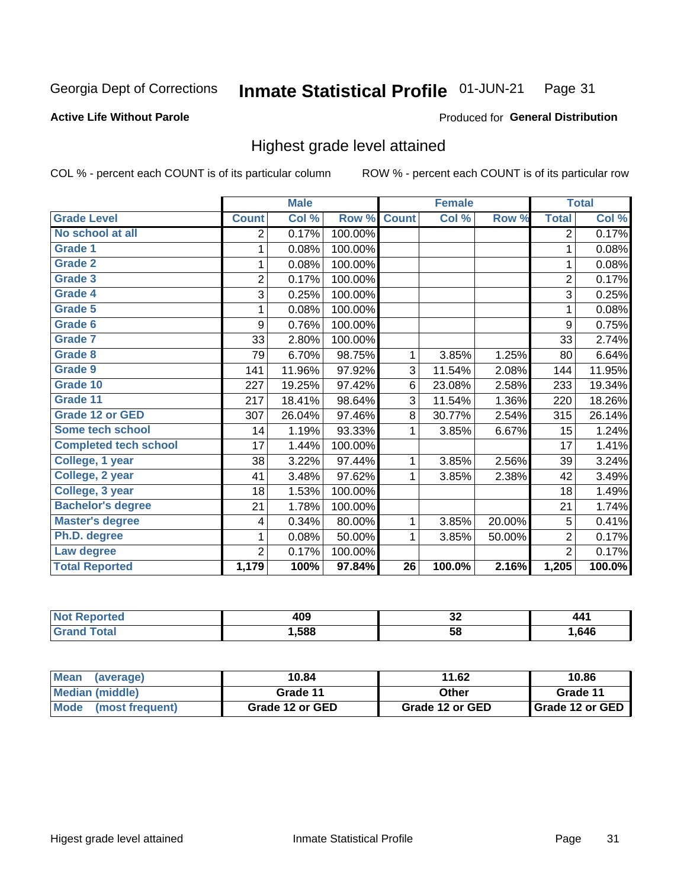Georgia Dept of Corrections **Inmate Statistical Profile** 01-JUN-21

**Active Life Without Parole**

Produced for **General Distribution**

## Highest grade level attained

COL % - percent each COUNT is of its particular column ROW % - percent each COUNT is of its particular row

| | Male | | | Female | | | Total | |
|---|---|---|---|---|---|---|---|---|
| Grade Level | Count | Col % | Row % | Count | Col % | Row % | Total | Col % |
| No school at all | 2 | 0.17% | 100.00% | | | | 2 | 0.17% |
| Grade 1 | 1 | 0.08% | 100.00% | | | | 1 | 0.08% |
| Grade 2 | 1 | 0.08% | 100.00% | | | | 1 | 0.08% |
| Grade 3 | 2 | 0.17% | 100.00% | | | | 2 | 0.17% |
| Grade 4 | 3 | 0.25% | 100.00% | | | | 3 | 0.25% |
| Grade 5 | 1 | 0.08% | 100.00% | | | | 1 | 0.08% |
| Grade 6 | 9 | 0.76% | 100.00% | | | | 9 | 0.75% |
| Grade 7 | 33 | 2.80% | 100.00% | | | | 33 | 2.74% |
| Grade 8 | 79 | 6.70% | 98.75% | 1 | 3.85% | 1.25% | 80 | 6.64% |
| Grade 9 | 141 | 11.96% | 97.92% | 3 | 11.54% | 2.08% | 144 | 11.95% |
| Grade 10 | 227 | 19.25% | 97.42% | 6 | 23.08% | 2.58% | 233 | 19.34% |
| Grade 11 | 217 | 18.41% | 98.64% | 3 | 11.54% | 1.36% | 220 | 18.26% |
| Grade 12 or GED | 307 | 26.04% | 97.46% | 8 | 30.77% | 2.54% | 315 | 26.14% |
| Some tech school | 14 | 1.19% | 93.33% | 1 | 3.85% | 6.67% | 15 | 1.24% |
| Completed tech school | 17 | 1.44% | 100.00% | | | | 17 | 1.41% |
| College, 1 year | 38 | 3.22% | 97.44% | 1 | 3.85% | 2.56% | 39 | 3.24% |
| College, 2 year | 41 | 3.48% | 97.62% | 1 | 3.85% | 2.38% | 42 | 3.49% |
| College, 3 year | 18 | 1.53% | 100.00% | | | | 18 | 1.49% |
| Bachelor's degree | 21 | 1.78% | 100.00% | | | | 21 | 1.74% |
| Master's degree | 4 | 0.34% | 80.00% | 1 | 3.85% | 20.00% | 5 | 0.41% |
| Ph.D. degree | 1 | 0.08% | 50.00% | 1 | 3.85% | 50.00% | 2 | 0.17% |
| Law degree | 2 | 0.17% | 100.00% | | | | 2 | 0.17% |
| **Total Reported** | **1,179** | **100%** | **97.84%** | **26** | **100.0%** | **2.16%** | **1,205** | **100.0%** |

| | Male | Female | Total |
|---|---|---|---|
| Not Reported | 409 | 32 | 441 |
| Grand Total | 1,588 | 58 | 1,646 |

| | Male | Female | Total |
|---|---|---|---|
| Mean (average) | 10.84 | 11.62 | 10.86 |
| Median (middle) | Grade 11 | Other | Grade 11 |
| Mode (most frequent) | Grade 12 or GED | Grade 12 or GED | Grade 12 or GED |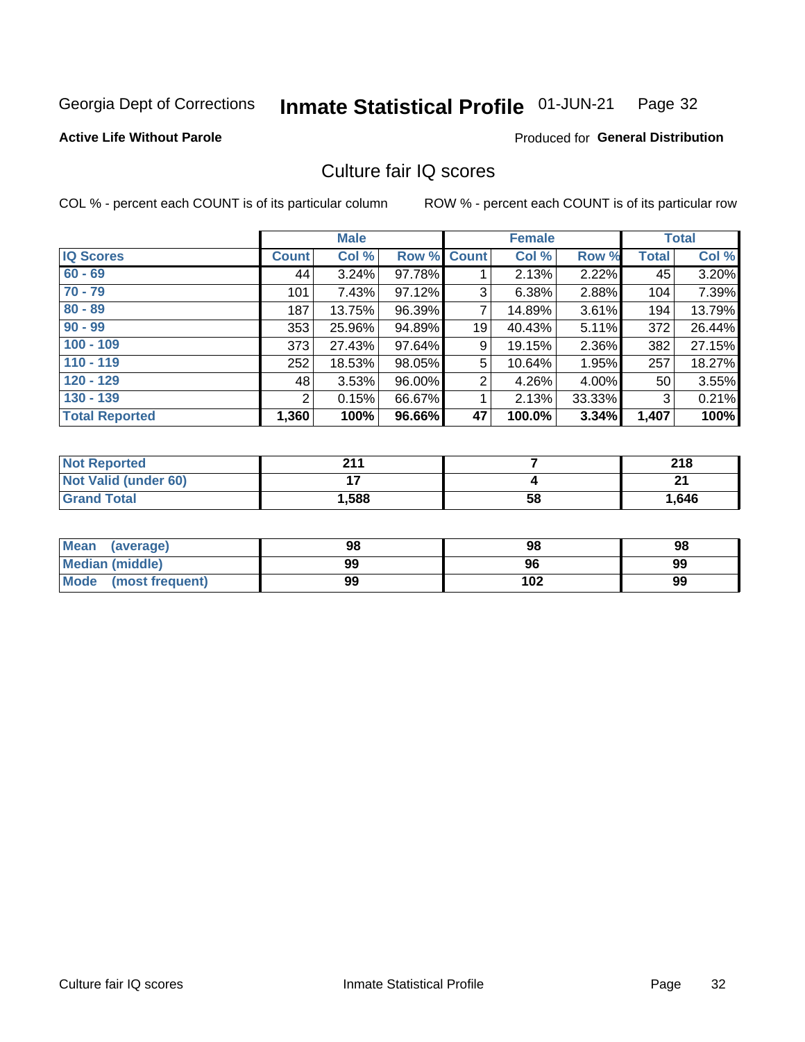Georgia Dept of Corrections **Inmate Statistical Profile** 01-JUN-21

**Active Life Without Parole**

Produced for **General Distribution**

## Culture fair IQ scores

COL % - percent each COUNT is of its particular column

ROW % - percent each COUNT is of its particular row

| | Male | | | Female | | | Total | |
|---|---|---|---|---|---|---|---|---|
| **IQ Scores** | **Count** | **Col %** | **Row %** | **Count** | **Col %** | **Row %** | **Total** | **Col %** |
| 60 - 69 | 44 | 3.24% | 97.78% | 1 | 2.13% | 2.22% | 45 | 3.20% |
| 70 - 79 | 101 | 7.43% | 97.12% | 3 | 6.38% | 2.88% | 104 | 7.39% |
| 80 - 89 | 187 | 13.75% | 96.39% | 7 | 14.89% | 3.61% | 194 | 13.79% |
| 90 - 99 | 353 | 25.96% | 94.89% | 19 | 40.43% | 5.11% | 372 | 26.44% |
| 100 - 109 | 373 | 27.43% | 97.64% | 9 | 19.15% | 2.36% | 382 | 27.15% |
| 110 - 119 | 252 | 18.53% | 98.05% | 5 | 10.64% | 1.95% | 257 | 18.27% |
| 120 - 129 | 48 | 3.53% | 96.00% | 2 | 4.26% | 4.00% | 50 | 3.55% |
| 130 - 139 | 2 | 0.15% | 66.67% | 1 | 2.13% | 33.33% | 3 | 0.21% |
| **Total Reported** | **1,360** | **100%** | **96.66%** | **47** | **100.0%** | **3.34%** | **1,407** | **100%** |

| | Male | Female | Total |
|---|---|---|---|
| Not Reported | 211 | 7 | 218 |
| Not Valid (under 60) | 17 | 4 | 21 |
| Grand Total | 1,588 | 58 | 1,646 |

| | Male | Female | Total |
|---|---|---|---|
| Mean (average) | 98 | 98 | 98 |
| Median (middle) | 99 | 96 | 99 |
| Mode (most frequent) | 99 | 102 | 99 |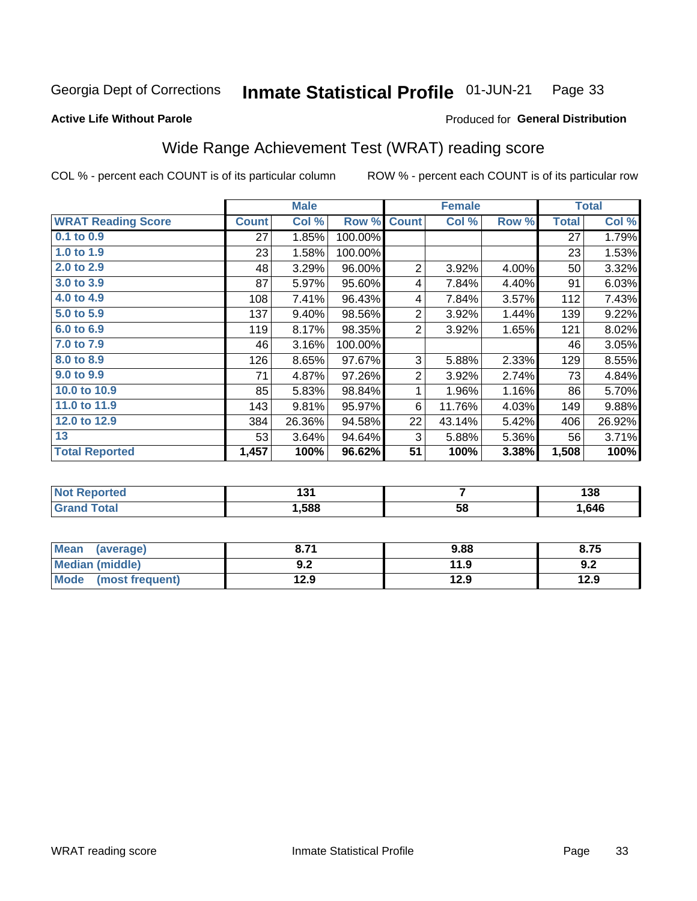Georgia Dept of Corrections **Inmate Statistical Profile** 01-JUN-21

**Active Life Without Parole**

Produced for **General Distribution**

## Wide Range Achievement Test (WRAT) reading score

COL % - percent each COUNT is of its particular column ROW % - percent each COUNT is of its particular row

| | Male | | | Female | | | Total | |
|---|---|---|---|---|---|---|---|---|
| **WRAT Reading Score** | **Count** | **Col %** | **Row %** | **Count** | **Col %** | **Row %** | **Total** | **Col %** |
| 0.1 to 0.9 | 27 | 1.85% | 100.00% | | | | 27 | 1.79% |
| 1.0 to 1.9 | 23 | 1.58% | 100.00% | | | | 23 | 1.53% |
| 2.0 to 2.9 | 48 | 3.29% | 96.00% | 2 | 3.92% | 4.00% | 50 | 3.32% |
| 3.0 to 3.9 | 87 | 5.97% | 95.60% | 4 | 7.84% | 4.40% | 91 | 6.03% |
| 4.0 to 4.9 | 108 | 7.41% | 96.43% | 4 | 7.84% | 3.57% | 112 | 7.43% |
| 5.0 to 5.9 | 137 | 9.40% | 98.56% | 2 | 3.92% | 1.44% | 139 | 9.22% |
| 6.0 to 6.9 | 119 | 8.17% | 98.35% | 2 | 3.92% | 1.65% | 121 | 8.02% |
| 7.0 to 7.9 | 46 | 3.16% | 100.00% | | | | 46 | 3.05% |
| 8.0 to 8.9 | 126 | 8.65% | 97.67% | 3 | 5.88% | 2.33% | 129 | 8.55% |
| 9.0 to 9.9 | 71 | 4.87% | 97.26% | 2 | 3.92% | 2.74% | 73 | 4.84% |
| 10.0 to 10.9 | 85 | 5.83% | 98.84% | 1 | 1.96% | 1.16% | 86 | 5.70% |
| 11.0 to 11.9 | 143 | 9.81% | 95.97% | 6 | 11.76% | 4.03% | 149 | 9.88% |
| 12.0 to 12.9 | 384 | 26.36% | 94.58% | 22 | 43.14% | 5.42% | 406 | 26.92% |
| 13 | 53 | 3.64% | 94.64% | 3 | 5.88% | 5.36% | 56 | 3.71% |
| **Total Reported** | **1,457** | **100%** | **96.62%** | **51** | **100%** | **3.38%** | **1,508** | **100%** |

| | Male | Female | Total |
|---|---|---|---|
| Not Reported | 131 | 7 | 138 |
| Grand Total | 1,588 | 58 | 1,646 |

| | Male | Female | Total |
|---|---|---|---|
| Mean (average) | 8.71 | 9.88 | 8.75 |
| Median (middle) | 9.2 | 11.9 | 9.2 |
| Mode (most frequent) | 12.9 | 12.9 | 12.9 |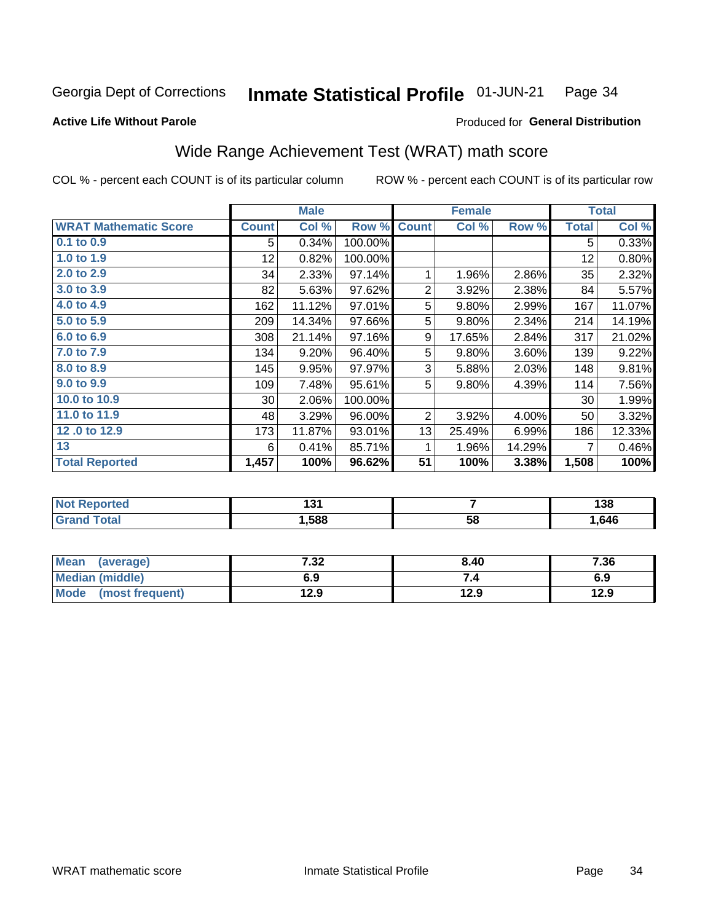Georgia Dept of Corrections **Inmate Statistical Profile** 01-JUN-21

**Active Life Without Parole**

Produced for **General Distribution**

## Wide Range Achievement Test (WRAT) math score

COL % - percent each COUNT is of its particular column ROW % - percent each COUNT is of its particular row

| | Male | | | Female | | | Total | |
|---|---|---|---|---|---|---|---|---|
| **WRAT Mathematic Score** | **Count** | **Col %** | **Row %** | **Count** | **Col %** | **Row %** | **Total** | **Col %** |
| **0.1 to 0.9** | 5 | 0.34% | 100.00% | | | | 5 | 0.33% |
| **1.0 to 1.9** | 12 | 0.82% | 100.00% | | | | 12 | 0.80% |
| **2.0 to 2.9** | 34 | 2.33% | 97.14% | 1 | 1.96% | 2.86% | 35 | 2.32% |
| **3.0 to 3.9** | 82 | 5.63% | 97.62% | 2 | 3.92% | 2.38% | 84 | 5.57% |
| **4.0 to 4.9** | 162 | 11.12% | 97.01% | 5 | 9.80% | 2.99% | 167 | 11.07% |
| **5.0 to 5.9** | 209 | 14.34% | 97.66% | 5 | 9.80% | 2.34% | 214 | 14.19% |
| **6.0 to 6.9** | 308 | 21.14% | 97.16% | 9 | 17.65% | 2.84% | 317 | 21.02% |
| **7.0 to 7.9** | 134 | 9.20% | 96.40% | 5 | 9.80% | 3.60% | 139 | 9.22% |
| **8.0 to 8.9** | 145 | 9.95% | 97.97% | 3 | 5.88% | 2.03% | 148 | 9.81% |
| **9.0 to 9.9** | 109 | 7.48% | 95.61% | 5 | 9.80% | 4.39% | 114 | 7.56% |
| **10.0 to 10.9** | 30 | 2.06% | 100.00% | | | | 30 | 1.99% |
| **11.0 to 11.9** | 48 | 3.29% | 96.00% | 2 | 3.92% | 4.00% | 50 | 3.32% |
| **12 .0 to 12.9** | 173 | 11.87% | 93.01% | 13 | 25.49% | 6.99% | 186 | 12.33% |
| **13** | 6 | 0.41% | 85.71% | 1 | 1.96% | 14.29% | 7 | 0.46% |
| **Total Reported** | **1,457** | **100%** | **96.62%** | **51** | **100%** | **3.38%** | **1,508** | **100%** |

| | Male | Female | Total |
|---|---|---|---|
| **Not Reported** | **131** | **7** | **138** |
| **Grand Total** | **1,588** | **58** | **1,646** |

| | Male | Female | Total |
|---|---|---|---|
| **Mean (average)** | **7.32** | **8.40** | **7.36** |
| **Median (middle)** | **6.9** | **7.4** | **6.9** |
| **Mode (most frequent)** | **12.9** | **12.9** | **12.9** |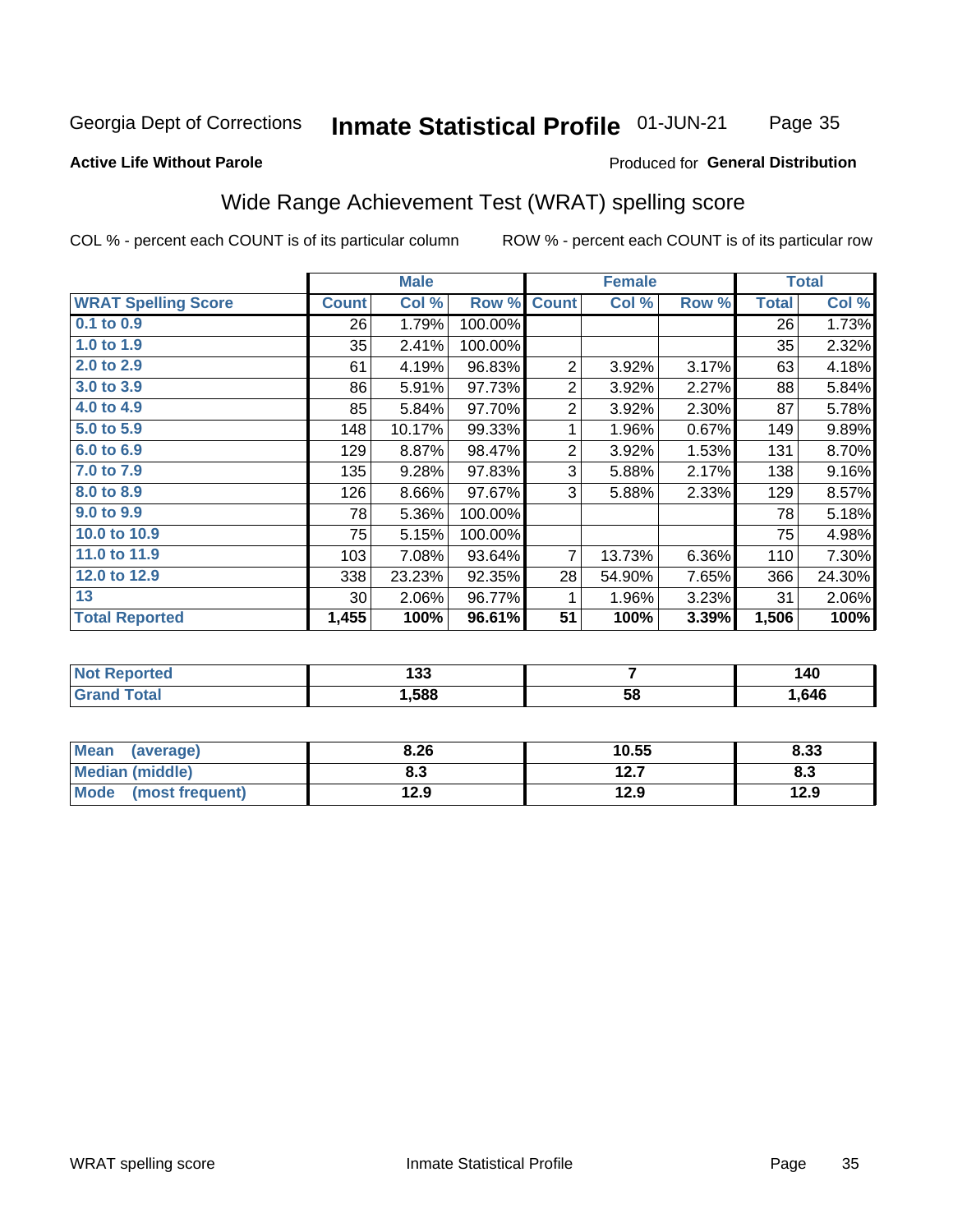Georgia Dept of Corrections **Inmate Statistical Profile** 01-JUN-21

**Active Life Without Parole**

Produced for **General Distribution**

## Wide Range Achievement Test (WRAT) spelling score

COL % - percent each COUNT is of its particular column     ROW % - percent each COUNT is of its particular row

| | Male | | | Female | | | Total | |
|---|---|---|---|---|---|---|---|---|
| **WRAT Spelling Score** | **Count** | **Col %** | **Row %** | **Count** | **Col %** | **Row %** | **Total** | **Col %** |
| 0.1 to 0.9 | 26 | 1.79% | 100.00% | | | | 26 | 1.73% |
| 1.0 to 1.9 | 35 | 2.41% | 100.00% | | | | 35 | 2.32% |
| 2.0 to 2.9 | 61 | 4.19% | 96.83% | 2 | 3.92% | 3.17% | 63 | 4.18% |
| 3.0 to 3.9 | 86 | 5.91% | 97.73% | 2 | 3.92% | 2.27% | 88 | 5.84% |
| 4.0 to 4.9 | 85 | 5.84% | 97.70% | 2 | 3.92% | 2.30% | 87 | 5.78% |
| 5.0 to 5.9 | 148 | 10.17% | 99.33% | 1 | 1.96% | 0.67% | 149 | 9.89% |
| 6.0 to 6.9 | 129 | 8.87% | 98.47% | 2 | 3.92% | 1.53% | 131 | 8.70% |
| 7.0 to 7.9 | 135 | 9.28% | 97.83% | 3 | 5.88% | 2.17% | 138 | 9.16% |
| 8.0 to 8.9 | 126 | 8.66% | 97.67% | 3 | 5.88% | 2.33% | 129 | 8.57% |
| 9.0 to 9.9 | 78 | 5.36% | 100.00% | | | | 78 | 5.18% |
| 10.0 to 10.9 | 75 | 5.15% | 100.00% | | | | 75 | 4.98% |
| 11.0 to 11.9 | 103 | 7.08% | 93.64% | 7 | 13.73% | 6.36% | 110 | 7.30% |
| 12.0 to 12.9 | 338 | 23.23% | 92.35% | 28 | 54.90% | 7.65% | 366 | 24.30% |
| 13 | 30 | 2.06% | 96.77% | 1 | 1.96% | 3.23% | 31 | 2.06% |
| **Total Reported** | **1,455** | **100%** | **96.61%** | **51** | **100%** | **3.39%** | **1,506** | **100%** |

| | Male | Female | Total |
|---|---|---|---|
| Not Reported | 133 | 7 | 140 |
| Grand Total | 1,588 | 58 | 1,646 |

| | Male | Female | Total |
|---|---|---|---|
| Mean (average) | 8.26 | 10.55 | 8.33 |
| Median (middle) | 8.3 | 12.7 | 8.3 |
| Mode (most frequent) | 12.9 | 12.9 | 12.9 |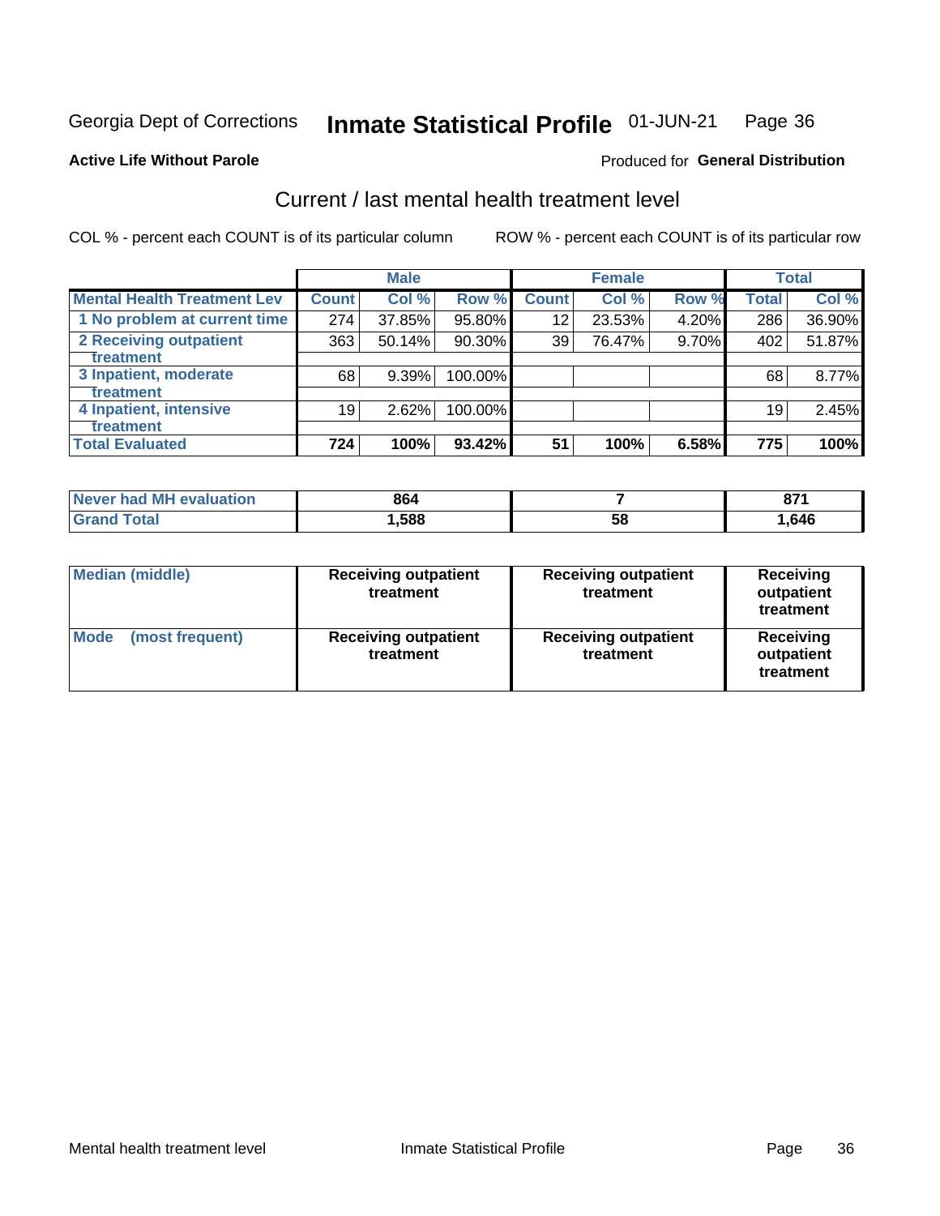Georgia Dept of Corrections **Inmate Statistical Profile** 01-JUN-21

**Active Life Without Parole**

Produced for **General Distribution**

## Current / last mental health treatment level

COL % - percent each COUNT is of its particular column

ROW % - percent each COUNT is of its particular row

| | Male | | | Female | | | Total | |
|---|---|---|---|---|---|---|---|---|
| **Mental Health Treatment Lev** | **Count** | **Col %** | **Row %** | **Count** | **Col %** | **Row %** | **Total** | **Col %** |
| 1 No problem at current time | 274 | 37.85% | 95.80% | 12 | 23.53% | 4.20% | 286 | 36.90% |
| 2 Receiving outpatient treatment | 363 | 50.14% | 90.30% | 39 | 76.47% | 9.70% | 402 | 51.87% |
| 3 Inpatient, moderate treatment | 68 | 9.39% | 100.00% | | | | 68 | 8.77% |
| 4 Inpatient, intensive treatment | 19 | 2.62% | 100.00% | | | | 19 | 2.45% |
| **Total Evaluated** | **724** | **100%** | **93.42%** | **51** | **100%** | **6.58%** | **775** | **100%** |

| | Male | Female | Total |
|---|---|---|---|
| Never had MH evaluation | 864 | 7 | 871 |
| Grand Total | 1,588 | 58 | 1,646 |

| | Male | Female | Total |
|---|---|---|---|
| Median (middle) | Receiving outpatient treatment | Receiving outpatient treatment | Receiving outpatient treatment |
| Mode (most frequent) | Receiving outpatient treatment | Receiving outpatient treatment | Receiving outpatient treatment |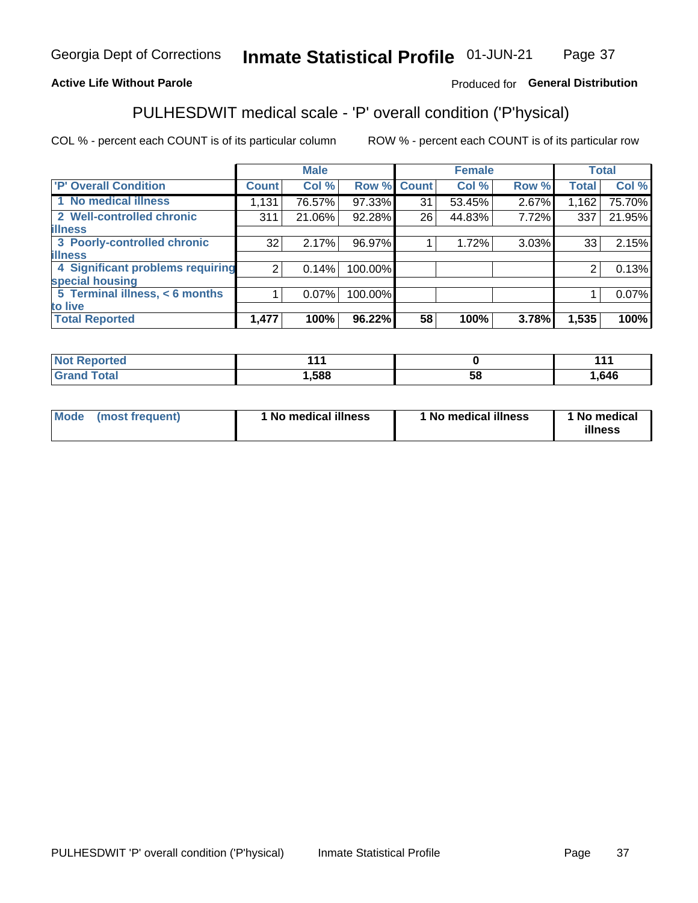Georgia Dept of Corrections **Inmate Statistical Profile** 01-JUN-21

**Active Life Without Parole**

Produced for **General Distribution**

## PULHESDWIT medical scale - 'P' overall condition ('P'hysical)

COL % - percent each COUNT is of its particular column

ROW % - percent each COUNT is of its particular row

| | Male | | | Female | | | Total | |
|---|---|---|---|---|---|---|---|---|
| 'P' Overall Condition | Count | Col % | Row % | Count | Col % | Row % | Total | Col % |
| 1 No medical illness | 1,131 | 76.57% | 97.33% | 31 | 53.45% | 2.67% | 1,162 | 75.70% |
| 2 Well-controlled chronic illness | 311 | 21.06% | 92.28% | 26 | 44.83% | 7.72% | 337 | 21.95% |
| 3 Poorly-controlled chronic illness | 32 | 2.17% | 96.97% | 1 | 1.72% | 3.03% | 33 | 2.15% |
| 4 Significant problems requiring special housing | 2 | 0.14% | 100.00% | | | | 2 | 0.13% |
| 5 Terminal illness, < 6 months to live | 1 | 0.07% | 100.00% | | | | 1 | 0.07% |
| **Total Reported** | **1,477** | **100%** | **96.22%** | **58** | **100%** | **3.78%** | **1,535** | **100%** |

| | Male | Female | Total |
|---|---|---|---|
| **Not Reported** | **111** | **0** | **111** |
| **Grand Total** | **1,588** | **58** | **1,646** |

| | Male | Female | Total |
|---|---|---|---|
| **Mode (most frequent)** | **1 No medical illness** | **1 No medical illness** | **1 No medical illness** |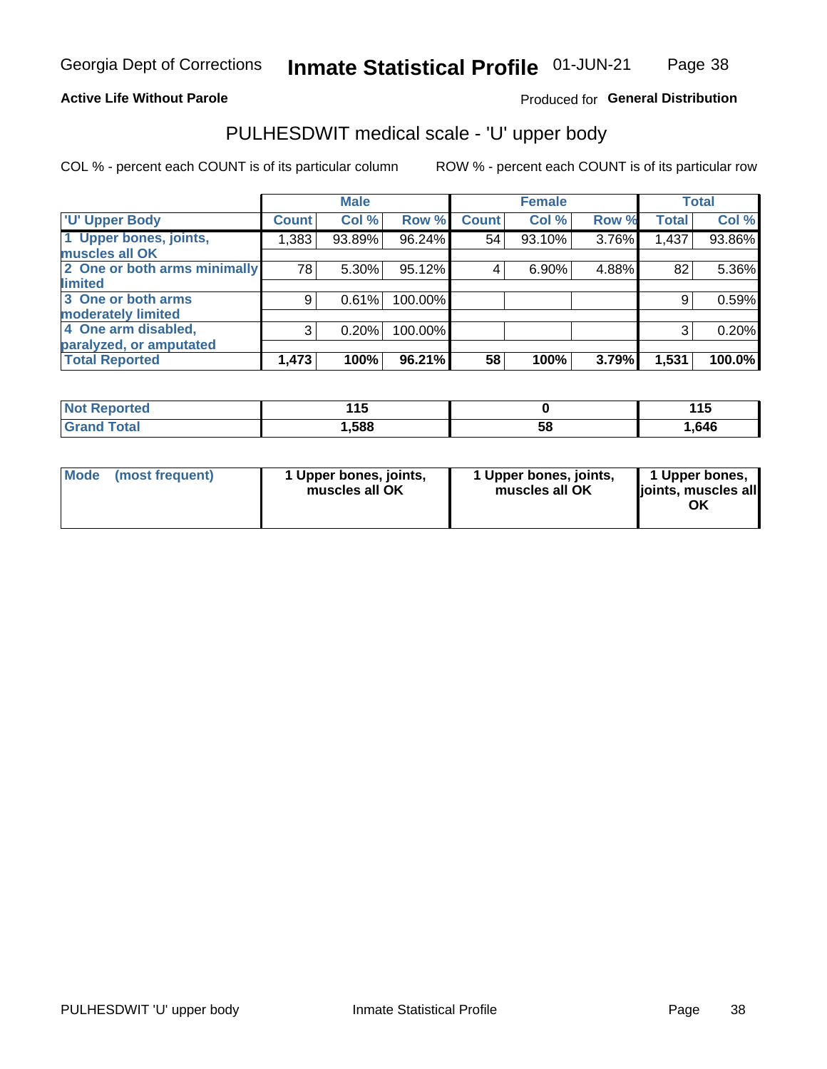Georgia Dept of Corrections **Inmate Statistical Profile** 01-JUN-21

**Active Life Without Parole**

Produced for **General Distribution**

## PULHESDWIT medical scale - 'U' upper body

COL % - percent each COUNT is of its particular column

ROW % - percent each COUNT is of its particular row

| | Male | | | Female | | | Total | |
|---|---|---|---|---|---|---|---|---|
| 'U' Upper Body | Count | Col % | Row % | Count | Col % | Row % | Total | Col % |
| 1 Upper bones, joints, muscles all OK | 1,383 | 93.89% | 96.24% | 54 | 93.10% | 3.76% | 1,437 | 93.86% |
| 2 One or both arms minimally limited | 78 | 5.30% | 95.12% | 4 | 6.90% | 4.88% | 82 | 5.36% |
| 3 One or both arms moderately limited | 9 | 0.61% | 100.00% | | | | 9 | 0.59% |
| 4 One arm disabled, paralyzed, or amputated | 3 | 0.20% | 100.00% | | | | 3 | 0.20% |
| **Total Reported** | **1,473** | **100%** | **96.21%** | **58** | **100%** | **3.79%** | **1,531** | **100.0%** |

| | Male | Female | Total |
|---|---|---|---|
| Not Reported | 115 | 0 | 115 |
| Grand Total | 1,588 | 58 | 1,646 |

| | Male | Female | Total |
|---|---|---|---|
| Mode (most frequent) | 1 Upper bones, joints, muscles all OK | 1 Upper bones, joints, muscles all OK | 1 Upper bones, joints, muscles all OK |

PULHESDWIT 'U' upper body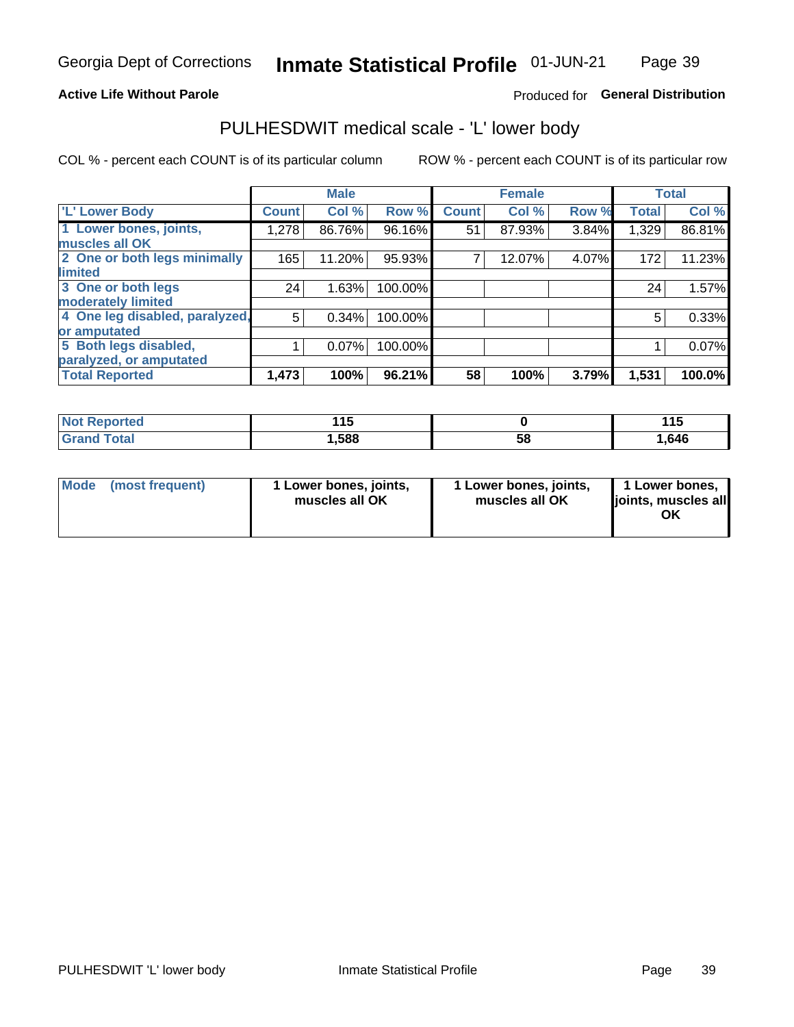Georgia Dept of Corrections **Inmate Statistical Profile** 01-JUN-21

**Active Life Without Parole**

Produced for **General Distribution**

## PULHESDWIT medical scale - 'L' lower body

COL % - percent each COUNT is of its particular column ROW % - percent each COUNT is of its particular row

| | Male | | | Female | | | Total | |
|---|---|---|---|---|---|---|---|---|
| 'L' Lower Body | Count | Col % | Row % | Count | Col % | Row % | Total | Col % |
| 1 Lower bones, joints, muscles all OK | 1,278 | 86.76% | 96.16% | 51 | 87.93% | 3.84% | 1,329 | 86.81% |
| 2 One or both legs minimally limited | 165 | 11.20% | 95.93% | 7 | 12.07% | 4.07% | 172 | 11.23% |
| 3 One or both legs moderately limited | 24 | 1.63% | 100.00% | | | | 24 | 1.57% |
| 4 One leg disabled, paralyzed, or amputated | 5 | 0.34% | 100.00% | | | | 5 | 0.33% |
| 5 Both legs disabled, paralyzed, or amputated | 1 | 0.07% | 100.00% | | | | 1 | 0.07% |
| Total Reported | 1,473 | 100% | 96.21% | 58 | 100% | 3.79% | 1,531 | 100.0% |

| | Male | Female | Total |
|---|---|---|---|
| Not Reported | 115 | 0 | 115 |
| Grand Total | 1,588 | 58 | 1,646 |

| | Male | Female | Total |
|---|---|---|---|
| Mode (most frequent) | 1 Lower bones, joints, muscles all OK | 1 Lower bones, joints, muscles all OK | 1 Lower bones, joints, muscles all OK |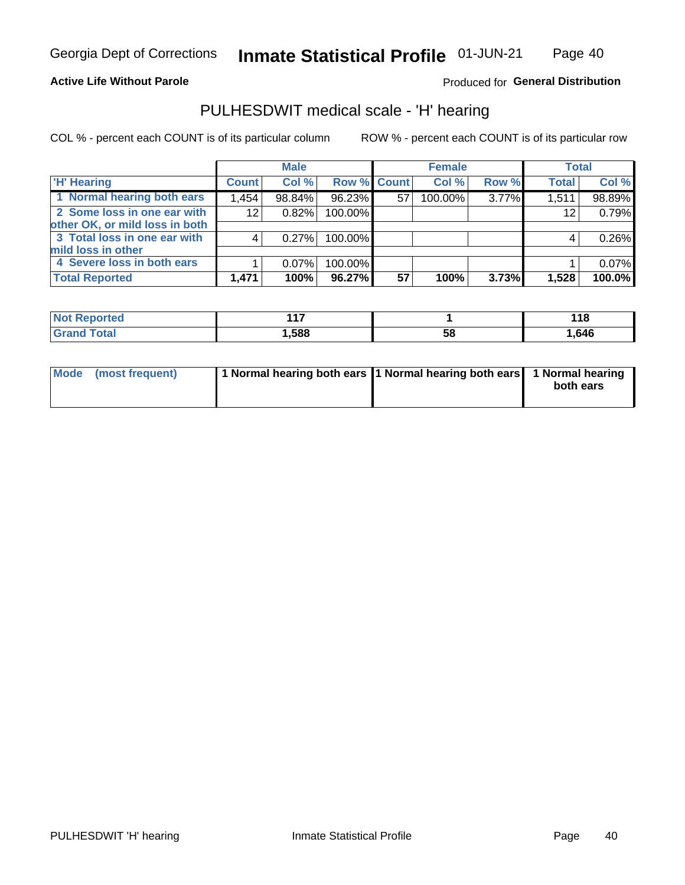Georgia Dept of Corrections **Inmate Statistical Profile** 01-JUN-21

**Active Life Without Parole**

Produced for **General Distribution**

## PULHESDWIT medical scale - 'H' hearing

COL % - percent each COUNT is of its particular column

ROW % - percent each COUNT is of its particular row

| | Male | | | Female | | | Total | |
|---|---|---|---|---|---|---|---|---|
| 'H' Hearing | Count | Col % | Row % | Count | Col % | Row % | Total | Col % |
| 1 Normal hearing both ears | 1,454 | 98.84% | 96.23% | 57 | 100.00% | 3.77% | 1,511 | 98.89% |
| 2 Some loss in one ear with other OK, or mild loss in both | 12 | 0.82% | 100.00% | | | | 12 | 0.79% |
| 3 Total loss in one ear with mild loss in other | 4 | 0.27% | 100.00% | | | | 4 | 0.26% |
| 4 Severe loss in both ears | 1 | 0.07% | 100.00% | | | | 1 | 0.07% |
| **Total Reported** | **1,471** | **100%** | **96.27%** | **57** | **100%** | **3.73%** | **1,528** | **100.0%** |

| | Male | Female | Total |
|---|---|---|---|
| Not Reported | 117 | 1 | 118 |
| Grand Total | 1,588 | 58 | 1,646 |

| | Male | Female | Total |
|---|---|---|---|
| Mode (most frequent) | 1 Normal hearing both ears | 1 Normal hearing both ears | 1 Normal hearing both ears |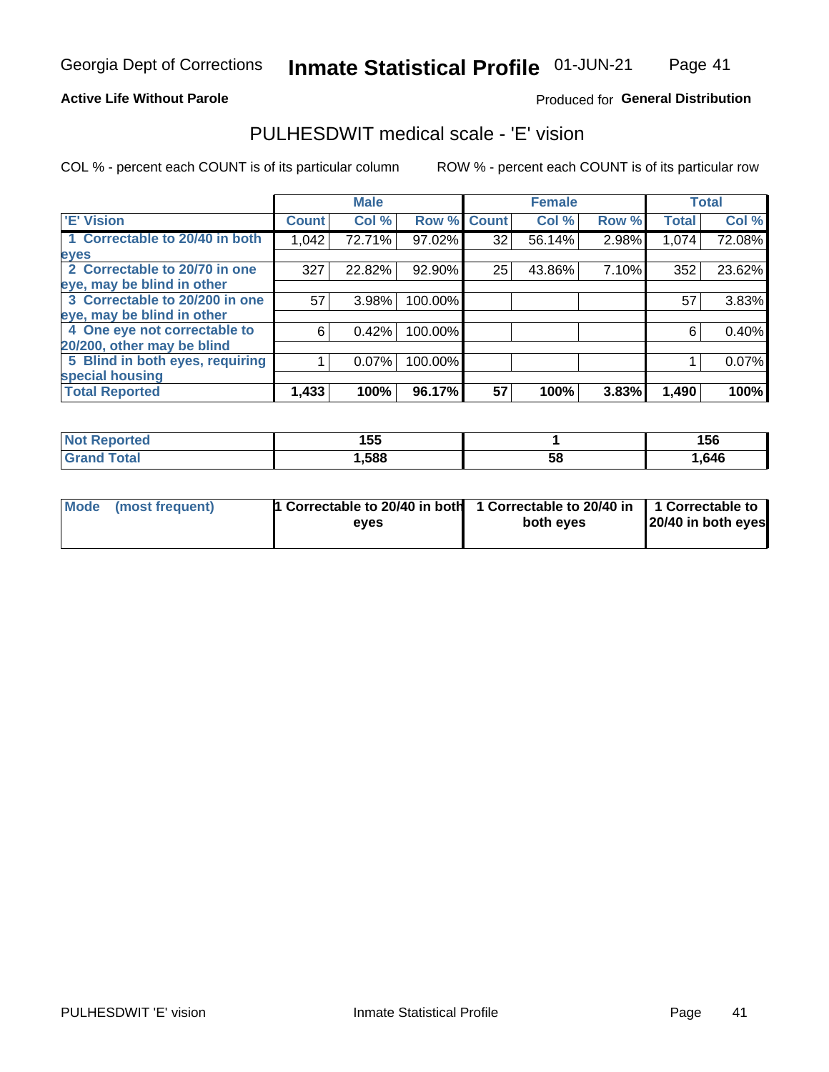Georgia Dept of Corrections **Inmate Statistical Profile** 01-JUN-21

**Active Life Without Parole**

Produced for **General Distribution**

## PULHESDWIT medical scale - 'E' vision

COL % - percent each COUNT is of its particular column ROW % - percent each COUNT is of its particular row

| 'E' Vision | Male | | | Female | | | Total | |
|---|---|---|---|---|---|---|---|---|
| | Count | Col % | Row % | Count | Col % | Row % | Total | Col % |
| 1 Correctable to 20/40 in both eyes | 1,042 | 72.71% | 97.02% | 32 | 56.14% | 2.98% | 1,074 | 72.08% |
| 2 Correctable to 20/70 in one eye, may be blind in other | 327 | 22.82% | 92.90% | 25 | 43.86% | 7.10% | 352 | 23.62% |
| 3 Correctable to 20/200 in one eye, may be blind in other | 57 | 3.98% | 100.00% | | | | 57 | 3.83% |
| 4 One eye not correctable to 20/200, other may be blind | 6 | 0.42% | 100.00% | | | | 6 | 0.40% |
| 5 Blind in both eyes, requiring special housing | 1 | 0.07% | 100.00% | | | | 1 | 0.07% |
| **Total Reported** | **1,433** | **100%** | **96.17%** | **57** | **100%** | **3.83%** | **1,490** | **100%** |

| | Male | Female | Total |
|---|---|---|---|
| **Not Reported** | **155** | **1** | **156** |
| **Grand Total** | **1,588** | **58** | **1,646** |

| Mode (most frequent) | Male | Female | Total |
|---|---|---|---|
| | **1 Correctable to 20/40 in both eyes** | **1 Correctable to 20/40 in both eyes** | **1 Correctable to 20/40 in both eyes** |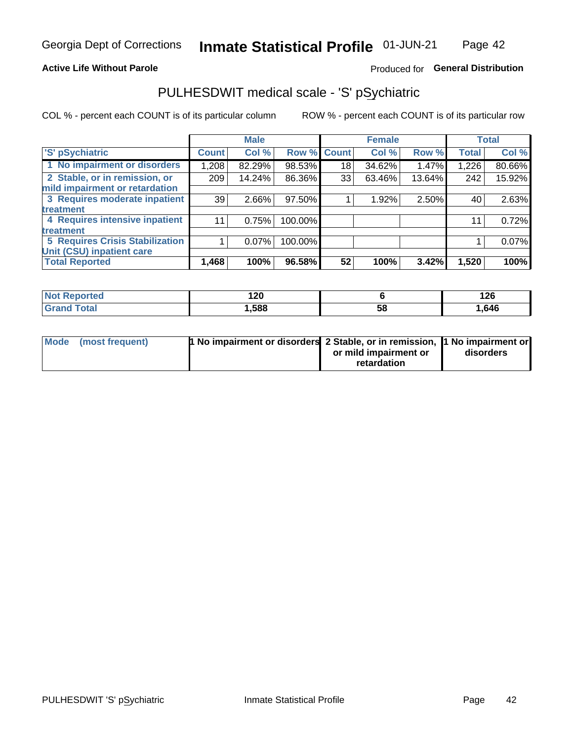Georgia Dept of Corrections **Inmate Statistical Profile** 01-JUN-21

**Active Life Without Parole**

Produced for **General Distribution**

## PULHESDWIT medical scale - 'S' pSychiatric

COL % - percent each COUNT is of its particular column

ROW % - percent each COUNT is of its particular row

| 'S' pSychiatric | Male | | | Female | | | Total | |
|---|---|---|---|---|---|---|---|---|
| | Count | Col % | Row % | Count | Col % | Row % | Total | Col % |
| 1 No impairment or disorders | 1,208 | 82.29% | 98.53% | 18 | 34.62% | 1.47% | 1,226 | 80.66% |
| 2 Stable, or in remission, or mild impairment or retardation | 209 | 14.24% | 86.36% | 33 | 63.46% | 13.64% | 242 | 15.92% |
| 3 Requires moderate inpatient treatment | 39 | 2.66% | 97.50% | 1 | 1.92% | 2.50% | 40 | 2.63% |
| 4 Requires intensive inpatient treatment | 11 | 0.75% | 100.00% | | | | 11 | 0.72% |
| 5 Requires Crisis Stabilization Unit (CSU) inpatient care | 1 | 0.07% | 100.00% | | | | 1 | 0.07% |
| **Total Reported** | **1,468** | **100%** | **96.58%** | **52** | **100%** | **3.42%** | **1,520** | **100%** |

| | Male | Female | Total |
|---|---|---|---|
| Not Reported | 120 | 6 | 126 |
| Grand Total | 1,588 | 58 | 1,646 |

| | Male | Female | Total |
|---|---|---|---|
| Mode (most frequent) | 1 No impairment or disorders | 2 Stable, or in remission, or mild impairment or retardation | 1 No impairment or disorders |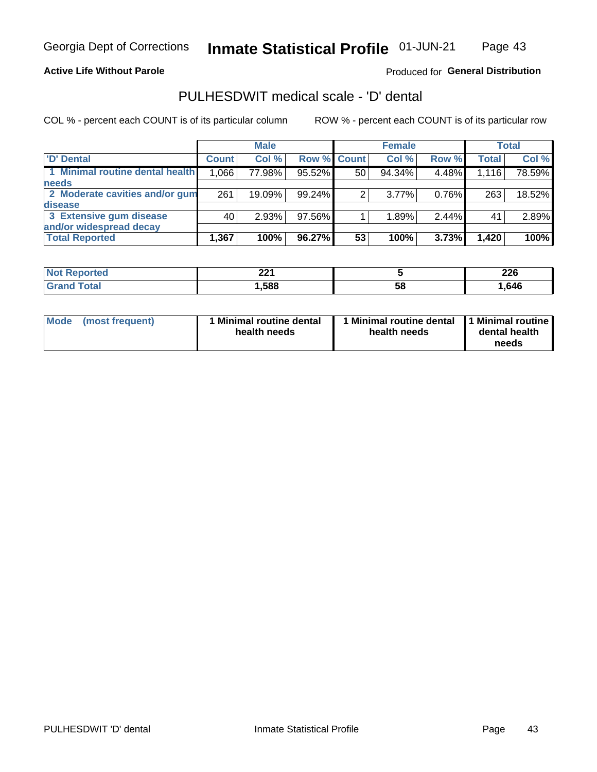Georgia Dept of Corrections **Inmate Statistical Profile** 01-JUN-21

**Active Life Without Parole**

Produced for **General Distribution**

## PULHESDWIT medical scale - 'D' dental

COL % - percent each COUNT is of its particular column ROW % - percent each COUNT is of its particular row

| | Male | | | Female | | | Total | |
|---|---|---|---|---|---|---|---|---|
| 'D' Dental | Count | Col % | Row % | Count | Col % | Row % | Total | Col % |
| 1 Minimal routine dental health needs | 1,066 | 77.98% | 95.52% | 50 | 94.34% | 4.48% | 1,116 | 78.59% |
| 2 Moderate cavities and/or gum disease | 261 | 19.09% | 99.24% | 2 | 3.77% | 0.76% | 263 | 18.52% |
| 3 Extensive gum disease and/or widespread decay | 40 | 2.93% | 97.56% | 1 | 1.89% | 2.44% | 41 | 2.89% |
| **Total Reported** | **1,367** | **100%** | **96.27%** | **53** | **100%** | **3.73%** | **1,420** | **100%** |

| | Male | Female | Total |
|---|---|---|---|
| Not Reported | 221 | 5 | 226 |
| Grand Total | 1,588 | 58 | 1,646 |

| Mode (most frequent) | 1 Minimal routine dental health needs | 1 Minimal routine dental health needs | 1 Minimal routine dental health needs |
|---|---|---|---|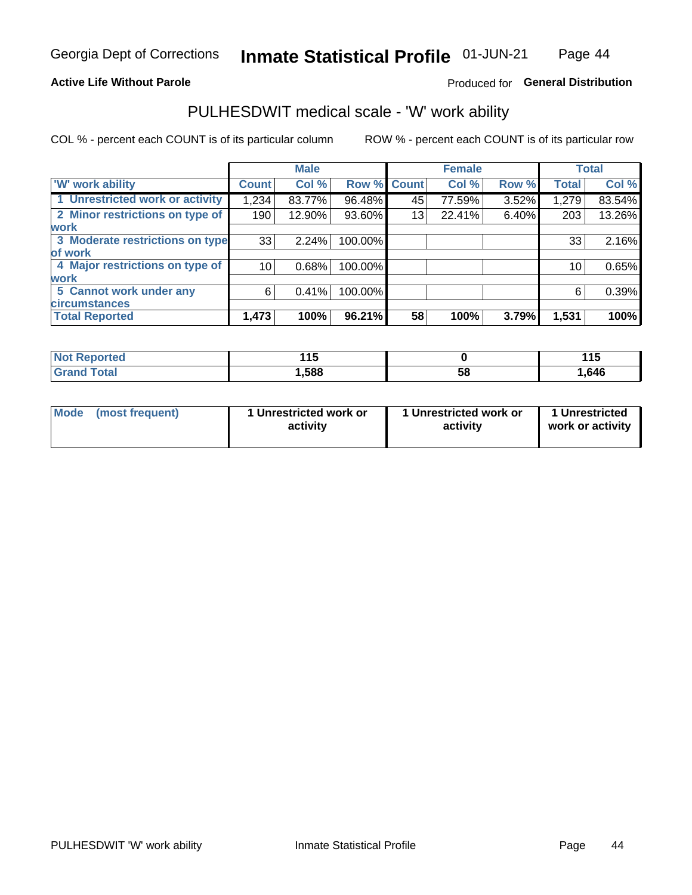Georgia Dept of Corrections **Inmate Statistical Profile** 01-JUN-21

**Active Life Without Parole**

Produced for **General Distribution**

## PULHESDWIT medical scale - 'W' work ability

COL % - percent each COUNT is of its particular column

ROW % - percent each COUNT is of its particular row

| | Male | | | Female | | | Total | |
|---|---|---|---|---|---|---|---|---|
| 'W' work ability | Count | Col % | Row % | Count | Col % | Row % | Total | Col % |
| 1 Unrestricted work or activity | 1,234 | 83.77% | 96.48% | 45 | 77.59% | 3.52% | 1,279 | 83.54% |
| 2 Minor restrictions on type of work | 190 | 12.90% | 93.60% | 13 | 22.41% | 6.40% | 203 | 13.26% |
| 3 Moderate restrictions on type of work | 33 | 2.24% | 100.00% | | | | 33 | 2.16% |
| 4 Major restrictions on type of work | 10 | 0.68% | 100.00% | | | | 10 | 0.65% |
| 5 Cannot work under any circumstances | 6 | 0.41% | 100.00% | | | | 6 | 0.39% |
| **Total Reported** | **1,473** | **100%** | **96.21%** | **58** | **100%** | **3.79%** | **1,531** | **100%** |

| | Male | Female | Total |
|---|---|---|---|
| Not Reported | **115** | **0** | **115** |
| Grand Total | **1,588** | **58** | **1,646** |

| | Male | Female | Total |
|---|---|---|---|
| Mode (most frequent) | **1 Unrestricted work or activity** | **1 Unrestricted work or activity** | **1 Unrestricted work or activity** |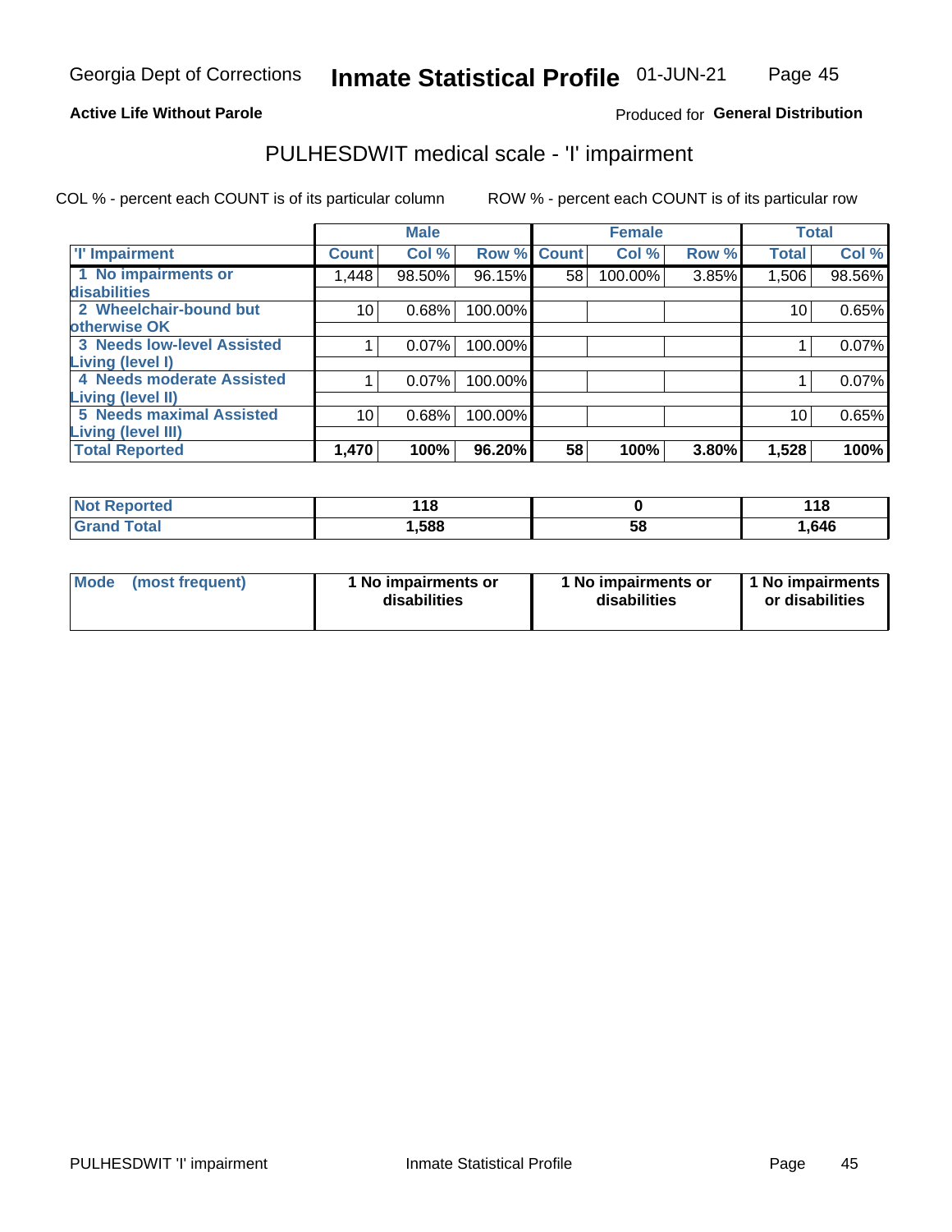Georgia Dept of Corrections **Inmate Statistical Profile** 01-JUN-21

**Active Life Without Parole**

Produced for **General Distribution**

## PULHESDWIT medical scale - 'I' impairment

COL % - percent each COUNT is of its particular column ROW % - percent each COUNT is of its particular row

| | Male | | | Female | | | Total | |
|---|---|---|---|---|---|---|---|---|
| 'I' Impairment | Count | Col % | Row % | Count | Col % | Row % | Total | Col % |
| 1 No impairments or disabilities | 1,448 | 98.50% | 96.15% | 58 | 100.00% | 3.85% | 1,506 | 98.56% |
| 2 Wheelchair-bound but otherwise OK | 10 | 0.68% | 100.00% | | | | 10 | 0.65% |
| 3 Needs low-level Assisted Living (level I) | 1 | 0.07% | 100.00% | | | | 1 | 0.07% |
| 4 Needs moderate Assisted Living (level II) | 1 | 0.07% | 100.00% | | | | 1 | 0.07% |
| 5 Needs maximal Assisted Living (level III) | 10 | 0.68% | 100.00% | | | | 10 | 0.65% |
| **Total Reported** | **1,470** | **100%** | **96.20%** | **58** | **100%** | **3.80%** | **1,528** | **100%** |

| | Male | Female | Total |
|---|---|---|---|
| Not Reported | 118 | 0 | 118 |
| Grand Total | 1,588 | 58 | 1,646 |

| | Male | Female | Total |
|---|---|---|---|
| Mode (most frequent) | 1 No impairments or disabilities | 1 No impairments or disabilities | 1 No impairments or disabilities |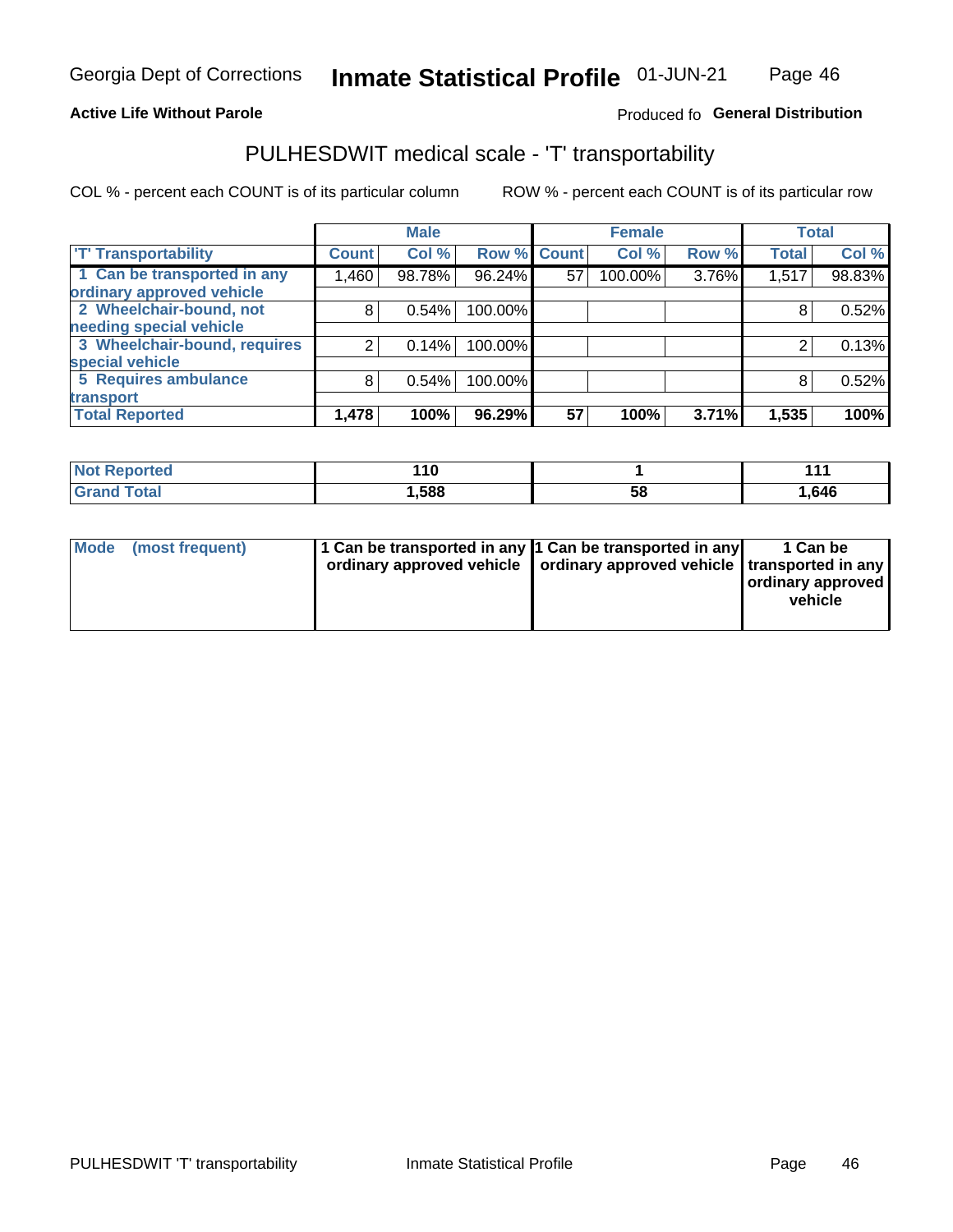Georgia Dept of Corrections **Inmate Statistical Profile** 01-JUN-21

**Active Life Without Parole**

Produced fo **General Distribution**

# PULHESDWIT medical scale - 'T' transportability

COL % - percent each COUNT is of its particular column ROW % - percent each COUNT is of its particular row

| | Male | | | Female | | | Total | |
|---|---|---|---|---|---|---|---|---|
| 'T' Transportability | Count | Col % | Row % | Count | Col % | Row % | Total | Col % |
| 1 Can be transported in any ordinary approved vehicle | 1,460 | 98.78% | 96.24% | 57 | 100.00% | 3.76% | 1,517 | 98.83% |
| 2 Wheelchair-bound, not needing special vehicle | 8 | 0.54% | 100.00% | | | | 8 | 0.52% |
| 3 Wheelchair-bound, requires special vehicle | 2 | 0.14% | 100.00% | | | | 2 | 0.13% |
| 5 Requires ambulance transport | 8 | 0.54% | 100.00% | | | | 8 | 0.52% |
| **Total Reported** | **1,478** | **100%** | **96.29%** | **57** | **100%** | **3.71%** | **1,535** | **100%** |

| | Male | Female | Total |
|---|---|---|---|
| Not Reported | 110 | 1 | 111 |
| Grand Total | 1,588 | 58 | 1,646 |

| | Male | Female | Total |
|---|---|---|---|
| Mode (most frequent) | 1 Can be transported in any ordinary approved vehicle | 1 Can be transported in any ordinary approved vehicle | 1 Can be transported in any ordinary approved vehicle |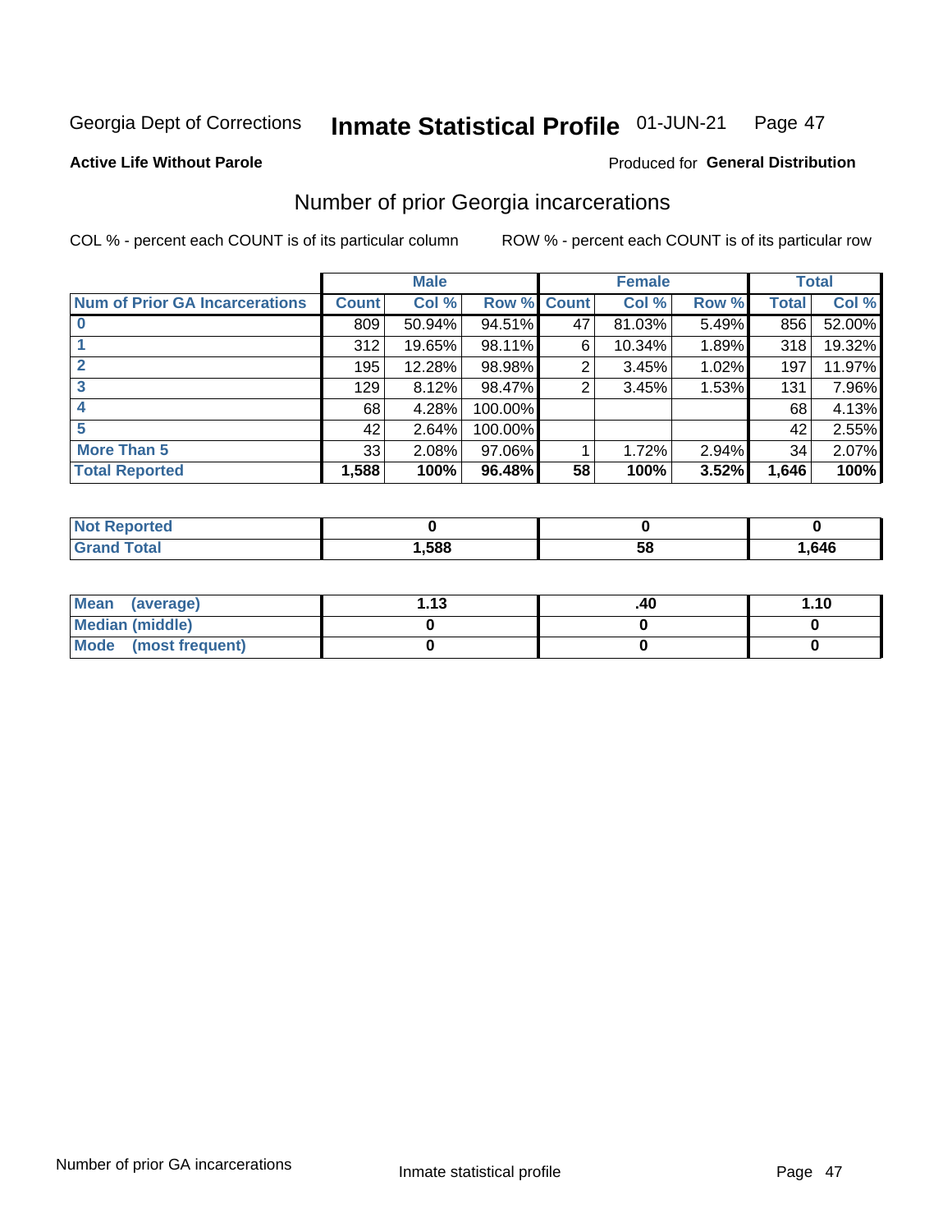Georgia Dept of Corrections **Inmate Statistical Profile** 01-JUN-21

**Active Life Without Parole**

Produced for **General Distribution**

## Number of prior Georgia incarcerations

COL % - percent each COUNT is of its particular column

ROW % - percent each COUNT is of its particular row

| | Male | | | Female | | | Total | |
|---|---|---|---|---|---|---|---|---|
| **Num of Prior GA Incarcerations** | **Count** | **Col %** | **Row %** | **Count** | **Col %** | **Row %** | **Total** | **Col %** |
| **0** | 809 | 50.94% | 94.51% | 47 | 81.03% | 5.49% | 856 | 52.00% |
| **1** | 312 | 19.65% | 98.11% | 6 | 10.34% | 1.89% | 318 | 19.32% |
| **2** | 195 | 12.28% | 98.98% | 2 | 3.45% | 1.02% | 197 | 11.97% |
| **3** | 129 | 8.12% | 98.47% | 2 | 3.45% | 1.53% | 131 | 7.96% |
| **4** | 68 | 4.28% | 100.00% | | | | 68 | 4.13% |
| **5** | 42 | 2.64% | 100.00% | | | | 42 | 2.55% |
| **More Than 5** | 33 | 2.08% | 97.06% | 1 | 1.72% | 2.94% | 34 | 2.07% |
| **Total Reported** | **1,588** | **100%** | **96.48%** | **58** | **100%** | **3.52%** | **1,646** | **100%** |

| | Male | Female | Total |
|---|---|---|---|
| **Not Reported** | **0** | **0** | **0** |
| **Grand Total** | **1,588** | **58** | **1,646** |

| | Male | Female | Total |
|---|---|---|---|
| **Mean (average)** | **1.13** | **.40** | **1.10** |
| **Median (middle)** | **0** | **0** | **0** |
| **Mode (most frequent)** | **0** | **0** | **0** |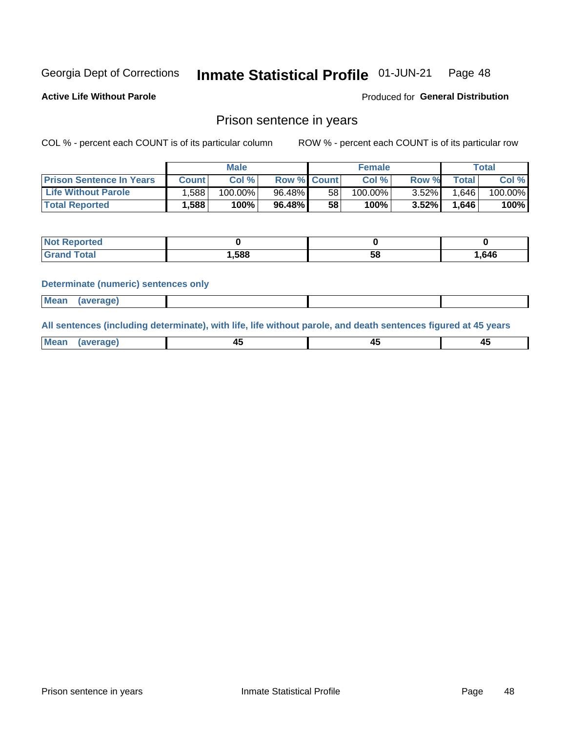Georgia Dept of Corrections **Inmate Statistical Profile** 01-JUN-21

**Active Life Without Parole**

Produced for **General Distribution**

## Prison sentence in years

COL % - percent each COUNT is of its particular column

ROW % - percent each COUNT is of its particular row

| | Male | | | Female | | | Total | |
|---|---|---|---|---|---|---|---|---|
| **Prison Sentence In Years** | **Count** | **Col %** | **Row %** | **Count** | **Col %** | **Row %** | **Total** | **Col %** |
| **Life Without Parole** | 1,588 | 100.00% | 96.48% | 58 | 100.00% | 3.52% | 1,646 | 100.00% |
| **Total Reported** | **1,588** | **100%** | **96.48%** | **58** | **100%** | **3.52%** | **1,646** | **100%** |

| | Male | Female | Total |
|---|---|---|---|
| **Not Reported** | **0** | **0** | **0** |
| **Grand Total** | **1,588** | **58** | **1,646** |

**Determinate (numeric) sentences only**

| | Male | Female | Total |
|---|---|---|---|
| **Mean (average)** | | | |

**All sentences (including determinate), with life, life without parole, and death sentences figured at 45 years**

| | Male | Female | Total |
|---|---|---|---|
| **Mean (average)** | **45** | **45** | **45** |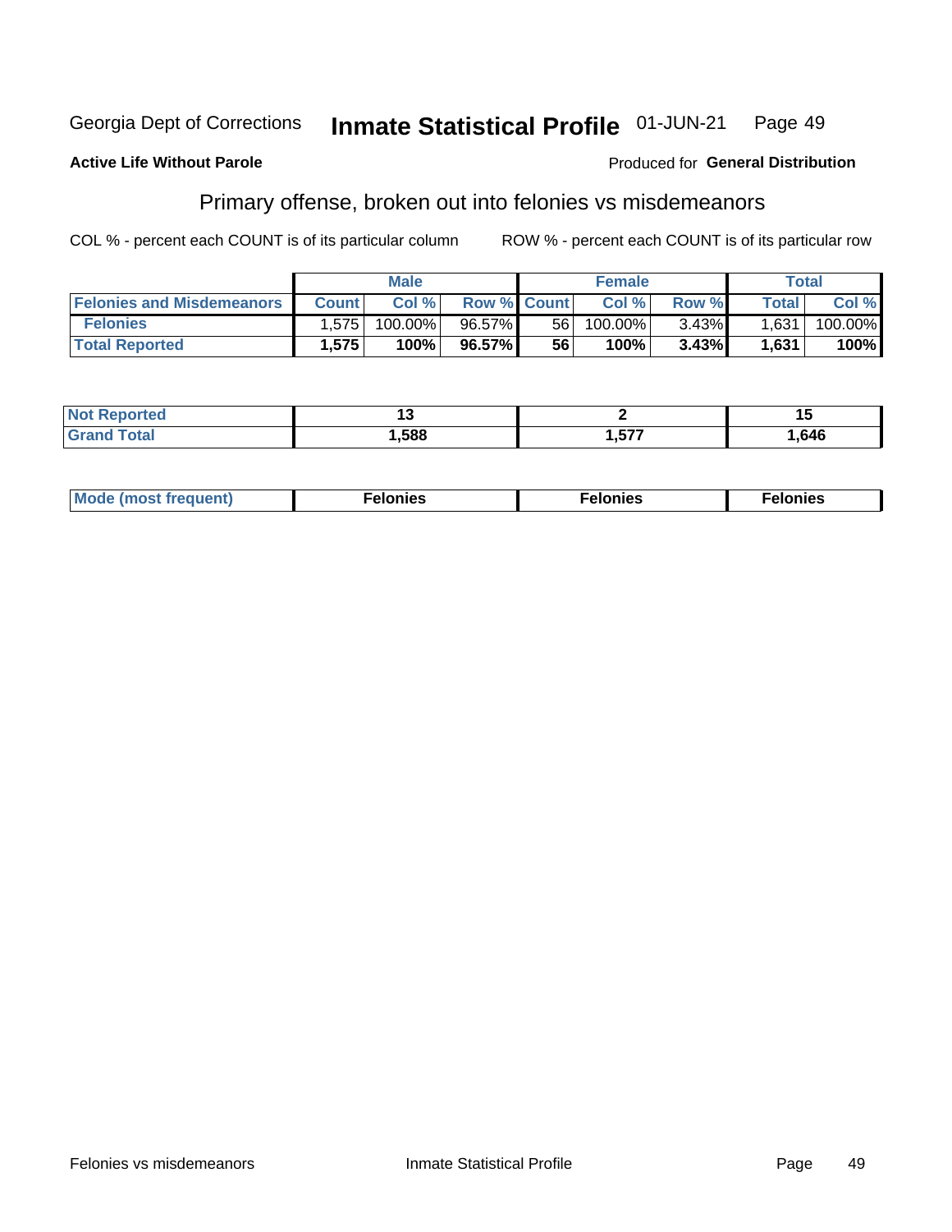Georgia Dept of Corrections **Inmate Statistical Profile** 01-JUN-21

**Active Life Without Parole**

Produced for **General Distribution**

## Primary offense, broken out into felonies vs misdemeanors

COL % - percent each COUNT is of its particular column ROW % - percent each COUNT is of its particular row

| | Male | | | Female | | | Total | |
|---|---|---|---|---|---|---|---|---|
| **Felonies and Misdemeanors** | **Count** | **Col %** | **Row %** | **Count** | **Col %** | **Row %** | **Total** | **Col %** |
| **Felonies** | 1,575 | 100.00% | 96.57% | 56 | 100.00% | 3.43% | 1,631 | 100.00% |
| **Total Reported** | **1,575** | **100%** | **96.57%** | **56** | **100%** | **3.43%** | **1,631** | **100%** |

| | Male | Female | Total |
|---|---|---|---|
| **Not Reported** | **13** | **2** | **15** |
| **Grand Total** | **1,588** | **1,577** | **1,646** |

| | Male | Female | Total |
|---|---|---|---|
| **Mode (most frequent)** | **Felonies** | **Felonies** | **Felonies** |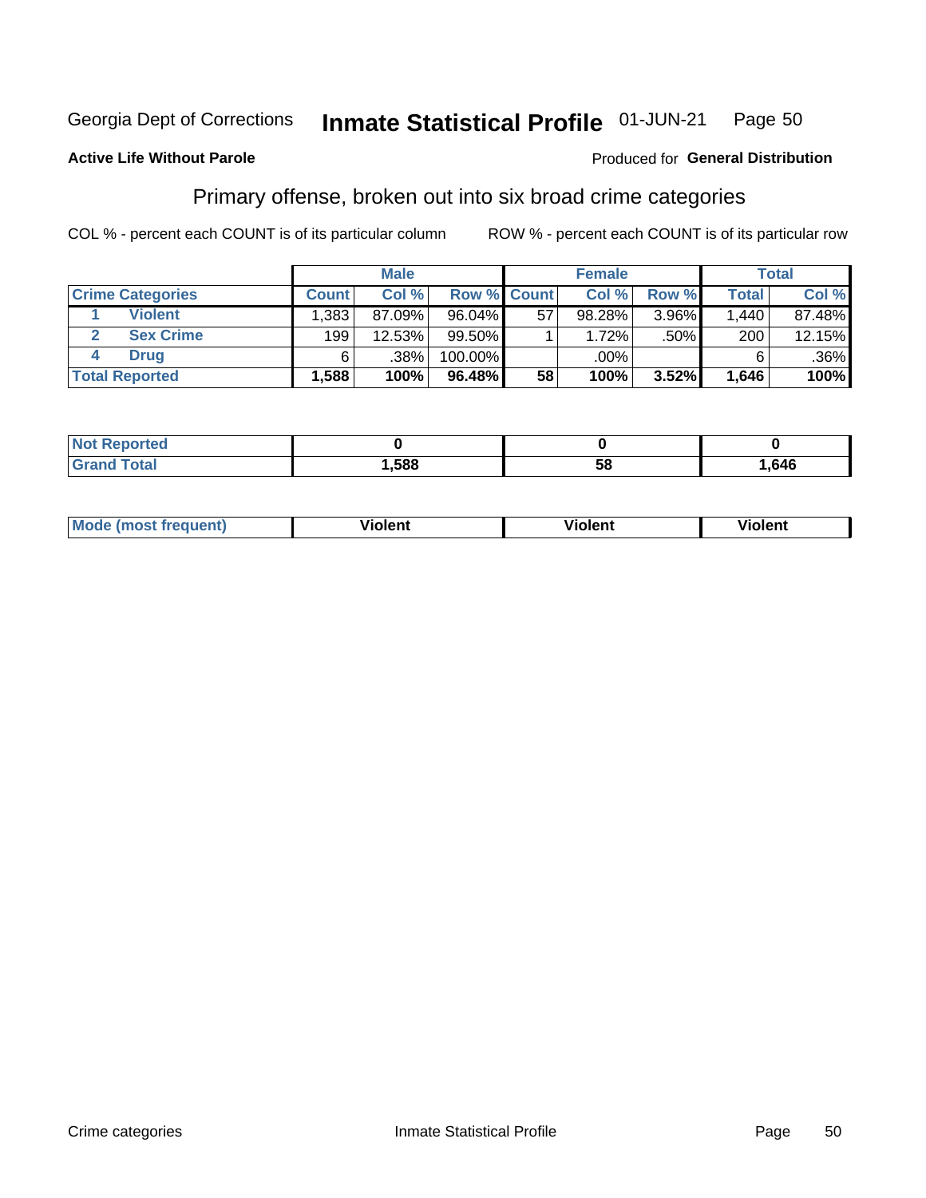Georgia Dept of Corrections **Inmate Statistical Profile** 01-JUN-21

**Active Life Without Parole**

Produced for **General Distribution**

## Primary offense, broken out into six broad crime categories

COL % - percent each COUNT is of its particular column

ROW % - percent each COUNT is of its particular row

| | | Male | | | Female | | | Total | |
|---|---|---|---|---|---|---|---|---|---|
| **Crime Categories** | | **Count** | **Col %** | **Row %** | **Count** | **Col %** | **Row %** | **Total** | **Col %** |
| 1 | Violent | 1,383 | 87.09% | 96.04% | 57 | 98.28% | 3.96% | 1,440 | 87.48% |
| 2 | Sex Crime | 199 | 12.53% | 99.50% | 1 | 1.72% | .50% | 200 | 12.15% |
| 4 | Drug | 6 | .38% | 100.00% | | .00% | | 6 | .36% |
| **Total Reported** | | **1,588** | **100%** | **96.48%** | **58** | **100%** | **3.52%** | **1,646** | **100%** |

| | Male | Female | Total |
|---|---|---|---|
| **Not Reported** | **0** | **0** | **0** |
| **Grand Total** | **1,588** | **58** | **1,646** |

| | Male | Female | Total |
|---|---|---|---|
| **Mode (most frequent)** | **Violent** | **Violent** | **Violent** |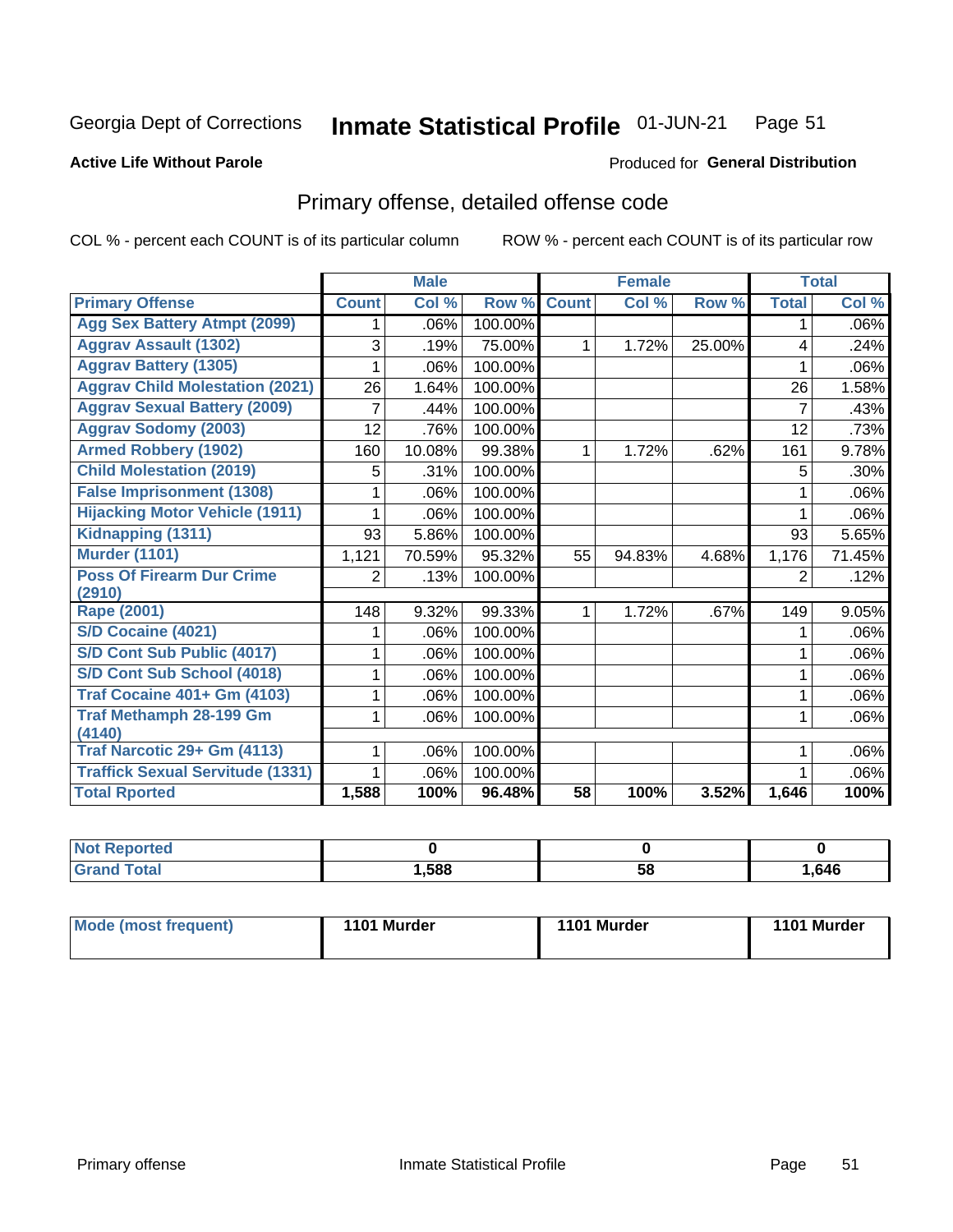Georgia Dept of Corrections **Inmate Statistical Profile** 01-JUN-21

**Active Life Without Parole**

Produced for **General Distribution**

## Primary offense, detailed offense code

COL % - percent each COUNT is of its particular column

ROW % - percent each COUNT is of its particular row

| | Male | | | Female | | | Total | |
|---|---|---|---|---|---|---|---|---|
| **Primary Offense** | **Count** | **Col %** | **Row %** | **Count** | **Col %** | **Row %** | **Total** | **Col %** |
| Agg Sex Battery Atmpt (2099) | 1 | .06% | 100.00% | | | | 1 | .06% |
| Aggrav Assault (1302) | 3 | .19% | 75.00% | 1 | 1.72% | 25.00% | 4 | .24% |
| Aggrav Battery (1305) | 1 | .06% | 100.00% | | | | 1 | .06% |
| Aggrav Child Molestation (2021) | 26 | 1.64% | 100.00% | | | | 26 | 1.58% |
| Aggrav Sexual Battery (2009) | 7 | .44% | 100.00% | | | | 7 | .43% |
| Aggrav Sodomy (2003) | 12 | .76% | 100.00% | | | | 12 | .73% |
| Armed Robbery (1902) | 160 | 10.08% | 99.38% | 1 | 1.72% | .62% | 161 | 9.78% |
| Child Molestation (2019) | 5 | .31% | 100.00% | | | | 5 | .30% |
| False Imprisonment (1308) | 1 | .06% | 100.00% | | | | 1 | .06% |
| Hijacking Motor Vehicle (1911) | 1 | .06% | 100.00% | | | | 1 | .06% |
| Kidnapping (1311) | 93 | 5.86% | 100.00% | | | | 93 | 5.65% |
| Murder (1101) | 1,121 | 70.59% | 95.32% | 55 | 94.83% | 4.68% | 1,176 | 71.45% |
| Poss Of Firearm Dur Crime (2910) | 2 | .13% | 100.00% | | | | 2 | .12% |
| Rape (2001) | 148 | 9.32% | 99.33% | 1 | 1.72% | .67% | 149 | 9.05% |
| S/D Cocaine (4021) | 1 | .06% | 100.00% | | | | 1 | .06% |
| S/D Cont Sub Public (4017) | 1 | .06% | 100.00% | | | | 1 | .06% |
| S/D Cont Sub School (4018) | 1 | .06% | 100.00% | | | | 1 | .06% |
| Traf Cocaine 401+ Gm (4103) | 1 | .06% | 100.00% | | | | 1 | .06% |
| Traf Methamph 28-199 Gm (4140) | 1 | .06% | 100.00% | | | | 1 | .06% |
| Traf Narcotic 29+ Gm (4113) | 1 | .06% | 100.00% | | | | 1 | .06% |
| Traffick Sexual Servitude (1331) | 1 | .06% | 100.00% | | | | 1 | .06% |
| **Total Rported** | **1,588** | **100%** | **96.48%** | **58** | **100%** | **3.52%** | **1,646** | **100%** |

| | Male | Female | Total |
|---|---|---|---|
| Not Reported | 0 | 0 | 0 |
| Grand Total | 1,588 | 58 | 1,646 |

| | Male | Female | Total |
|---|---|---|---|
| Mode (most frequent) | 1101 Murder | 1101 Murder | 1101 Murder |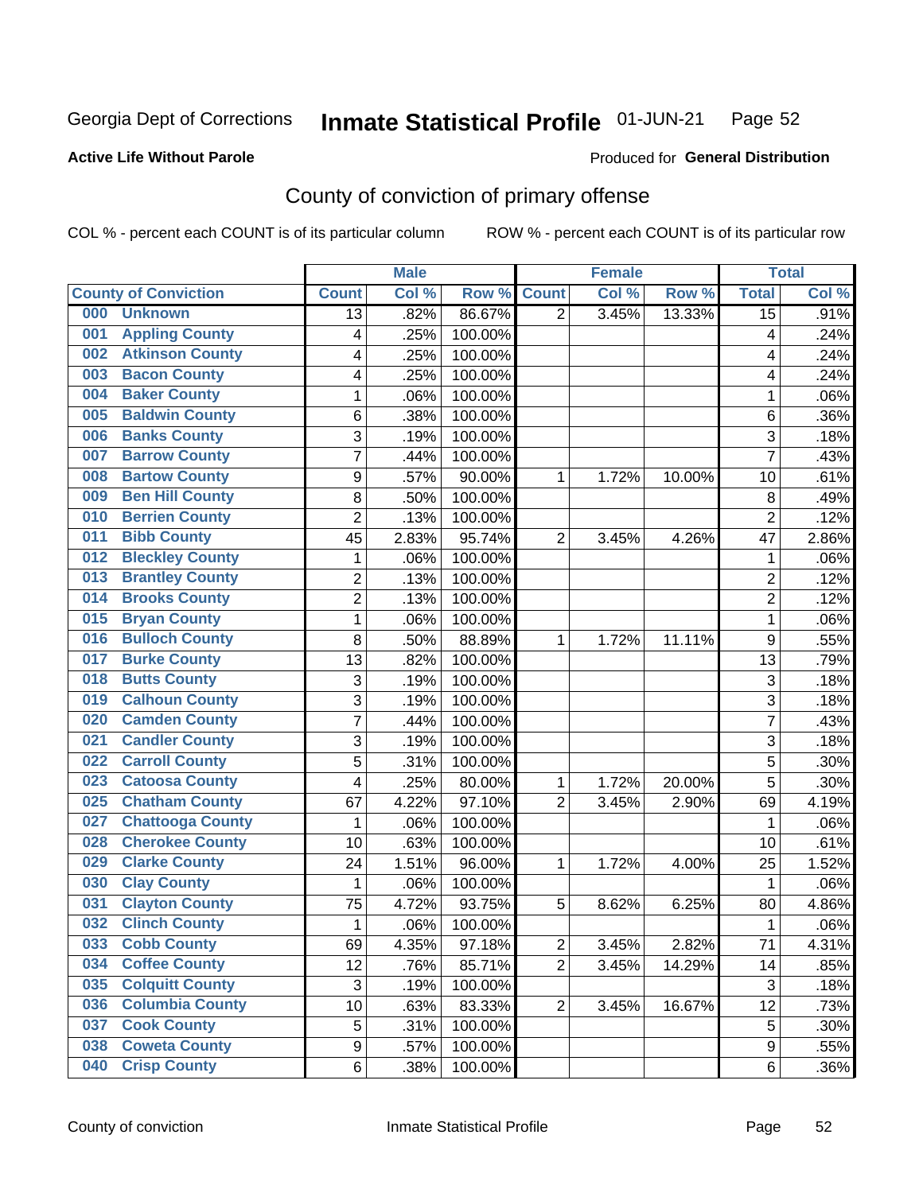Georgia Dept of Corrections **Inmate Statistical Profile** 01-JUN-21

**Active Life Without Parole**

Produced for **General Distribution**

## County of conviction of primary offense

COL % - percent each COUNT is of its particular column    ROW % - percent each COUNT is of its particular row

| County of Conviction | Male | | | Female | | | Total | |
|---|---|---|---|---|---|---|---|---|
| | Count | Col % | Row % | Count | Col % | Row % | Total | Col % |
| 000 Unknown | 13 | .82% | 86.67% | 2 | 3.45% | 13.33% | 15 | .91% |
| 001 Appling County | 4 | .25% | 100.00% | | | | 4 | .24% |
| 002 Atkinson County | 4 | .25% | 100.00% | | | | 4 | .24% |
| 003 Bacon County | 4 | .25% | 100.00% | | | | 4 | .24% |
| 004 Baker County | 1 | .06% | 100.00% | | | | 1 | .06% |
| 005 Baldwin County | 6 | .38% | 100.00% | | | | 6 | .36% |
| 006 Banks County | 3 | .19% | 100.00% | | | | 3 | .18% |
| 007 Barrow County | 7 | .44% | 100.00% | | | | 7 | .43% |
| 008 Bartow County | 9 | .57% | 90.00% | 1 | 1.72% | 10.00% | 10 | .61% |
| 009 Ben Hill County | 8 | .50% | 100.00% | | | | 8 | .49% |
| 010 Berrien County | 2 | .13% | 100.00% | | | | 2 | .12% |
| 011 Bibb County | 45 | 2.83% | 95.74% | 2 | 3.45% | 4.26% | 47 | 2.86% |
| 012 Bleckley County | 1 | .06% | 100.00% | | | | 1 | .06% |
| 013 Brantley County | 2 | .13% | 100.00% | | | | 2 | .12% |
| 014 Brooks County | 2 | .13% | 100.00% | | | | 2 | .12% |
| 015 Bryan County | 1 | .06% | 100.00% | | | | 1 | .06% |
| 016 Bulloch County | 8 | .50% | 88.89% | 1 | 1.72% | 11.11% | 9 | .55% |
| 017 Burke County | 13 | .82% | 100.00% | | | | 13 | .79% |
| 018 Butts County | 3 | .19% | 100.00% | | | | 3 | .18% |
| 019 Calhoun County | 3 | .19% | 100.00% | | | | 3 | .18% |
| 020 Camden County | 7 | .44% | 100.00% | | | | 7 | .43% |
| 021 Candler County | 3 | .19% | 100.00% | | | | 3 | .18% |
| 022 Carroll County | 5 | .31% | 100.00% | | | | 5 | .30% |
| 023 Catoosa County | 4 | .25% | 80.00% | 1 | 1.72% | 20.00% | 5 | .30% |
| 025 Chatham County | 67 | 4.22% | 97.10% | 2 | 3.45% | 2.90% | 69 | 4.19% |
| 027 Chattooga County | 1 | .06% | 100.00% | | | | 1 | .06% |
| 028 Cherokee County | 10 | .63% | 100.00% | | | | 10 | .61% |
| 029 Clarke County | 24 | 1.51% | 96.00% | 1 | 1.72% | 4.00% | 25 | 1.52% |
| 030 Clay County | 1 | .06% | 100.00% | | | | 1 | .06% |
| 031 Clayton County | 75 | 4.72% | 93.75% | 5 | 8.62% | 6.25% | 80 | 4.86% |
| 032 Clinch County | 1 | .06% | 100.00% | | | | 1 | .06% |
| 033 Cobb County | 69 | 4.35% | 97.18% | 2 | 3.45% | 2.82% | 71 | 4.31% |
| 034 Coffee County | 12 | .76% | 85.71% | 2 | 3.45% | 14.29% | 14 | .85% |
| 035 Colquitt County | 3 | .19% | 100.00% | | | | 3 | .18% |
| 036 Columbia County | 10 | .63% | 83.33% | 2 | 3.45% | 16.67% | 12 | .73% |
| 037 Cook County | 5 | .31% | 100.00% | | | | 5 | .30% |
| 038 Coweta County | 9 | .57% | 100.00% | | | | 9 | .55% |
| 040 Crisp County | 6 | .38% | 100.00% | | | | 6 | .36% |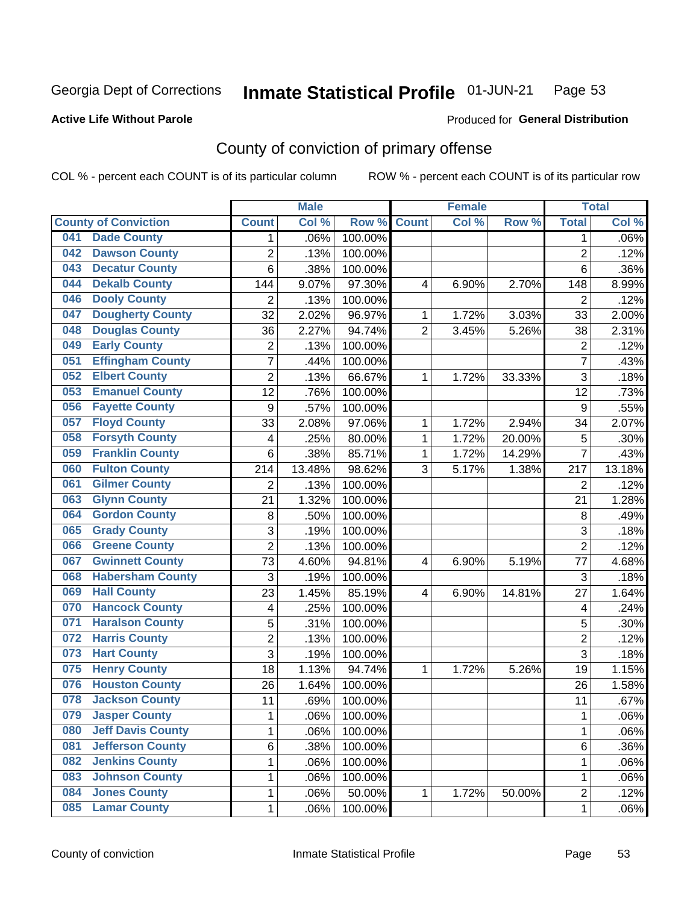Georgia Dept of Corrections **Inmate Statistical Profile** 01-JUN-21

**Active Life Without Parole**

Produced for **General Distribution**

## County of conviction of primary offense

COL % - percent each COUNT is of its particular column ROW % - percent each COUNT is of its particular row

| County of Conviction | Male | | | Female | | | Total | |
|---|---|---|---|---|---|---|---|---|
| | Count | Col % | Row % | Count | Col % | Row % | Total | Col % |
| 041 Dade County | 1 | .06% | 100.00% | | | | 1 | .06% |
| 042 Dawson County | 2 | .13% | 100.00% | | | | 2 | .12% |
| 043 Decatur County | 6 | .38% | 100.00% | | | | 6 | .36% |
| 044 Dekalb County | 144 | 9.07% | 97.30% | 4 | 6.90% | 2.70% | 148 | 8.99% |
| 046 Dooly County | 2 | .13% | 100.00% | | | | 2 | .12% |
| 047 Dougherty County | 32 | 2.02% | 96.97% | 1 | 1.72% | 3.03% | 33 | 2.00% |
| 048 Douglas County | 36 | 2.27% | 94.74% | 2 | 3.45% | 5.26% | 38 | 2.31% |
| 049 Early County | 2 | .13% | 100.00% | | | | 2 | .12% |
| 051 Effingham County | 7 | .44% | 100.00% | | | | 7 | .43% |
| 052 Elbert County | 2 | .13% | 66.67% | 1 | 1.72% | 33.33% | 3 | .18% |
| 053 Emanuel County | 12 | .76% | 100.00% | | | | 12 | .73% |
| 056 Fayette County | 9 | .57% | 100.00% | | | | 9 | .55% |
| 057 Floyd County | 33 | 2.08% | 97.06% | 1 | 1.72% | 2.94% | 34 | 2.07% |
| 058 Forsyth County | 4 | .25% | 80.00% | 1 | 1.72% | 20.00% | 5 | .30% |
| 059 Franklin County | 6 | .38% | 85.71% | 1 | 1.72% | 14.29% | 7 | .43% |
| 060 Fulton County | 214 | 13.48% | 98.62% | 3 | 5.17% | 1.38% | 217 | 13.18% |
| 061 Gilmer County | 2 | .13% | 100.00% | | | | 2 | .12% |
| 063 Glynn County | 21 | 1.32% | 100.00% | | | | 21 | 1.28% |
| 064 Gordon County | 8 | .50% | 100.00% | | | | 8 | .49% |
| 065 Grady County | 3 | .19% | 100.00% | | | | 3 | .18% |
| 066 Greene County | 2 | .13% | 100.00% | | | | 2 | .12% |
| 067 Gwinnett County | 73 | 4.60% | 94.81% | 4 | 6.90% | 5.19% | 77 | 4.68% |
| 068 Habersham County | 3 | .19% | 100.00% | | | | 3 | .18% |
| 069 Hall County | 23 | 1.45% | 85.19% | 4 | 6.90% | 14.81% | 27 | 1.64% |
| 070 Hancock County | 4 | .25% | 100.00% | | | | 4 | .24% |
| 071 Haralson County | 5 | .31% | 100.00% | | | | 5 | .30% |
| 072 Harris County | 2 | .13% | 100.00% | | | | 2 | .12% |
| 073 Hart County | 3 | .19% | 100.00% | | | | 3 | .18% |
| 075 Henry County | 18 | 1.13% | 94.74% | 1 | 1.72% | 5.26% | 19 | 1.15% |
| 076 Houston County | 26 | 1.64% | 100.00% | | | | 26 | 1.58% |
| 078 Jackson County | 11 | .69% | 100.00% | | | | 11 | .67% |
| 079 Jasper County | 1 | .06% | 100.00% | | | | 1 | .06% |
| 080 Jeff Davis County | 1 | .06% | 100.00% | | | | 1 | .06% |
| 081 Jefferson County | 6 | .38% | 100.00% | | | | 6 | .36% |
| 082 Jenkins County | 1 | .06% | 100.00% | | | | 1 | .06% |
| 083 Johnson County | 1 | .06% | 100.00% | | | | 1 | .06% |
| 084 Jones County | 1 | .06% | 50.00% | 1 | 1.72% | 50.00% | 2 | .12% |
| 085 Lamar County | 1 | .06% | 100.00% | | | | 1 | .06% |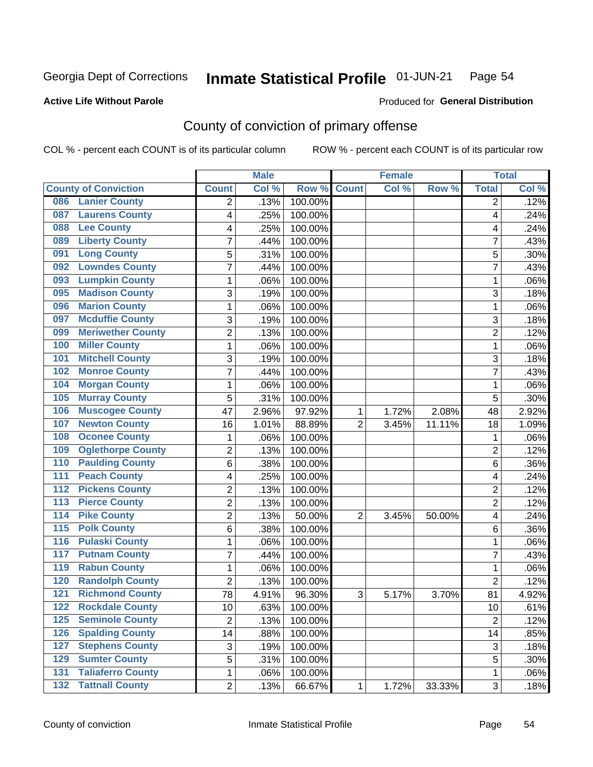Georgia Dept of Corrections **Inmate Statistical Profile** 01-JUN-21

**Active Life Without Parole**

Produced for **General Distribution**

## County of conviction of primary offense

COL % - percent each COUNT is of its particular column ROW % - percent each COUNT is of its particular row

| County of Conviction | Male | | | Female | | | Total | |
|---|---|---|---|---|---|---|---|---|
| | Count | Col % | Row % | Count | Col % | Row % | Total | Col % |
| 086 Lanier County | 2 | .13% | 100.00% | | | | 2 | .12% |
| 087 Laurens County | 4 | .25% | 100.00% | | | | 4 | .24% |
| 088 Lee County | 4 | .25% | 100.00% | | | | 4 | .24% |
| 089 Liberty County | 7 | .44% | 100.00% | | | | 7 | .43% |
| 091 Long County | 5 | .31% | 100.00% | | | | 5 | .30% |
| 092 Lowndes County | 7 | .44% | 100.00% | | | | 7 | .43% |
| 093 Lumpkin County | 1 | .06% | 100.00% | | | | 1 | .06% |
| 095 Madison County | 3 | .19% | 100.00% | | | | 3 | .18% |
| 096 Marion County | 1 | .06% | 100.00% | | | | 1 | .06% |
| 097 Mcduffie County | 3 | .19% | 100.00% | | | | 3 | .18% |
| 099 Meriwether County | 2 | .13% | 100.00% | | | | 2 | .12% |
| 100 Miller County | 1 | .06% | 100.00% | | | | 1 | .06% |
| 101 Mitchell County | 3 | .19% | 100.00% | | | | 3 | .18% |
| 102 Monroe County | 7 | .44% | 100.00% | | | | 7 | .43% |
| 104 Morgan County | 1 | .06% | 100.00% | | | | 1 | .06% |
| 105 Murray County | 5 | .31% | 100.00% | | | | 5 | .30% |
| 106 Muscogee County | 47 | 2.96% | 97.92% | 1 | 1.72% | 2.08% | 48 | 2.92% |
| 107 Newton County | 16 | 1.01% | 88.89% | 2 | 3.45% | 11.11% | 18 | 1.09% |
| 108 Oconee County | 1 | .06% | 100.00% | | | | 1 | .06% |
| 109 Oglethorpe County | 2 | .13% | 100.00% | | | | 2 | .12% |
| 110 Paulding County | 6 | .38% | 100.00% | | | | 6 | .36% |
| 111 Peach County | 4 | .25% | 100.00% | | | | 4 | .24% |
| 112 Pickens County | 2 | .13% | 100.00% | | | | 2 | .12% |
| 113 Pierce County | 2 | .13% | 100.00% | | | | 2 | .12% |
| 114 Pike County | 2 | .13% | 50.00% | 2 | 3.45% | 50.00% | 4 | .24% |
| 115 Polk County | 6 | .38% | 100.00% | | | | 6 | .36% |
| 116 Pulaski County | 1 | .06% | 100.00% | | | | 1 | .06% |
| 117 Putnam County | 7 | .44% | 100.00% | | | | 7 | .43% |
| 119 Rabun County | 1 | .06% | 100.00% | | | | 1 | .06% |
| 120 Randolph County | 2 | .13% | 100.00% | | | | 2 | .12% |
| 121 Richmond County | 78 | 4.91% | 96.30% | 3 | 5.17% | 3.70% | 81 | 4.92% |
| 122 Rockdale County | 10 | .63% | 100.00% | | | | 10 | .61% |
| 125 Seminole County | 2 | .13% | 100.00% | | | | 2 | .12% |
| 126 Spalding County | 14 | .88% | 100.00% | | | | 14 | .85% |
| 127 Stephens County | 3 | .19% | 100.00% | | | | 3 | .18% |
| 129 Sumter County | 5 | .31% | 100.00% | | | | 5 | .30% |
| 131 Taliaferro County | 1 | .06% | 100.00% | | | | 1 | .06% |
| 132 Tattnall County | 2 | .13% | 66.67% | 1 | 1.72% | 33.33% | 3 | .18% |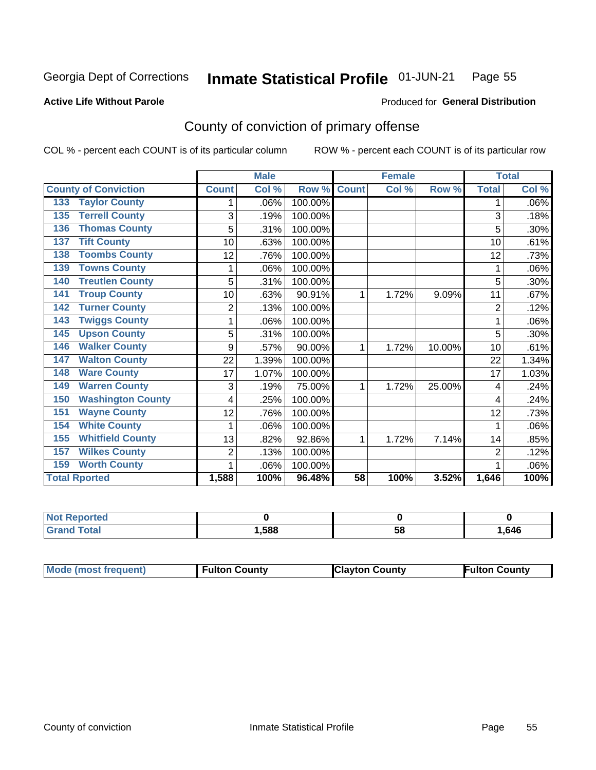Georgia Dept of Corrections **Inmate Statistical Profile** 01-JUN-21 Page 55

**Active Life Without Parole**

Produced for **General Distribution**

## County of conviction of primary offense

COL % - percent each COUNT is of its particular column ROW % - percent each COUNT is of its particular row

| | Male | | | Female | | | Total | |
|---|---|---|---|---|---|---|---|---|
| County of Conviction | Count | Col % | Row % | Count | Col % | Row % | Total | Col % |
| 133 Taylor County | 1 | .06% | 100.00% | | | | 1 | .06% |
| 135 Terrell County | 3 | .19% | 100.00% | | | | 3 | .18% |
| 136 Thomas County | 5 | .31% | 100.00% | | | | 5 | .30% |
| 137 Tift County | 10 | .63% | 100.00% | | | | 10 | .61% |
| 138 Toombs County | 12 | .76% | 100.00% | | | | 12 | .73% |
| 139 Towns County | 1 | .06% | 100.00% | | | | 1 | .06% |
| 140 Treutlen County | 5 | .31% | 100.00% | | | | 5 | .30% |
| 141 Troup County | 10 | .63% | 90.91% | 1 | 1.72% | 9.09% | 11 | .67% |
| 142 Turner County | 2 | .13% | 100.00% | | | | 2 | .12% |
| 143 Twiggs County | 1 | .06% | 100.00% | | | | 1 | .06% |
| 145 Upson County | 5 | .31% | 100.00% | | | | 5 | .30% |
| 146 Walker County | 9 | .57% | 90.00% | 1 | 1.72% | 10.00% | 10 | .61% |
| 147 Walton County | 22 | 1.39% | 100.00% | | | | 22 | 1.34% |
| 148 Ware County | 17 | 1.07% | 100.00% | | | | 17 | 1.03% |
| 149 Warren County | 3 | .19% | 75.00% | 1 | 1.72% | 25.00% | 4 | .24% |
| 150 Washington County | 4 | .25% | 100.00% | | | | 4 | .24% |
| 151 Wayne County | 12 | .76% | 100.00% | | | | 12 | .73% |
| 154 White County | 1 | .06% | 100.00% | | | | 1 | .06% |
| 155 Whitfield County | 13 | .82% | 92.86% | 1 | 1.72% | 7.14% | 14 | .85% |
| 157 Wilkes County | 2 | .13% | 100.00% | | | | 2 | .12% |
| 159 Worth County | 1 | .06% | 100.00% | | | | 1 | .06% |
| **Total Rported** | **1,588** | **100%** | **96.48%** | **58** | **100%** | **3.52%** | **1,646** | **100%** |

| | Male | Female | Total |
|---|---|---|---|
| Not Reported | 0 | 0 | 0 |
| Grand Total | 1,588 | 58 | 1,646 |

| | Male | Female | Total |
|---|---|---|---|
| Mode (most frequent) | Fulton County | Clayton County | Fulton County |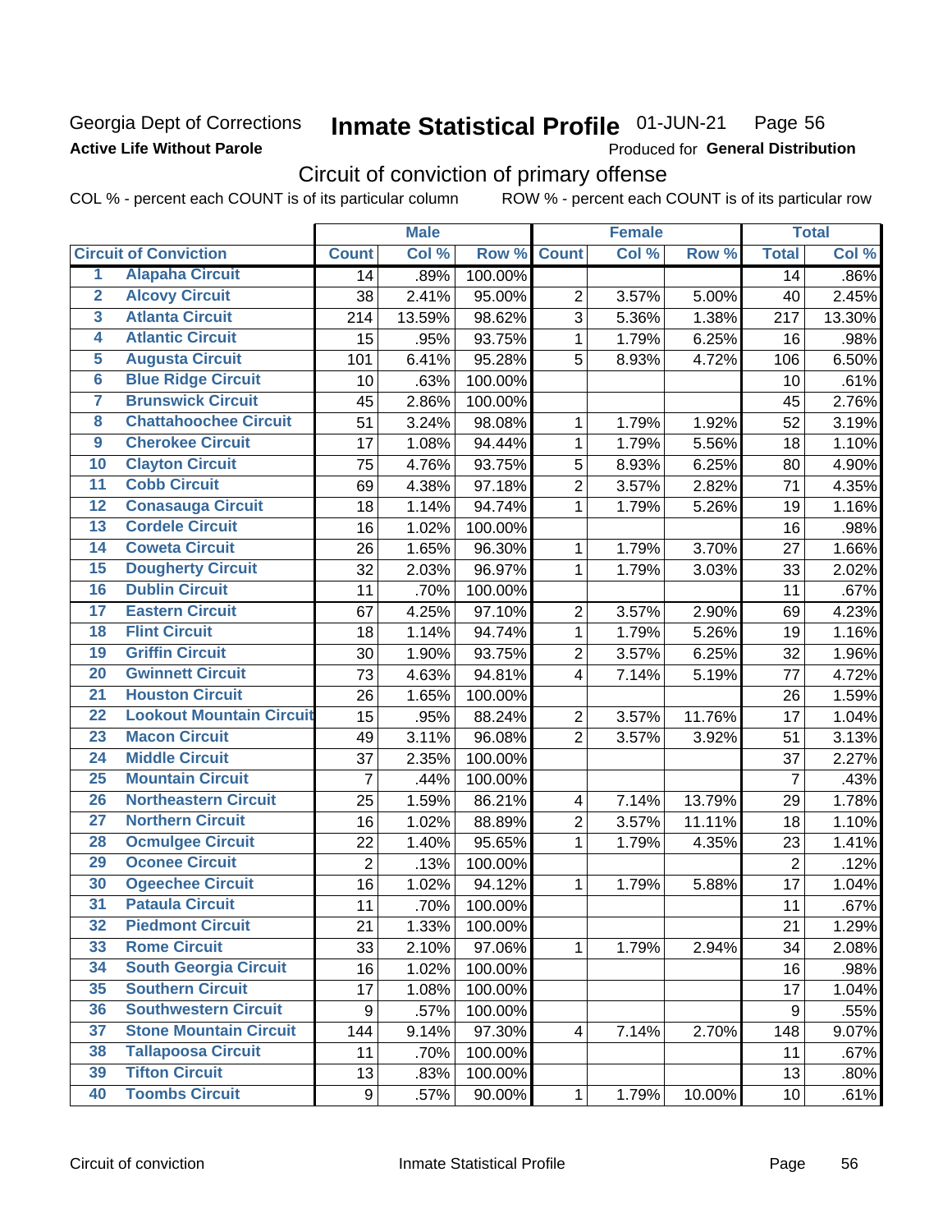Georgia Dept of Corrections
**Active Life Without Parole**

# Inmate Statistical Profile 01-JUN-21 Page 56

Produced for **General Distribution**

## Circuit of conviction of primary offense

COL % - percent each COUNT is of its particular column ROW % - percent each COUNT is of its particular row

| | Circuit of Conviction | Male | | | Female | | | Total | |
|---|---|---|---|---|---|---|---|---|---|
| | | Count | Col % | Row % | Count | Col % | Row % | Total | Col % |
| 1 | Alapaha Circuit | 14 | .89% | 100.00% | | | | 14 | .86% |
| 2 | Alcovy Circuit | 38 | 2.41% | 95.00% | 2 | 3.57% | 5.00% | 40 | 2.45% |
| 3 | Atlanta Circuit | 214 | 13.59% | 98.62% | 3 | 5.36% | 1.38% | 217 | 13.30% |
| 4 | Atlantic Circuit | 15 | .95% | 93.75% | 1 | 1.79% | 6.25% | 16 | .98% |
| 5 | Augusta Circuit | 101 | 6.41% | 95.28% | 5 | 8.93% | 4.72% | 106 | 6.50% |
| 6 | Blue Ridge Circuit | 10 | .63% | 100.00% | | | | 10 | .61% |
| 7 | Brunswick Circuit | 45 | 2.86% | 100.00% | | | | 45 | 2.76% |
| 8 | Chattahoochee Circuit | 51 | 3.24% | 98.08% | 1 | 1.79% | 1.92% | 52 | 3.19% |
| 9 | Cherokee Circuit | 17 | 1.08% | 94.44% | 1 | 1.79% | 5.56% | 18 | 1.10% |
| 10 | Clayton Circuit | 75 | 4.76% | 93.75% | 5 | 8.93% | 6.25% | 80 | 4.90% |
| 11 | Cobb Circuit | 69 | 4.38% | 97.18% | 2 | 3.57% | 2.82% | 71 | 4.35% |
| 12 | Conasauga Circuit | 18 | 1.14% | 94.74% | 1 | 1.79% | 5.26% | 19 | 1.16% |
| 13 | Cordele Circuit | 16 | 1.02% | 100.00% | | | | 16 | .98% |
| 14 | Coweta Circuit | 26 | 1.65% | 96.30% | 1 | 1.79% | 3.70% | 27 | 1.66% |
| 15 | Dougherty Circuit | 32 | 2.03% | 96.97% | 1 | 1.79% | 3.03% | 33 | 2.02% |
| 16 | Dublin Circuit | 11 | .70% | 100.00% | | | | 11 | .67% |
| 17 | Eastern Circuit | 67 | 4.25% | 97.10% | 2 | 3.57% | 2.90% | 69 | 4.23% |
| 18 | Flint Circuit | 18 | 1.14% | 94.74% | 1 | 1.79% | 5.26% | 19 | 1.16% |
| 19 | Griffin Circuit | 30 | 1.90% | 93.75% | 2 | 3.57% | 6.25% | 32 | 1.96% |
| 20 | Gwinnett Circuit | 73 | 4.63% | 94.81% | 4 | 7.14% | 5.19% | 77 | 4.72% |
| 21 | Houston Circuit | 26 | 1.65% | 100.00% | | | | 26 | 1.59% |
| 22 | Lookout Mountain Circuit | 15 | .95% | 88.24% | 2 | 3.57% | 11.76% | 17 | 1.04% |
| 23 | Macon Circuit | 49 | 3.11% | 96.08% | 2 | 3.57% | 3.92% | 51 | 3.13% |
| 24 | Middle Circuit | 37 | 2.35% | 100.00% | | | | 37 | 2.27% |
| 25 | Mountain Circuit | 7 | .44% | 100.00% | | | | 7 | .43% |
| 26 | Northeastern Circuit | 25 | 1.59% | 86.21% | 4 | 7.14% | 13.79% | 29 | 1.78% |
| 27 | Northern Circuit | 16 | 1.02% | 88.89% | 2 | 3.57% | 11.11% | 18 | 1.10% |
| 28 | Ocmulgee Circuit | 22 | 1.40% | 95.65% | 1 | 1.79% | 4.35% | 23 | 1.41% |
| 29 | Oconee Circuit | 2 | .13% | 100.00% | | | | 2 | .12% |
| 30 | Ogeechee Circuit | 16 | 1.02% | 94.12% | 1 | 1.79% | 5.88% | 17 | 1.04% |
| 31 | Pataula Circuit | 11 | .70% | 100.00% | | | | 11 | .67% |
| 32 | Piedmont Circuit | 21 | 1.33% | 100.00% | | | | 21 | 1.29% |
| 33 | Rome Circuit | 33 | 2.10% | 97.06% | 1 | 1.79% | 2.94% | 34 | 2.08% |
| 34 | South Georgia Circuit | 16 | 1.02% | 100.00% | | | | 16 | .98% |
| 35 | Southern Circuit | 17 | 1.08% | 100.00% | | | | 17 | 1.04% |
| 36 | Southwestern Circuit | 9 | .57% | 100.00% | | | | 9 | .55% |
| 37 | Stone Mountain Circuit | 144 | 9.14% | 97.30% | 4 | 7.14% | 2.70% | 148 | 9.07% |
| 38 | Tallapoosa Circuit | 11 | .70% | 100.00% | | | | 11 | .67% |
| 39 | Tifton Circuit | 13 | .83% | 100.00% | | | | 13 | .80% |
| 40 | Toombs Circuit | 9 | .57% | 90.00% | 1 | 1.79% | 10.00% | 10 | .61% |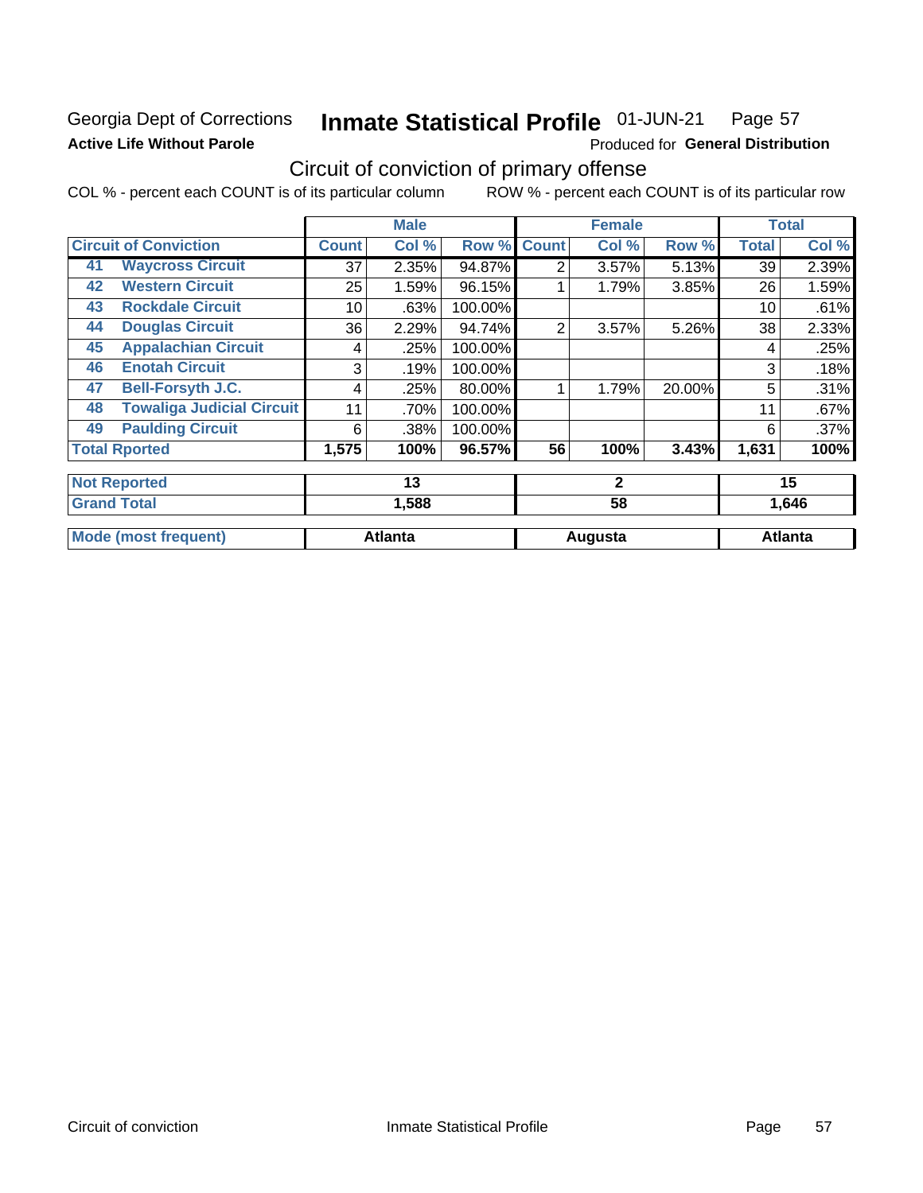Georgia Dept of Corrections
**Active Life Without Parole**

# Inmate Statistical Profile 01-JUN-21 Page 57

Produced for **General Distribution**

## Circuit of conviction of primary offense

COL % - percent each COUNT is of its particular column ROW % - percent each COUNT is of its particular row

| Circuit of Conviction | Male | | | Female | | | Total | |
|---|---|---|---|---|---|---|---|---|
| | Count | Col % | Row % | Count | Col % | Row % | Total | Col % |
| 41 Waycross Circuit | 37 | 2.35% | 94.87% | 2 | 3.57% | 5.13% | 39 | 2.39% |
| 42 Western Circuit | 25 | 1.59% | 96.15% | 1 | 1.79% | 3.85% | 26 | 1.59% |
| 43 Rockdale Circuit | 10 | .63% | 100.00% | | | | 10 | .61% |
| 44 Douglas Circuit | 36 | 2.29% | 94.74% | 2 | 3.57% | 5.26% | 38 | 2.33% |
| 45 Appalachian Circuit | 4 | .25% | 100.00% | | | | 4 | .25% |
| 46 Enotah Circuit | 3 | .19% | 100.00% | | | | 3 | .18% |
| 47 Bell-Forsyth J.C. | 4 | .25% | 80.00% | 1 | 1.79% | 20.00% | 5 | .31% |
| 48 Towaliga Judicial Circuit | 11 | .70% | 100.00% | | | | 11 | .67% |
| 49 Paulding Circuit | 6 | .38% | 100.00% | | | | 6 | .37% |
| **Total Rported** | **1,575** | **100%** | **96.57%** | **56** | **100%** | **3.43%** | **1,631** | **100%** |
| **Not Reported** | **13** | | | **2** | | | **15** | |
| **Grand Total** | **1,588** | | | **58** | | | **1,646** | |
| **Mode (most frequent)** | **Atlanta** | | | **Augusta** | | | **Atlanta** | |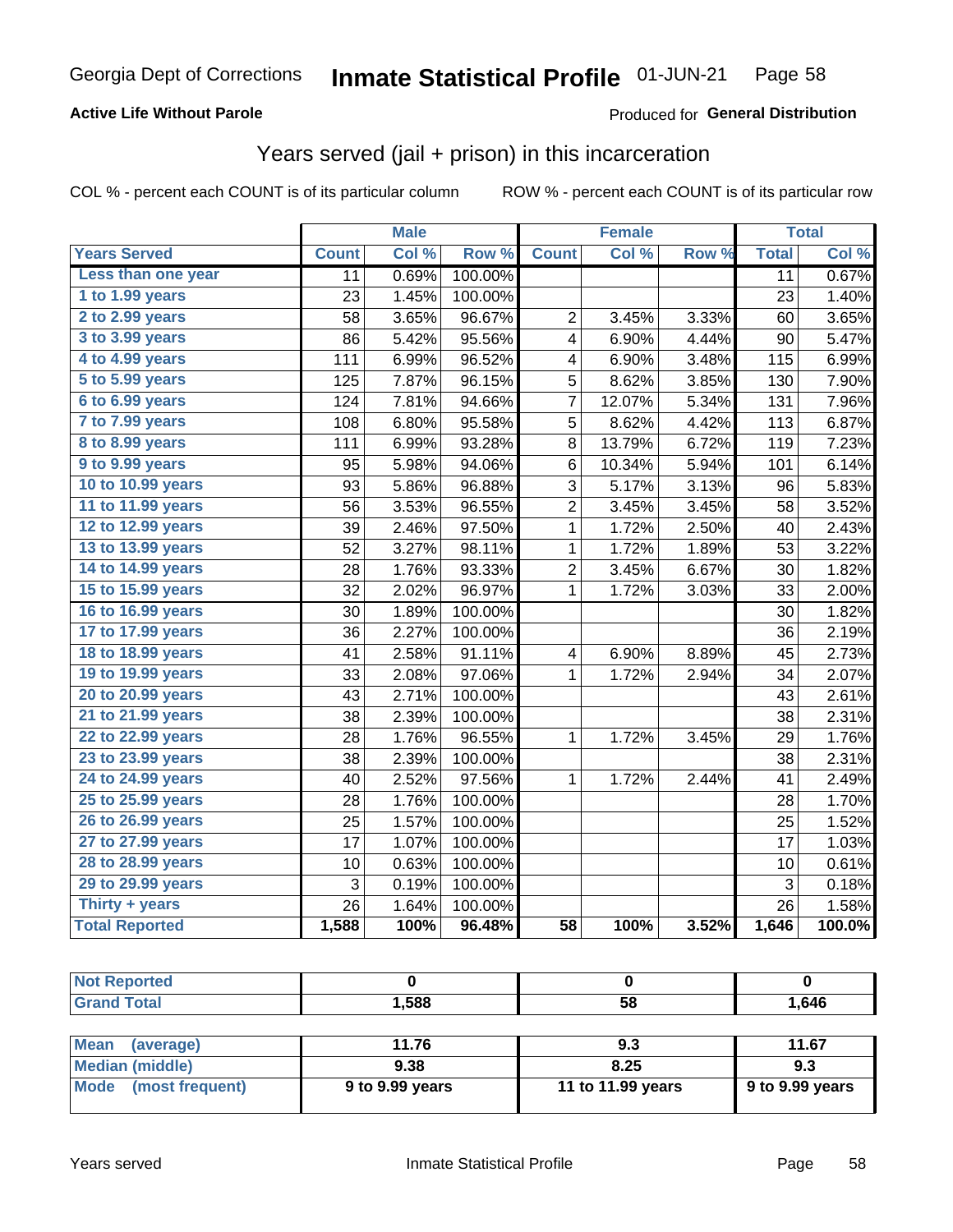Georgia Dept of Corrections **Inmate Statistical Profile** 01-JUN-21

**Active Life Without Parole**

Produced for **General Distribution**

## Years served (jail + prison) in this incarceration

COL % - percent each COUNT is of its particular column    ROW % - percent each COUNT is of its particular row

| | Male | | | Female | | | Total | |
|---|---|---|---|---|---|---|---|---|
| **Years Served** | **Count** | **Col %** | **Row %** | **Count** | **Col %** | **Row %** | **Total** | **Col %** |
| Less than one year | 11 | 0.69% | 100.00% | | | | 11 | 0.67% |
| 1 to 1.99 years | 23 | 1.45% | 100.00% | | | | 23 | 1.40% |
| 2 to 2.99 years | 58 | 3.65% | 96.67% | 2 | 3.45% | 3.33% | 60 | 3.65% |
| 3 to 3.99 years | 86 | 5.42% | 95.56% | 4 | 6.90% | 4.44% | 90 | 5.47% |
| 4 to 4.99 years | 111 | 6.99% | 96.52% | 4 | 6.90% | 3.48% | 115 | 6.99% |
| 5 to 5.99 years | 125 | 7.87% | 96.15% | 5 | 8.62% | 3.85% | 130 | 7.90% |
| 6 to 6.99 years | 124 | 7.81% | 94.66% | 7 | 12.07% | 5.34% | 131 | 7.96% |
| 7 to 7.99 years | 108 | 6.80% | 95.58% | 5 | 8.62% | 4.42% | 113 | 6.87% |
| 8 to 8.99 years | 111 | 6.99% | 93.28% | 8 | 13.79% | 6.72% | 119 | 7.23% |
| 9 to 9.99 years | 95 | 5.98% | 94.06% | 6 | 10.34% | 5.94% | 101 | 6.14% |
| 10 to 10.99 years | 93 | 5.86% | 96.88% | 3 | 5.17% | 3.13% | 96 | 5.83% |
| 11 to 11.99 years | 56 | 3.53% | 96.55% | 2 | 3.45% | 3.45% | 58 | 3.52% |
| 12 to 12.99 years | 39 | 2.46% | 97.50% | 1 | 1.72% | 2.50% | 40 | 2.43% |
| 13 to 13.99 years | 52 | 3.27% | 98.11% | 1 | 1.72% | 1.89% | 53 | 3.22% |
| 14 to 14.99 years | 28 | 1.76% | 93.33% | 2 | 3.45% | 6.67% | 30 | 1.82% |
| 15 to 15.99 years | 32 | 2.02% | 96.97% | 1 | 1.72% | 3.03% | 33 | 2.00% |
| 16 to 16.99 years | 30 | 1.89% | 100.00% | | | | 30 | 1.82% |
| 17 to 17.99 years | 36 | 2.27% | 100.00% | | | | 36 | 2.19% |
| 18 to 18.99 years | 41 | 2.58% | 91.11% | 4 | 6.90% | 8.89% | 45 | 2.73% |
| 19 to 19.99 years | 33 | 2.08% | 97.06% | 1 | 1.72% | 2.94% | 34 | 2.07% |
| 20 to 20.99 years | 43 | 2.71% | 100.00% | | | | 43 | 2.61% |
| 21 to 21.99 years | 38 | 2.39% | 100.00% | | | | 38 | 2.31% |
| 22 to 22.99 years | 28 | 1.76% | 96.55% | 1 | 1.72% | 3.45% | 29 | 1.76% |
| 23 to 23.99 years | 38 | 2.39% | 100.00% | | | | 38 | 2.31% |
| 24 to 24.99 years | 40 | 2.52% | 97.56% | 1 | 1.72% | 2.44% | 41 | 2.49% |
| 25 to 25.99 years | 28 | 1.76% | 100.00% | | | | 28 | 1.70% |
| 26 to 26.99 years | 25 | 1.57% | 100.00% | | | | 25 | 1.52% |
| 27 to 27.99 years | 17 | 1.07% | 100.00% | | | | 17 | 1.03% |
| 28 to 28.99 years | 10 | 0.63% | 100.00% | | | | 10 | 0.61% |
| 29 to 29.99 years | 3 | 0.19% | 100.00% | | | | 3 | 0.18% |
| Thirty + years | 26 | 1.64% | 100.00% | | | | 26 | 1.58% |
| **Total Reported** | **1,588** | **100%** | **96.48%** | **58** | **100%** | **3.52%** | **1,646** | **100.0%** |

| | Male | Female | Total |
|---|---|---|---|
| Not Reported | 0 | 0 | 0 |
| Grand Total | 1,588 | 58 | 1,646 |

| | Male | Female | Total |
|---|---|---|---|
| Mean (average) | 11.76 | 9.3 | 11.67 |
| Median (middle) | 9.38 | 8.25 | 9.3 |
| Mode (most frequent) | 9 to 9.99 years | 11 to 11.99 years | 9 to 9.99 years |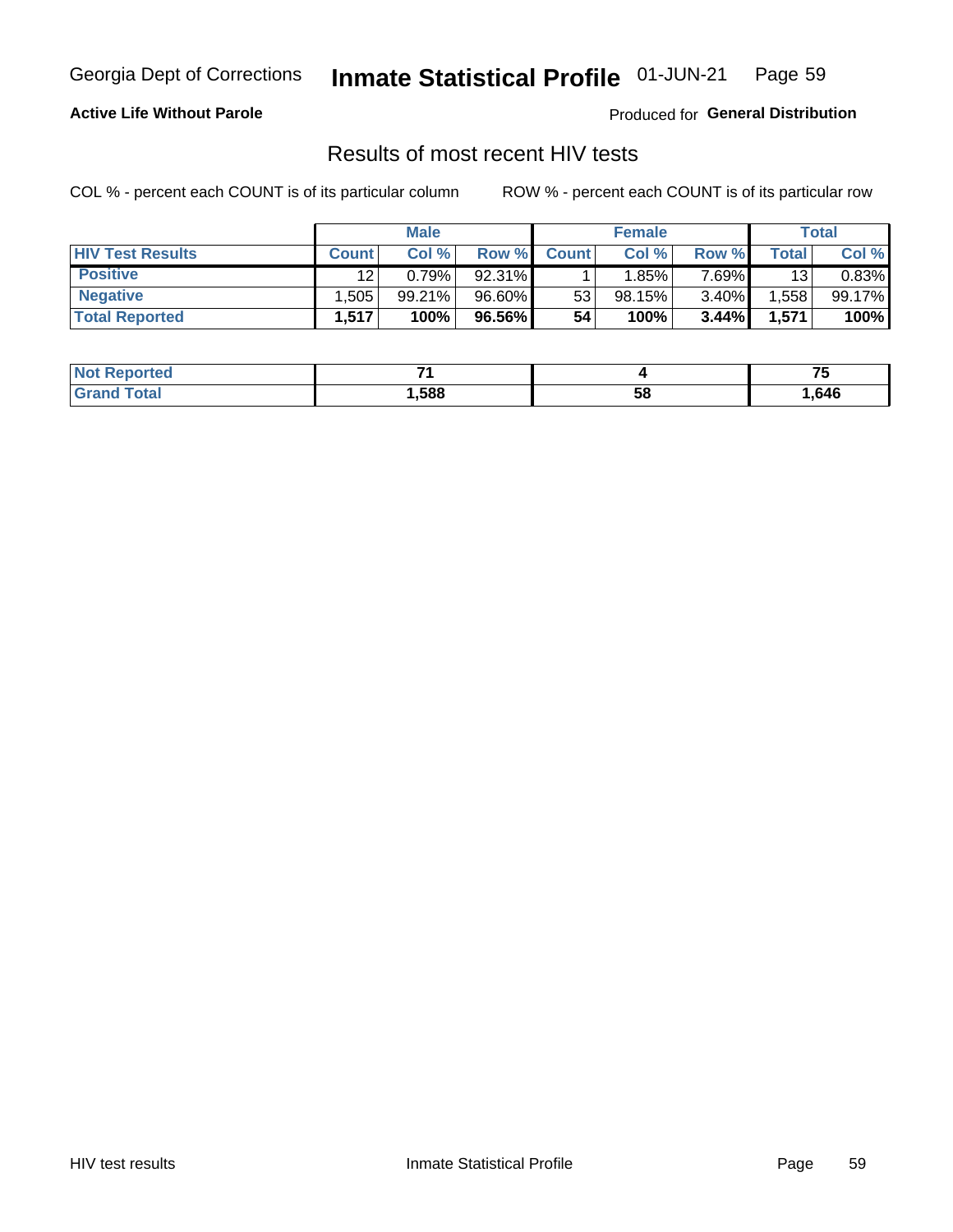Georgia Dept of Corrections **Inmate Statistical Profile** 01-JUN-21

**Active Life Without Parole**

Produced for **General Distribution**

## Results of most recent HIV tests

COL % - percent each COUNT is of its particular column     ROW % - percent each COUNT is of its particular row

| | Male | | | Female | | | Total | |
|---|---|---|---|---|---|---|---|---|
| **HIV Test Results** | **Count** | **Col %** | **Row %** | **Count** | **Col %** | **Row %** | **Total** | **Col %** |
| **Positive** | 12 | 0.79% | 92.31% | 1 | 1.85% | 7.69% | 13 | 0.83% |
| **Negative** | 1,505 | 99.21% | 96.60% | 53 | 98.15% | 3.40% | 1,558 | 99.17% |
| **Total Reported** | **1,517** | **100%** | **96.56%** | **54** | **100%** | **3.44%** | **1,571** | **100%** |

| | Male | Female | Total |
|---|---|---|---|
| **Not Reported** | **71** | **4** | **75** |
| **Grand Total** | **1,588** | **58** | **1,646** |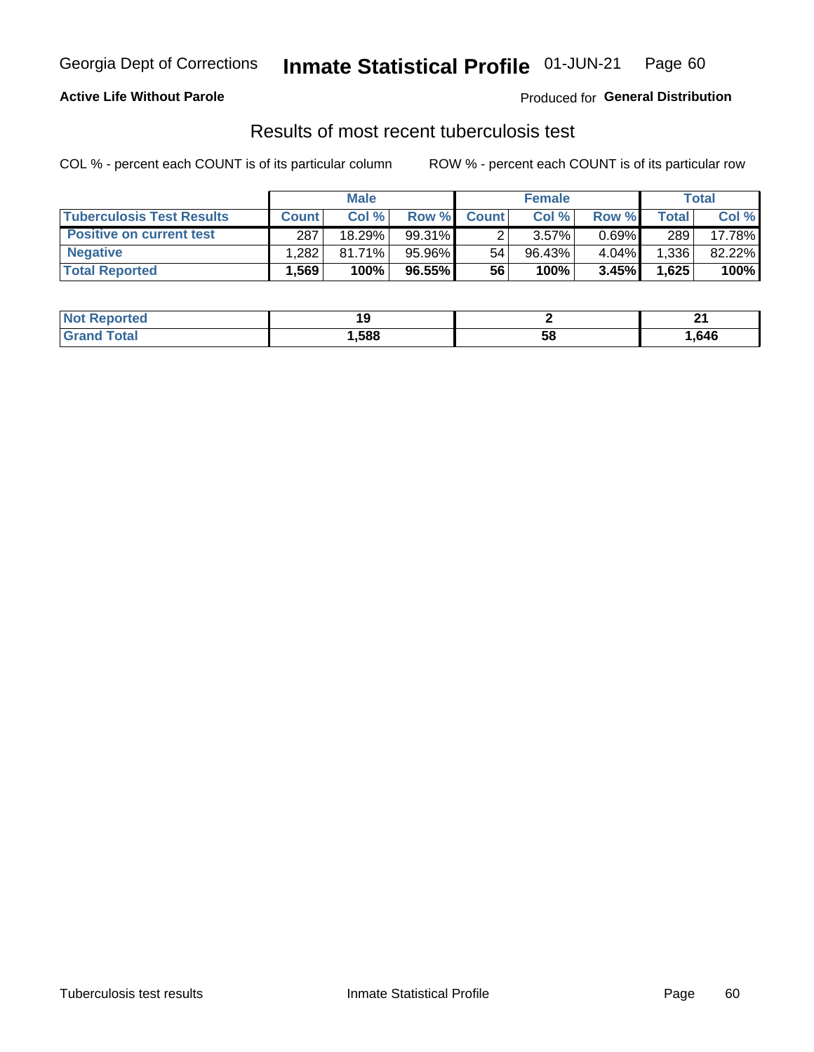Georgia Dept of Corrections **Inmate Statistical Profile** 01-JUN-21 Page 60

**Active Life Without Parole**

Produced for **General Distribution**

## Results of most recent tuberculosis test

COL % - percent each COUNT is of its particular column ROW % - percent each COUNT is of its particular row

| | Male | | | Female | | | Total | |
|---|---|---|---|---|---|---|---|---|
| **Tuberculosis Test Results** | **Count** | **Col %** | **Row %** | **Count** | **Col %** | **Row %** | **Total** | **Col %** |
| **Positive on current test** | 287 | 18.29% | 99.31% | 2 | 3.57% | 0.69% | 289 | 17.78% |
| **Negative** | 1,282 | 81.71% | 95.96% | 54 | 96.43% | 4.04% | 1,336 | 82.22% |
| **Total Reported** | **1,569** | **100%** | **96.55%** | **56** | **100%** | **3.45%** | **1,625** | **100%** |

| | Male | Female | Total |
|---|---|---|---|
| **Not Reported** | **19** | **2** | **21** |
| **Grand Total** | **1,588** | **58** | **1,646** |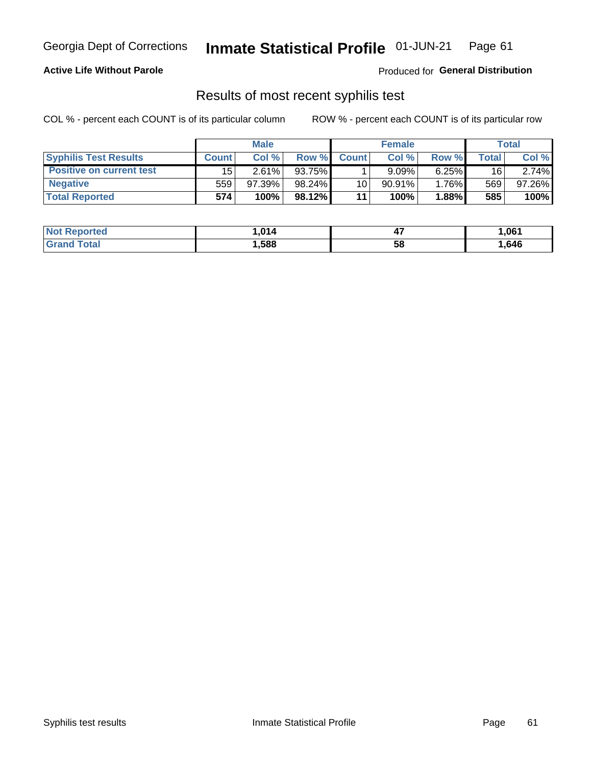Georgia Dept of Corrections **Inmate Statistical Profile** 01-JUN-21

**Active Life Without Parole**

Produced for **General Distribution**

## Results of most recent syphilis test

COL % - percent each COUNT is of its particular column ROW % - percent each COUNT is of its particular row

| | Male | | | Female | | | Total | |
|---|---|---|---|---|---|---|---|---|
| **Syphilis Test Results** | **Count** | **Col %** | **Row %** | **Count** | **Col %** | **Row %** | **Total** | **Col %** |
| **Positive on current test** | 15 | 2.61% | 93.75% | 1 | 9.09% | 6.25% | 16 | 2.74% |
| **Negative** | 559 | 97.39% | 98.24% | 10 | 90.91% | 1.76% | 569 | 97.26% |
| **Total Reported** | **574** | **100%** | **98.12%** | **11** | **100%** | **1.88%** | **585** | **100%** |

| | Male | Female | Total |
|---|---|---|---|
| **Not Reported** | **1,014** | **47** | **1,061** |
| **Grand Total** | **1,588** | **58** | **1,646** |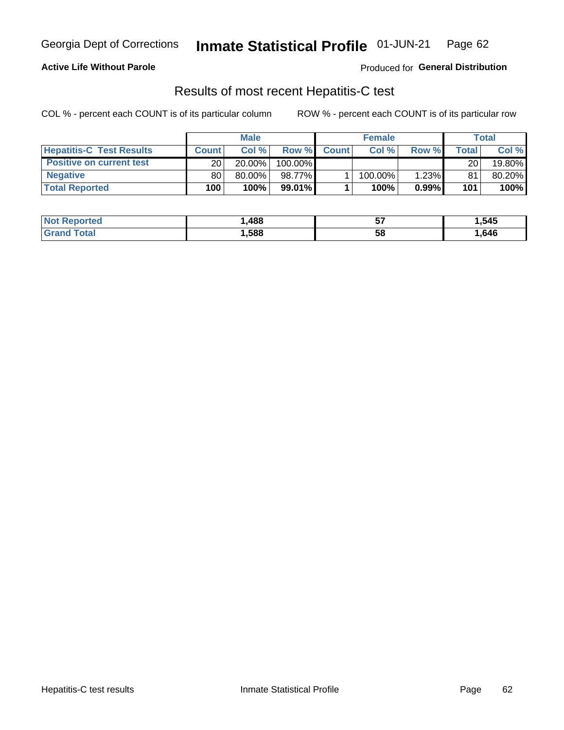Georgia Dept of Corrections **Inmate Statistical Profile** 01-JUN-21 Page 62

**Active Life Without Parole**

Produced for **General Distribution**

## Results of most recent Hepatitis-C test

COL % - percent each COUNT is of its particular column ROW % - percent each COUNT is of its particular row

| | Male | | | Female | | | Total | |
|---|---|---|---|---|---|---|---|---|
| **Hepatitis-C Test Results** | **Count** | **Col %** | **Row %** | **Count** | **Col %** | **Row %** | **Total** | **Col %** |
| **Positive on current test** | 20 | 20.00% | 100.00% | | | | 20 | 19.80% |
| **Negative** | 80 | 80.00% | 98.77% | 1 | 100.00% | 1.23% | 81 | 80.20% |
| **Total Reported** | **100** | **100%** | **99.01%** | **1** | **100%** | **0.99%** | **101** | **100%** |

| | Male | Female | Total |
|---|---|---|---|
| **Not Reported** | **1,488** | **57** | **1,545** |
| **Grand Total** | **1,588** | **58** | **1,646** |